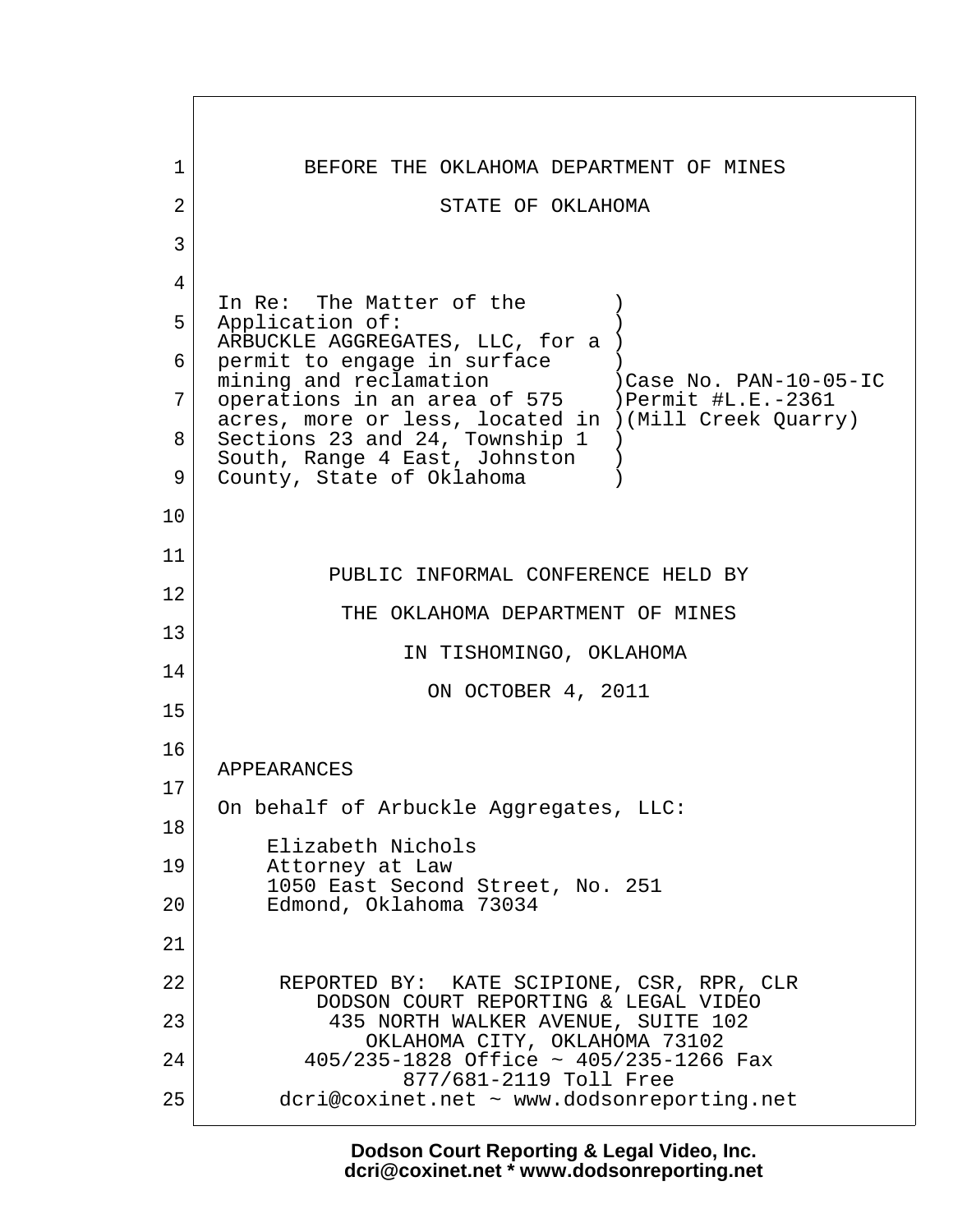BEFORE THE OKLAHOMA DEPARTMENT OF MINES

STATE OF OKLAHOMA

| | |
|---|---|
| In Re: The Matter of the Application of: ARBUCKLE AGGREGATES, LLC, for a permit to engage in surface mining and reclamation operations in an area of 575 acres, more or less, located in Sections 23 and 24, Township 1 South, Range 4 East, Johnston County, State of Oklahoma | Case No. PAN-10-05-IC<br>Permit #L.E.-2361<br>(Mill Creek Quarry) |

PUBLIC INFORMAL CONFERENCE HELD BY

THE OKLAHOMA DEPARTMENT OF MINES

IN TISHOMINGO, OKLAHOMA

ON OCTOBER 4, 2011

APPEARANCES

On behalf of Arbuckle Aggregates, LLC:

Elizabeth Nichols
Attorney at Law
1050 East Second Street, No. 251
Edmond, Oklahoma 73034

REPORTED BY: KATE SCIPIONE, CSR, RPR, CLR
DODSON COURT REPORTING & LEGAL VIDEO
435 NORTH WALKER AVENUE, SUITE 102
OKLAHOMA CITY, OKLAHOMA 73102
405/235-1828 Office ~ 405/235-1266 Fax
877/681-2119 Toll Free
dcri@coxinet.net ~ www.dodsonreporting.net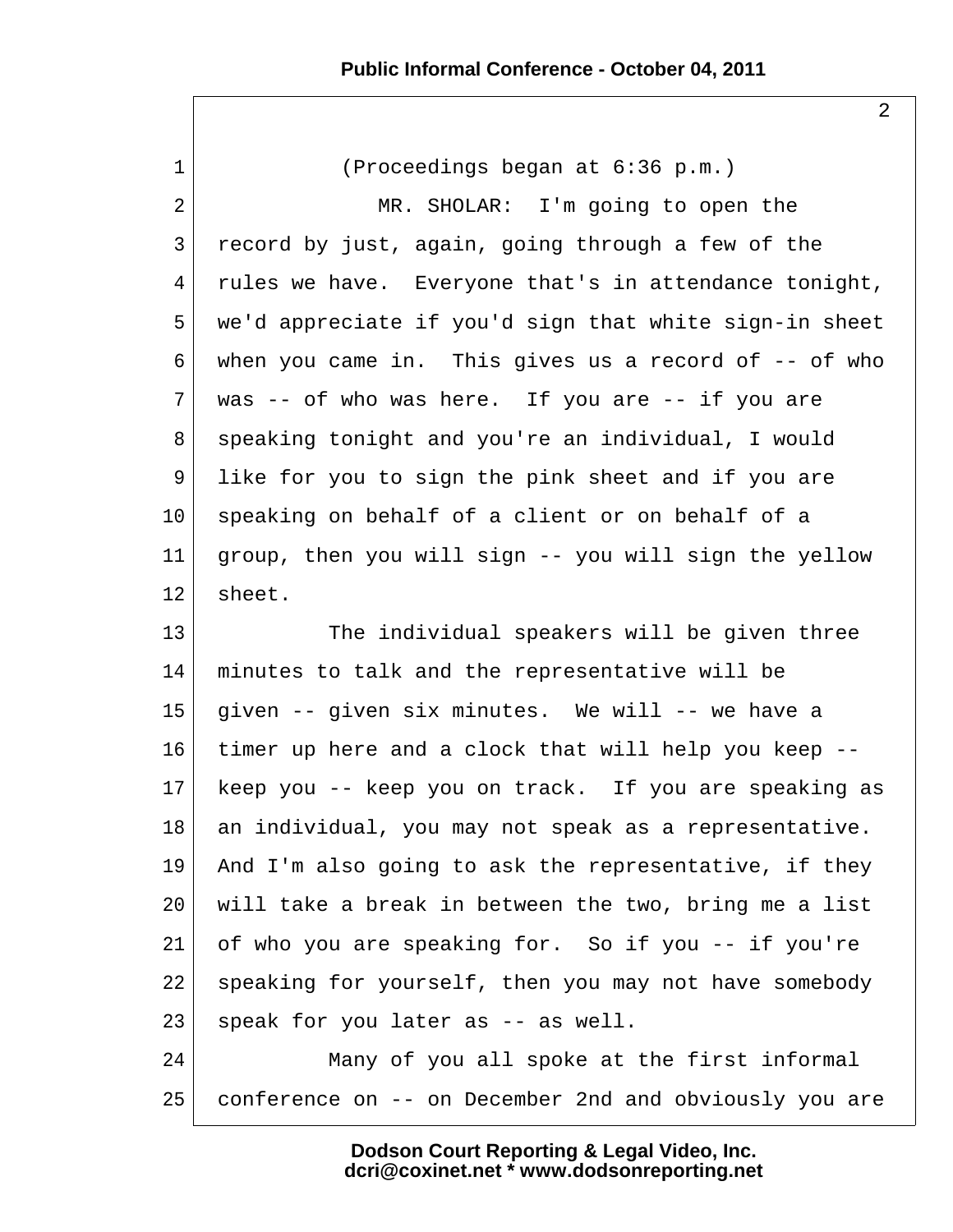(Proceedings began at 6:36 p.m.)

MR. SHOLAR: I'm going to open the record by just, again, going through a few of the rules we have. Everyone that's in attendance tonight, we'd appreciate if you'd sign that white sign-in sheet when you came in. This gives us a record of -- of who was -- of who was here. If you are -- if you are speaking tonight and you're an individual, I would like for you to sign the pink sheet and if you are speaking on behalf of a client or on behalf of a group, then you will sign -- you will sign the yellow sheet.

The individual speakers will be given three minutes to talk and the representative will be given -- given six minutes. We will -- we have a timer up here and a clock that will help you keep -- keep you -- keep you on track. If you are speaking as an individual, you may not speak as a representative. And I'm also going to ask the representative, if they will take a break in between the two, bring me a list of who you are speaking for. So if you -- if you're speaking for yourself, then you may not have somebody speak for you later as -- as well.

Many of you all spoke at the first informal conference on -- on December 2nd and obviously you are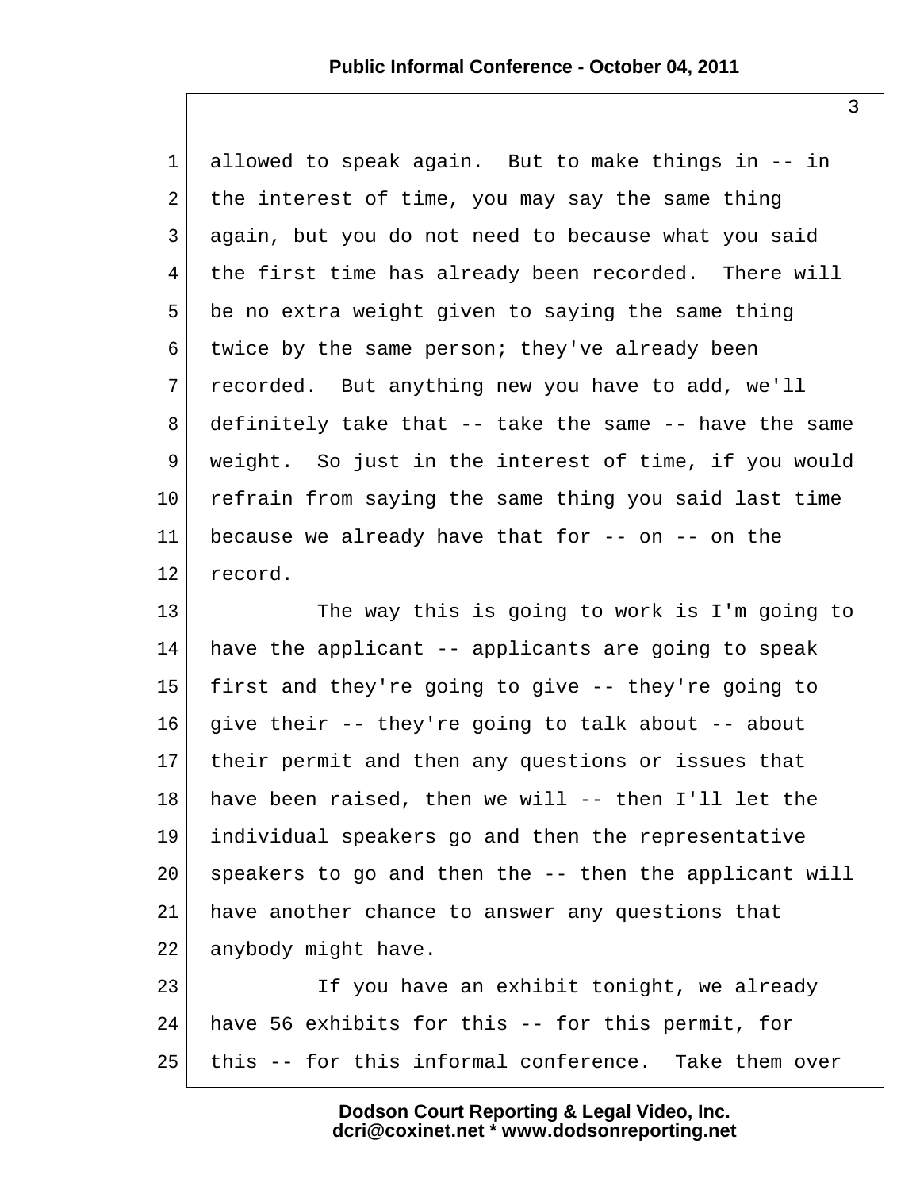allowed to speak again. But to make things in -- in the interest of time, you may say the same thing again, but you do not need to because what you said the first time has already been recorded. There will be no extra weight given to saying the same thing twice by the same person; they've already been recorded. But anything new you have to add, we'll definitely take that -- take the same -- have the same weight. So just in the interest of time, if you would refrain from saying the same thing you said last time because we already have that for -- on -- on the record.

The way this is going to work is I'm going to have the applicant -- applicants are going to speak first and they're going to give -- they're going to give their -- they're going to talk about -- about their permit and then any questions or issues that have been raised, then we will -- then I'll let the individual speakers go and then the representative speakers to go and then the -- then the applicant will have another chance to answer any questions that anybody might have.

If you have an exhibit tonight, we already have 56 exhibits for this -- for this permit, for this -- for this informal conference. Take them over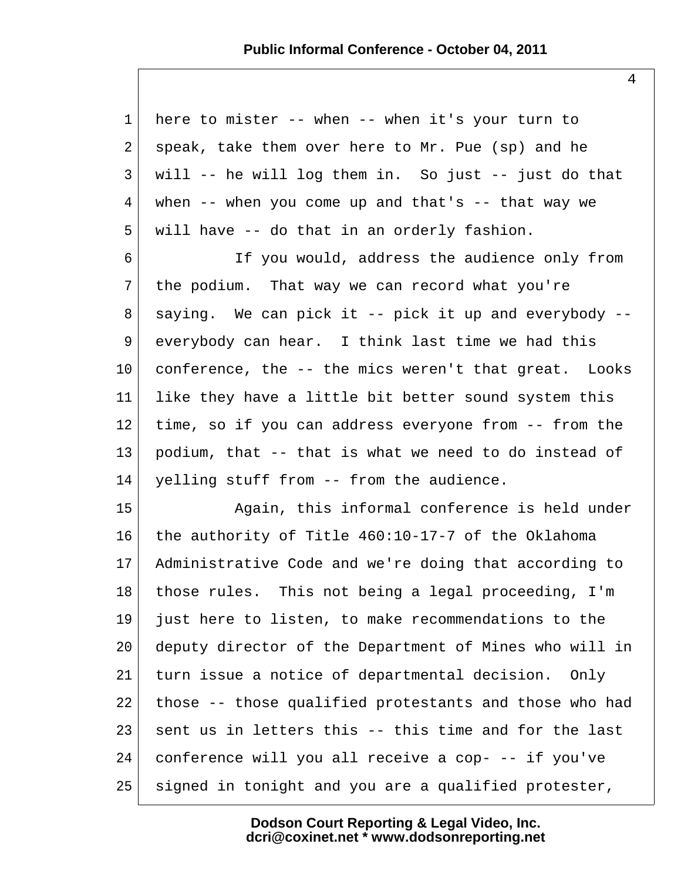here to mister -- when -- when it's your turn to speak, take them over here to Mr. Pue (sp) and he will -- he will log them in. So just -- just do that when -- when you come up and that's -- that way we will have -- do that in an orderly fashion.

If you would, address the audience only from the podium. That way we can record what you're saying. We can pick it -- pick it up and everybody -- everybody can hear. I think last time we had this conference, the -- the mics weren't that great. Looks like they have a little bit better sound system this time, so if you can address everyone from -- from the podium, that -- that is what we need to do instead of yelling stuff from -- from the audience.

Again, this informal conference is held under the authority of Title 460:10-17-7 of the Oklahoma Administrative Code and we're doing that according to those rules. This not being a legal proceeding, I'm just here to listen, to make recommendations to the deputy director of the Department of Mines who will in turn issue a notice of departmental decision. Only those -- those qualified protestants and those who had sent us in letters this -- this time and for the last conference will you all receive a cop- -- if you've signed in tonight and you are a qualified protester,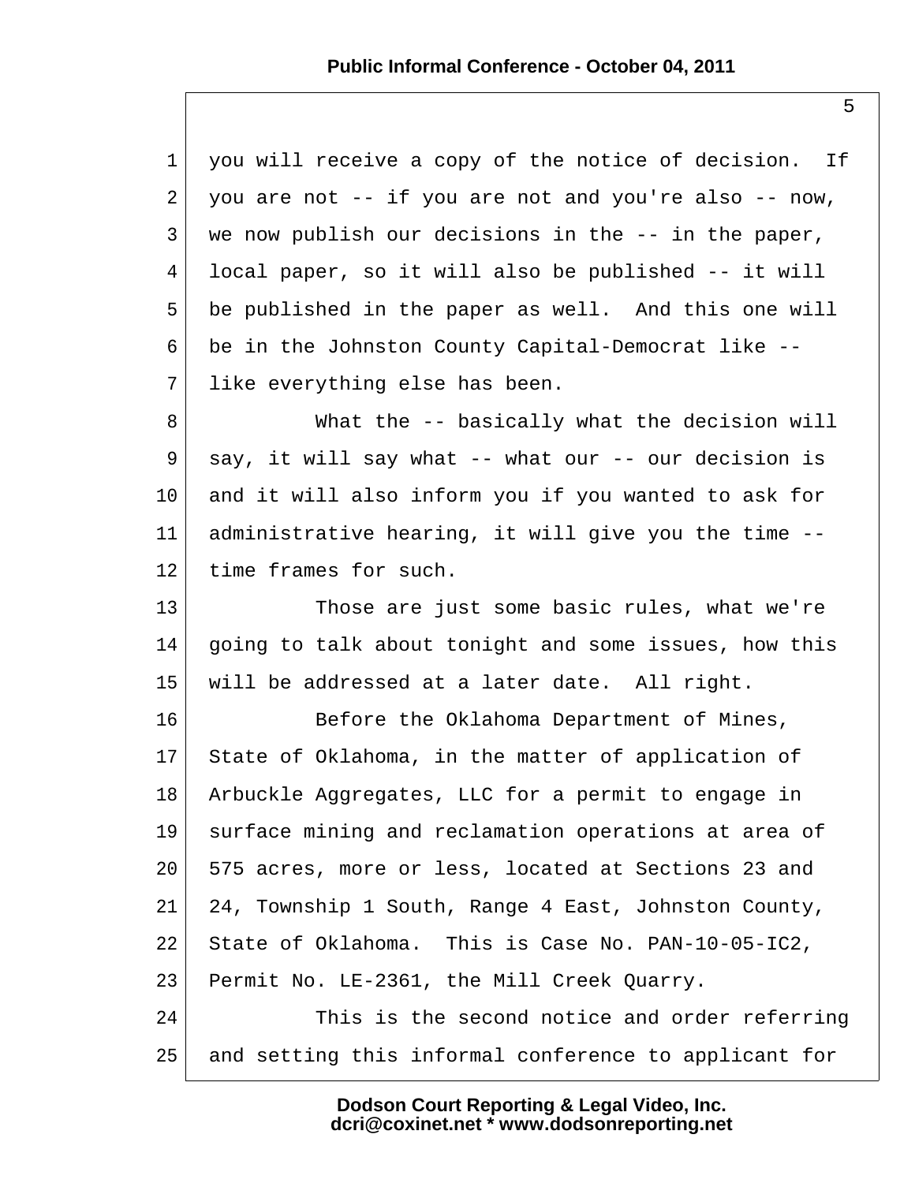you will receive a copy of the notice of decision. If you are not -- if you are not and you're also -- now, we now publish our decisions in the -- in the paper, local paper, so it will also be published -- it will be published in the paper as well. And this one will be in the Johnston County Capital-Democrat like -- like everything else has been.

What the -- basically what the decision will say, it will say what -- what our -- our decision is and it will also inform you if you wanted to ask for administrative hearing, it will give you the time -- time frames for such.

Those are just some basic rules, what we're going to talk about tonight and some issues, how this will be addressed at a later date. All right.

Before the Oklahoma Department of Mines, State of Oklahoma, in the matter of application of Arbuckle Aggregates, LLC for a permit to engage in surface mining and reclamation operations at area of 575 acres, more or less, located at Sections 23 and 24, Township 1 South, Range 4 East, Johnston County, State of Oklahoma. This is Case No. PAN-10-05-IC2, Permit No. LE-2361, the Mill Creek Quarry.

This is the second notice and order referring and setting this informal conference to applicant for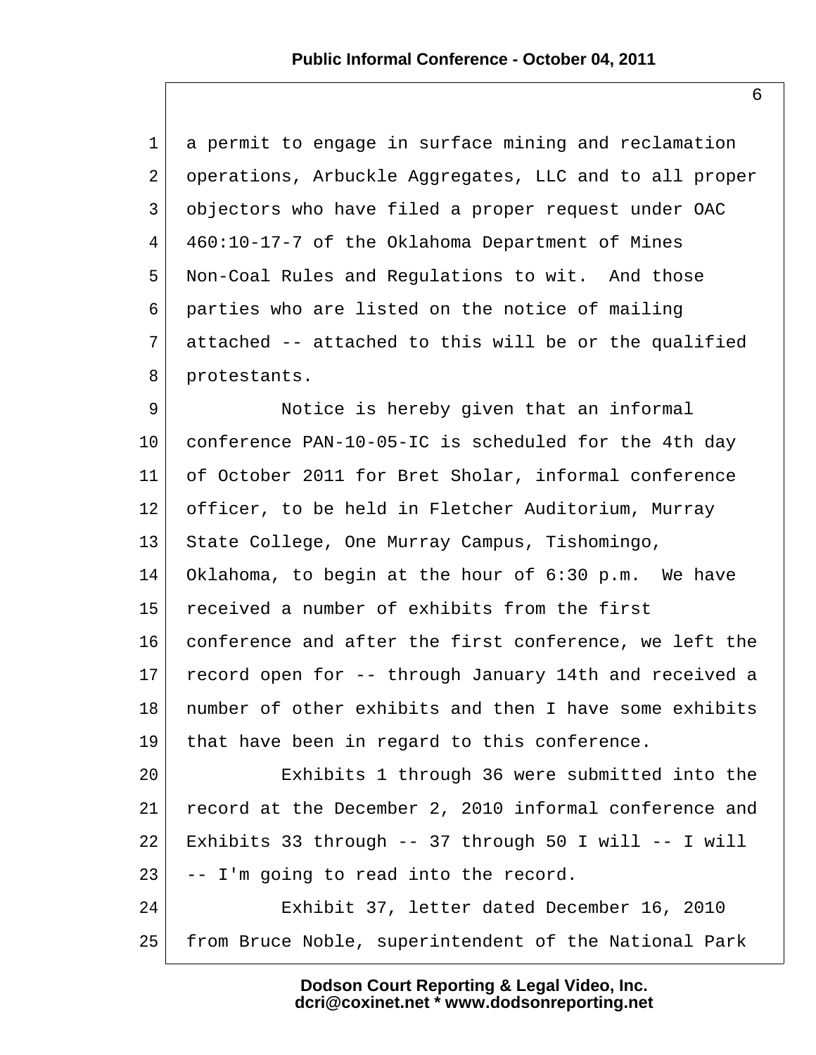a permit to engage in surface mining and reclamation operations, Arbuckle Aggregates, LLC and to all proper objectors who have filed a proper request under OAC 460:10-17-7 of the Oklahoma Department of Mines Non-Coal Rules and Regulations to wit. And those parties who are listed on the notice of mailing attached -- attached to this will be or the qualified protestants.

Notice is hereby given that an informal conference PAN-10-05-IC is scheduled for the 4th day of October 2011 for Bret Sholar, informal conference officer, to be held in Fletcher Auditorium, Murray State College, One Murray Campus, Tishomingo, Oklahoma, to begin at the hour of 6:30 p.m. We have received a number of exhibits from the first conference and after the first conference, we left the record open for -- through January 14th and received a number of other exhibits and then I have some exhibits that have been in regard to this conference.

Exhibits 1 through 36 were submitted into the record at the December 2, 2010 informal conference and Exhibits 33 through -- 37 through 50 I will -- I will -- I'm going to read into the record.

Exhibit 37, letter dated December 16, 2010 from Bruce Noble, superintendent of the National Park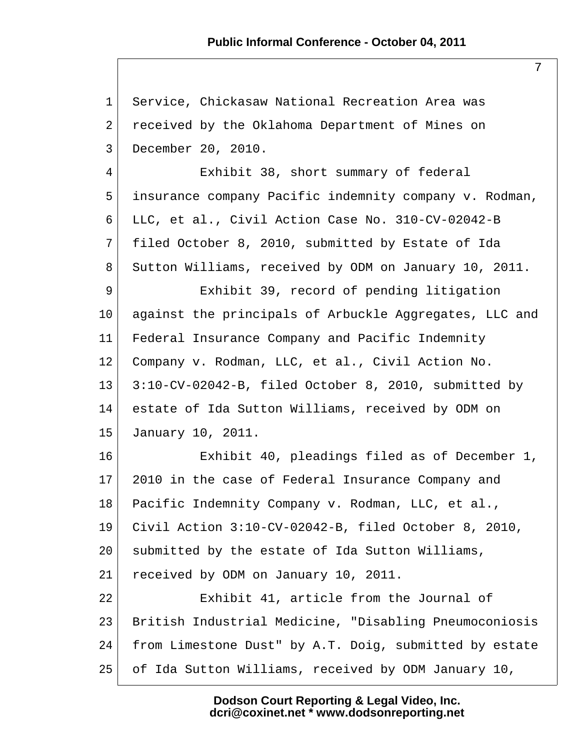Service, Chickasaw National Recreation Area was received by the Oklahoma Department of Mines on December 20, 2010.

Exhibit 38, short summary of federal insurance company Pacific indemnity company v. Rodman, LLC, et al., Civil Action Case No. 310-CV-02042-B filed October 8, 2010, submitted by Estate of Ida Sutton Williams, received by ODM on January 10, 2011.

Exhibit 39, record of pending litigation against the principals of Arbuckle Aggregates, LLC and Federal Insurance Company and Pacific Indemnity Company v. Rodman, LLC, et al., Civil Action No. 3:10-CV-02042-B, filed October 8, 2010, submitted by estate of Ida Sutton Williams, received by ODM on January 10, 2011.

Exhibit 40, pleadings filed as of December 1, 2010 in the case of Federal Insurance Company and Pacific Indemnity Company v. Rodman, LLC, et al., Civil Action 3:10-CV-02042-B, filed October 8, 2010, submitted by the estate of Ida Sutton Williams, received by ODM on January 10, 2011.

Exhibit 41, article from the Journal of British Industrial Medicine, "Disabling Pneumoconiosis from Limestone Dust" by A.T. Doig, submitted by estate of Ida Sutton Williams, received by ODM January 10,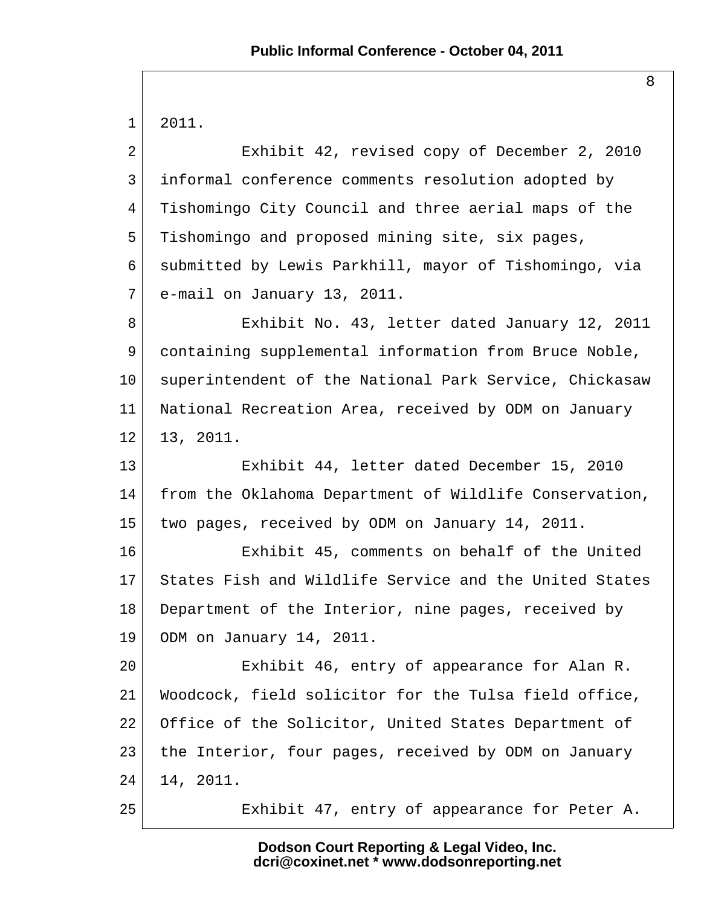2011.

Exhibit 42, revised copy of December 2, 2010 informal conference comments resolution adopted by Tishomingo City Council and three aerial maps of the Tishomingo and proposed mining site, six pages, submitted by Lewis Parkhill, mayor of Tishomingo, via e-mail on January 13, 2011.

Exhibit No. 43, letter dated January 12, 2011 containing supplemental information from Bruce Noble, superintendent of the National Park Service, Chickasaw National Recreation Area, received by ODM on January 13, 2011.

Exhibit 44, letter dated December 15, 2010 from the Oklahoma Department of Wildlife Conservation, two pages, received by ODM on January 14, 2011.

Exhibit 45, comments on behalf of the United States Fish and Wildlife Service and the United States Department of the Interior, nine pages, received by ODM on January 14, 2011.

Exhibit 46, entry of appearance for Alan R. Woodcock, field solicitor for the Tulsa field office, Office of the Solicitor, United States Department of the Interior, four pages, received by ODM on January 14, 2011.

Exhibit 47, entry of appearance for Peter A.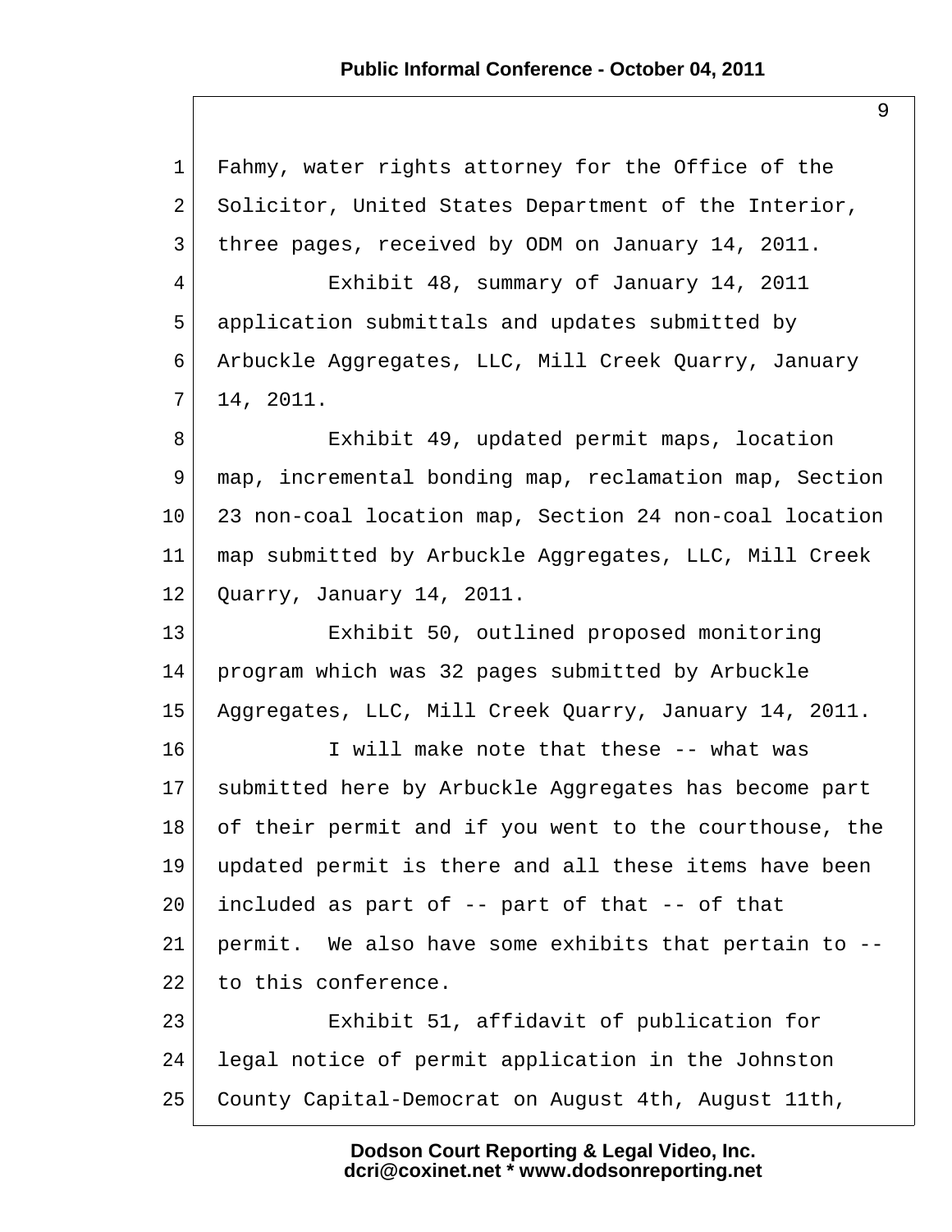Fahmy, water rights attorney for the Office of the Solicitor, United States Department of the Interior, three pages, received by ODM on January 14, 2011.

Exhibit 48, summary of January 14, 2011 application submittals and updates submitted by Arbuckle Aggregates, LLC, Mill Creek Quarry, January 14, 2011.

Exhibit 49, updated permit maps, location map, incremental bonding map, reclamation map, Section 23 non-coal location map, Section 24 non-coal location map submitted by Arbuckle Aggregates, LLC, Mill Creek Quarry, January 14, 2011.

Exhibit 50, outlined proposed monitoring program which was 32 pages submitted by Arbuckle Aggregates, LLC, Mill Creek Quarry, January 14, 2011.

I will make note that these -- what was submitted here by Arbuckle Aggregates has become part of their permit and if you went to the courthouse, the updated permit is there and all these items have been included as part of -- part of that -- of that permit. We also have some exhibits that pertain to -- to this conference.

Exhibit 51, affidavit of publication for legal notice of permit application in the Johnston County Capital-Democrat on August 4th, August 11th,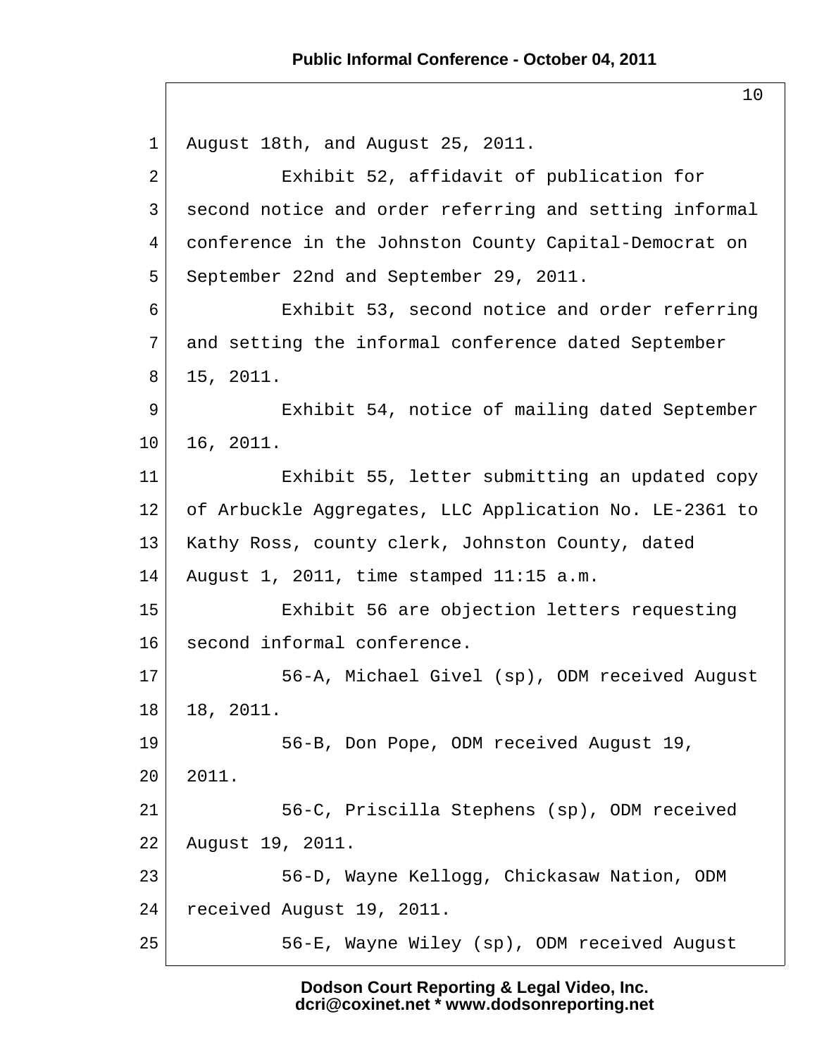August 18th, and August 25, 2011.

Exhibit 52, affidavit of publication for second notice and order referring and setting informal conference in the Johnston County Capital-Democrat on September 22nd and September 29, 2011.

Exhibit 53, second notice and order referring and setting the informal conference dated September 15, 2011.

Exhibit 54, notice of mailing dated September 16, 2011.

Exhibit 55, letter submitting an updated copy of Arbuckle Aggregates, LLC Application No. LE-2361 to Kathy Ross, county clerk, Johnston County, dated August 1, 2011, time stamped 11:15 a.m.

Exhibit 56 are objection letters requesting second informal conference.

56-A, Michael Givel (sp), ODM received August 18, 2011.

56-B, Don Pope, ODM received August 19, 2011.

56-C, Priscilla Stephens (sp), ODM received August 19, 2011.

56-D, Wayne Kellogg, Chickasaw Nation, ODM received August 19, 2011.

56-E, Wayne Wiley (sp), ODM received August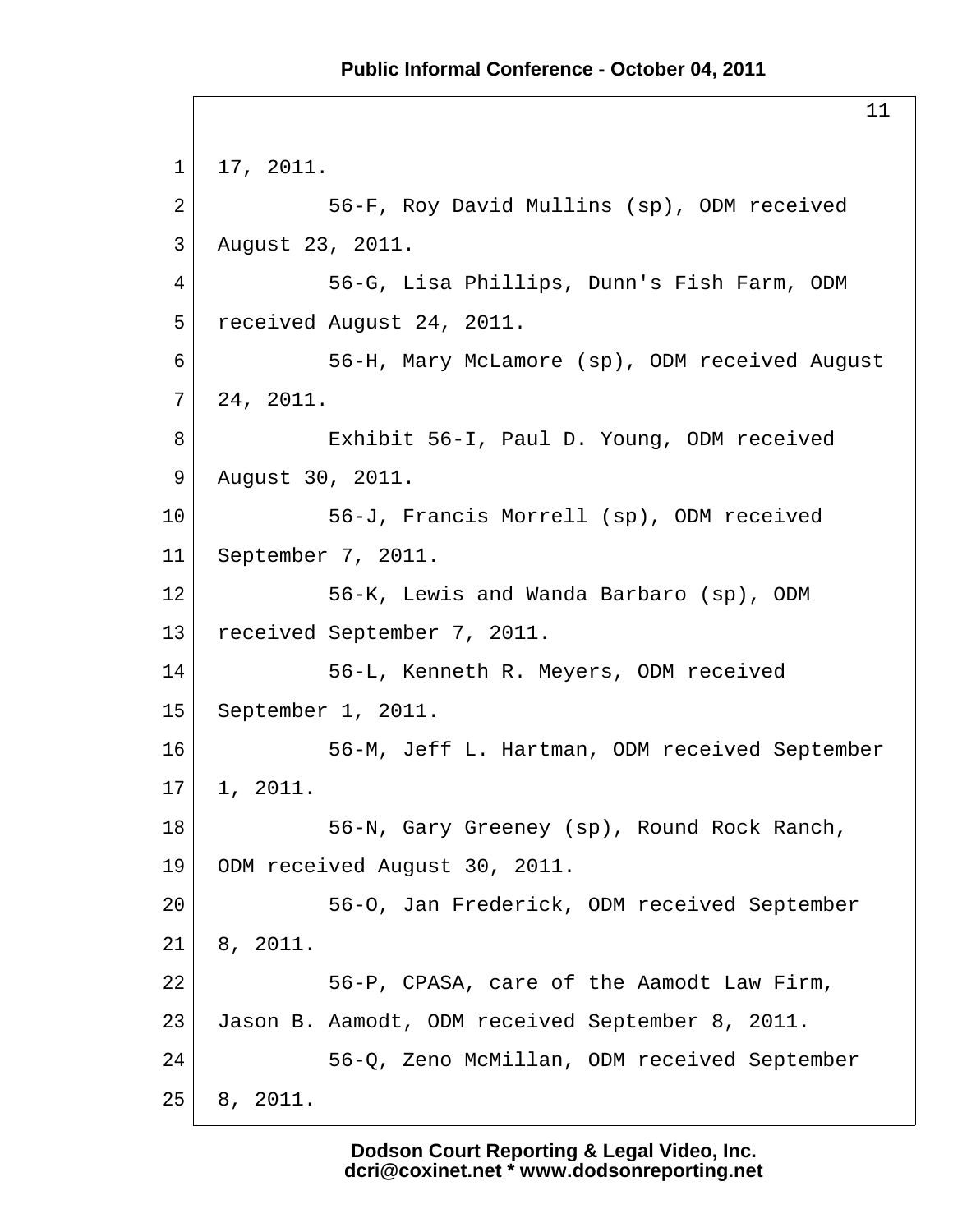17, 2011.

56-F, Roy David Mullins (sp), ODM received August 23, 2011.

56-G, Lisa Phillips, Dunn's Fish Farm, ODM received August 24, 2011.

56-H, Mary McLamore (sp), ODM received August 24, 2011.

Exhibit 56-I, Paul D. Young, ODM received August 30, 2011.

56-J, Francis Morrell (sp), ODM received September 7, 2011.

56-K, Lewis and Wanda Barbaro (sp), ODM received September 7, 2011.

56-L, Kenneth R. Meyers, ODM received September 1, 2011.

56-M, Jeff L. Hartman, ODM received September 1, 2011.

56-N, Gary Greeney (sp), Round Rock Ranch, ODM received August 30, 2011.

56-O, Jan Frederick, ODM received September 8, 2011.

56-P, CPASA, care of the Aamodt Law Firm, Jason B. Aamodt, ODM received September 8, 2011.

56-Q, Zeno McMillan, ODM received September 8, 2011.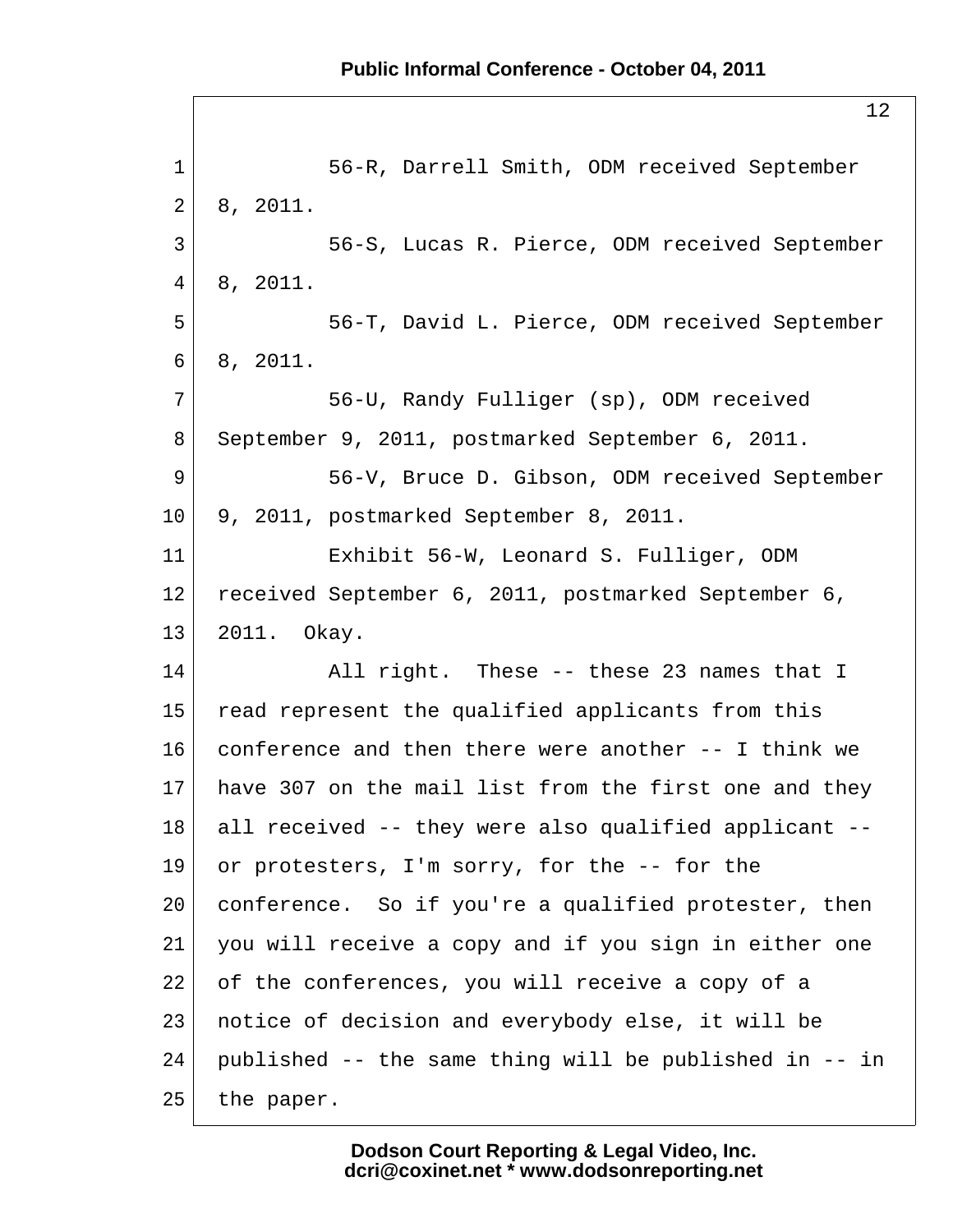56-R, Darrell Smith, ODM received September 8, 2011.

56-S, Lucas R. Pierce, ODM received September 8, 2011.

56-T, David L. Pierce, ODM received September 8, 2011.

56-U, Randy Fulliger (sp), ODM received September 9, 2011, postmarked September 6, 2011.

56-V, Bruce D. Gibson, ODM received September 9, 2011, postmarked September 8, 2011.

Exhibit 56-W, Leonard S. Fulliger, ODM received September 6, 2011, postmarked September 6, 2011. Okay.

All right. These -- these 23 names that I read represent the qualified applicants from this conference and then there were another -- I think we have 307 on the mail list from the first one and they all received -- they were also qualified applicant -- or protesters, I'm sorry, for the -- for the conference. So if you're a qualified protester, then you will receive a copy and if you sign in either one of the conferences, you will receive a copy of a notice of decision and everybody else, it will be published -- the same thing will be published in -- in the paper.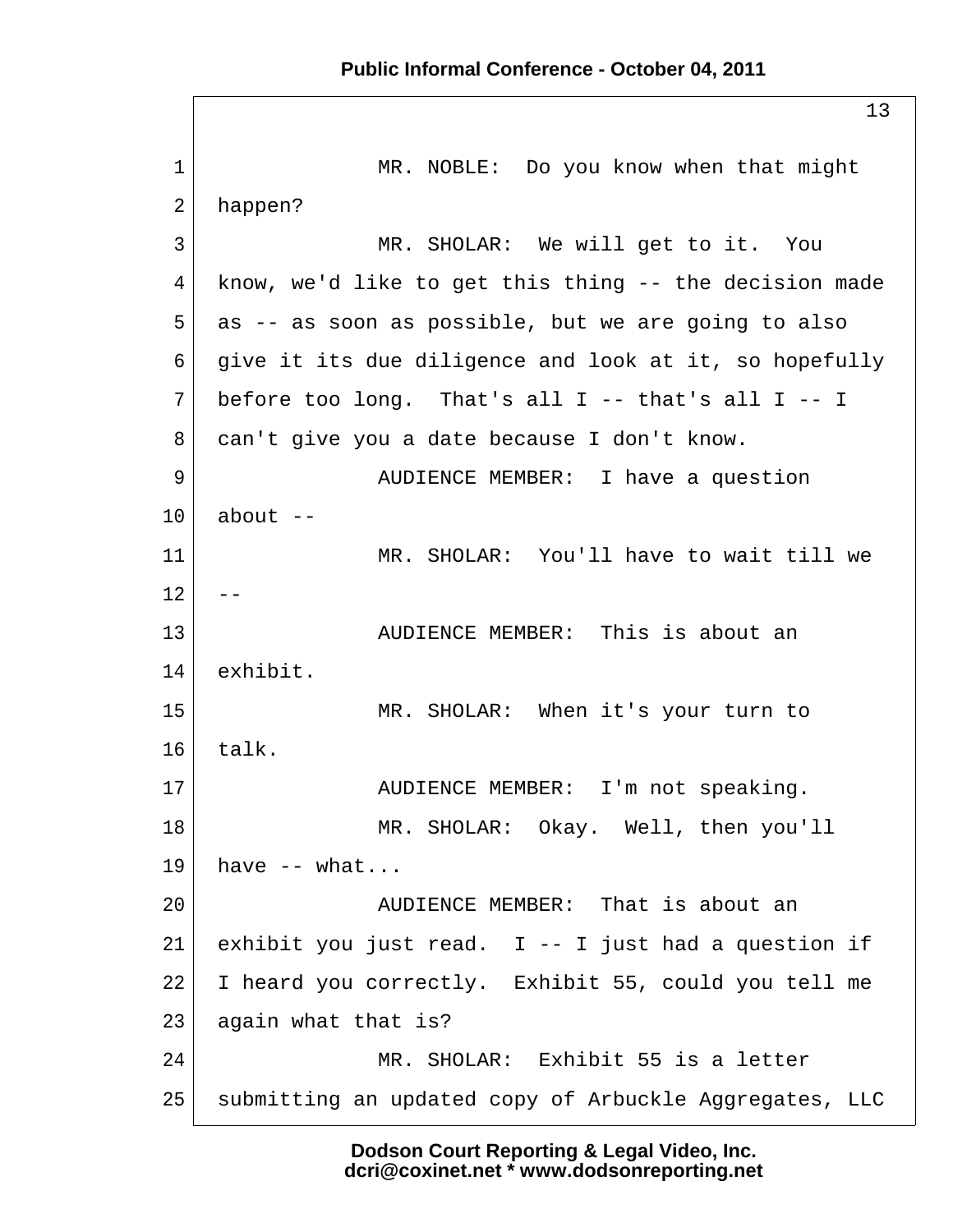MR. NOBLE: Do you know when that might happen?

MR. SHOLAR: We will get to it. You know, we'd like to get this thing -- the decision made as -- as soon as possible, but we are going to also give it its due diligence and look at it, so hopefully before too long. That's all I -- that's all I -- I can't give you a date because I don't know.

AUDIENCE MEMBER: I have a question about --

MR. SHOLAR: You'll have to wait till we --

AUDIENCE MEMBER: This is about an exhibit.

MR. SHOLAR: When it's your turn to talk.

AUDIENCE MEMBER: I'm not speaking.

MR. SHOLAR: Okay. Well, then you'll have -- what...

AUDIENCE MEMBER: That is about an exhibit you just read. I -- I just had a question if I heard you correctly. Exhibit 55, could you tell me again what that is?

MR. SHOLAR: Exhibit 55 is a letter submitting an updated copy of Arbuckle Aggregates, LLC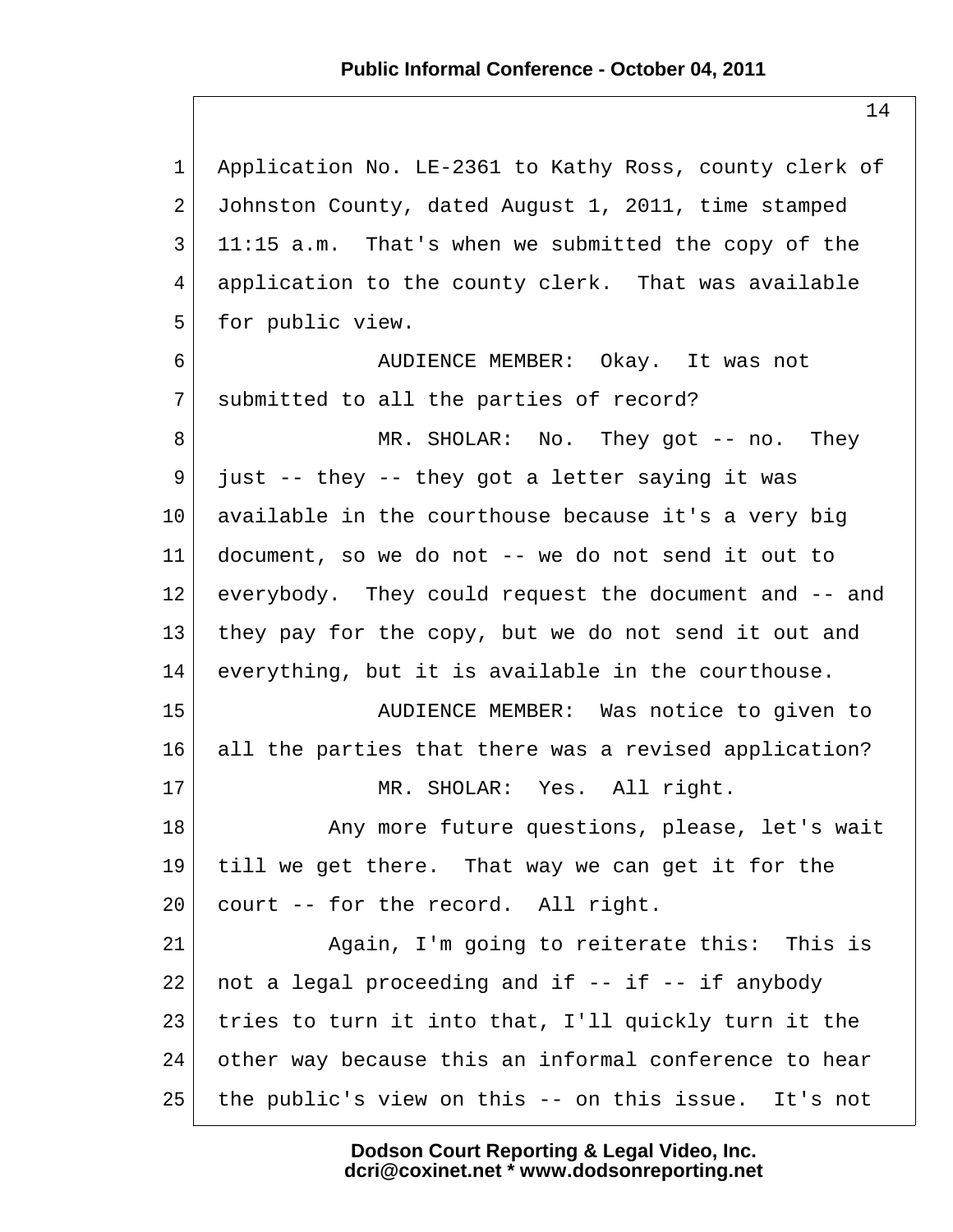Application No. LE-2361 to Kathy Ross, county clerk of Johnston County, dated August 1, 2011, time stamped 11:15 a.m. That's when we submitted the copy of the application to the county clerk. That was available for public view.

AUDIENCE MEMBER: Okay. It was not submitted to all the parties of record?

MR. SHOLAR: No. They got -- no. They just -- they -- they got a letter saying it was available in the courthouse because it's a very big document, so we do not -- we do not send it out to everybody. They could request the document and -- and they pay for the copy, but we do not send it out and everything, but it is available in the courthouse.

AUDIENCE MEMBER: Was notice to given to all the parties that there was a revised application?

MR. SHOLAR: Yes. All right.

Any more future questions, please, let's wait till we get there. That way we can get it for the court -- for the record. All right.

Again, I'm going to reiterate this: This is not a legal proceeding and if -- if -- if anybody tries to turn it into that, I'll quickly turn it the other way because this an informal conference to hear the public's view on this -- on this issue. It's not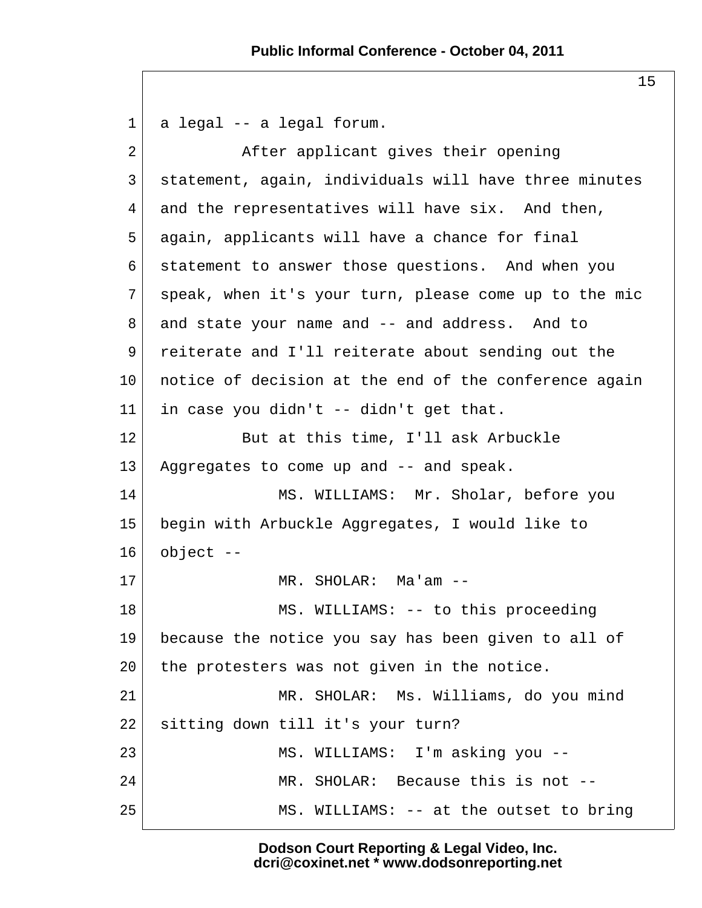a legal -- a legal forum.

After applicant gives their opening statement, again, individuals will have three minutes and the representatives will have six. And then, again, applicants will have a chance for final statement to answer those questions. And when you speak, when it's your turn, please come up to the mic and state your name and -- and address. And to reiterate and I'll reiterate about sending out the notice of decision at the end of the conference again in case you didn't -- didn't get that.

But at this time, I'll ask Arbuckle Aggregates to come up and -- and speak.

MS. WILLIAMS: Mr. Sholar, before you begin with Arbuckle Aggregates, I would like to object --

MR. SHOLAR: Ma'am --

MS. WILLIAMS: -- to this proceeding because the notice you say has been given to all of the protesters was not given in the notice.

MR. SHOLAR: Ms. Williams, do you mind sitting down till it's your turn?

MS. WILLIAMS: I'm asking you --

MR. SHOLAR: Because this is not --

MS. WILLIAMS: -- at the outset to bring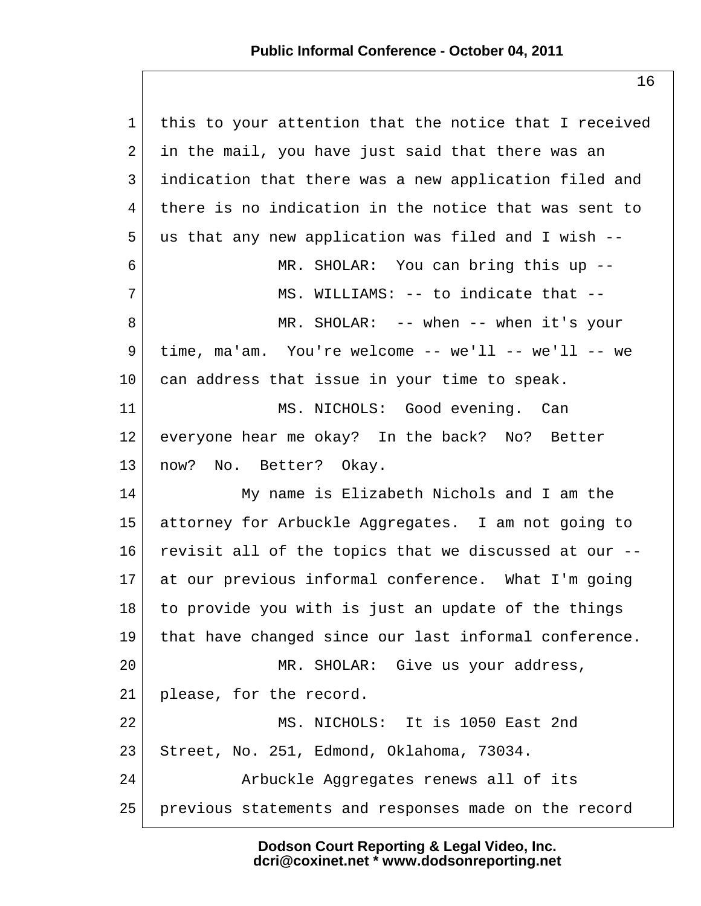this to your attention that the notice that I received in the mail, you have just said that there was an indication that there was a new application filed and there is no indication in the notice that was sent to us that any new application was filed and I wish --

MR. SHOLAR: You can bring this up --

MS. WILLIAMS: -- to indicate that --

MR. SHOLAR: -- when -- when it's your time, ma'am. You're welcome -- we'll -- we'll -- we can address that issue in your time to speak.

MS. NICHOLS: Good evening. Can everyone hear me okay? In the back? No? Better now? No. Better? Okay.

My name is Elizabeth Nichols and I am the attorney for Arbuckle Aggregates. I am not going to revisit all of the topics that we discussed at our -- at our previous informal conference. What I'm going to provide you with is just an update of the things that have changed since our last informal conference.

MR. SHOLAR: Give us your address, please, for the record.

MS. NICHOLS: It is 1050 East 2nd Street, No. 251, Edmond, Oklahoma, 73034.

Arbuckle Aggregates renews all of its previous statements and responses made on the record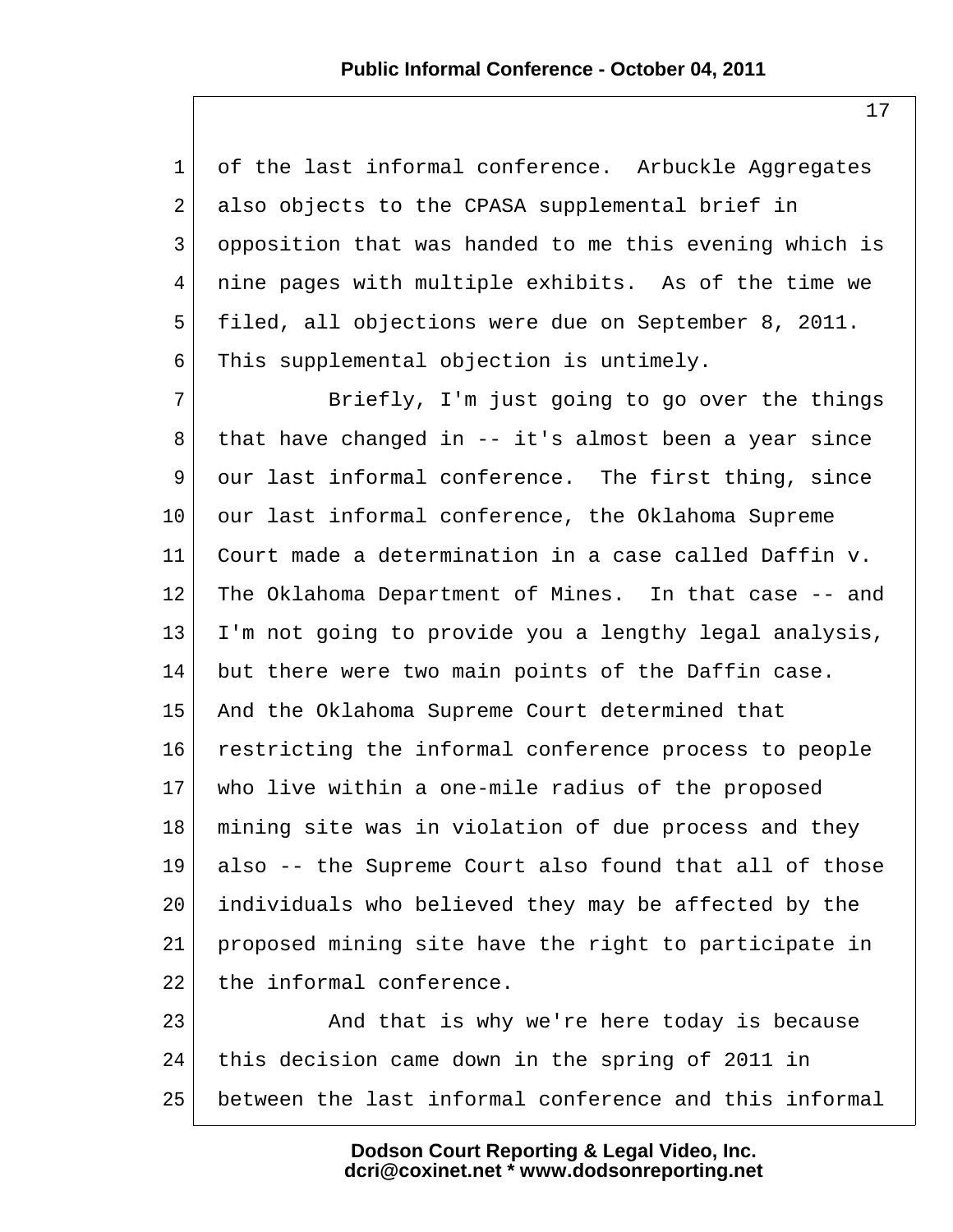of the last informal conference. Arbuckle Aggregates also objects to the CPASA supplemental brief in opposition that was handed to me this evening which is nine pages with multiple exhibits. As of the time we filed, all objections were due on September 8, 2011. This supplemental objection is untimely.

Briefly, I'm just going to go over the things that have changed in -- it's almost been a year since our last informal conference. The first thing, since our last informal conference, the Oklahoma Supreme Court made a determination in a case called Daffin v. The Oklahoma Department of Mines. In that case -- and I'm not going to provide you a lengthy legal analysis, but there were two main points of the Daffin case. And the Oklahoma Supreme Court determined that restricting the informal conference process to people who live within a one-mile radius of the proposed mining site was in violation of due process and they also -- the Supreme Court also found that all of those individuals who believed they may be affected by the proposed mining site have the right to participate in the informal conference.

And that is why we're here today is because this decision came down in the spring of 2011 in between the last informal conference and this informal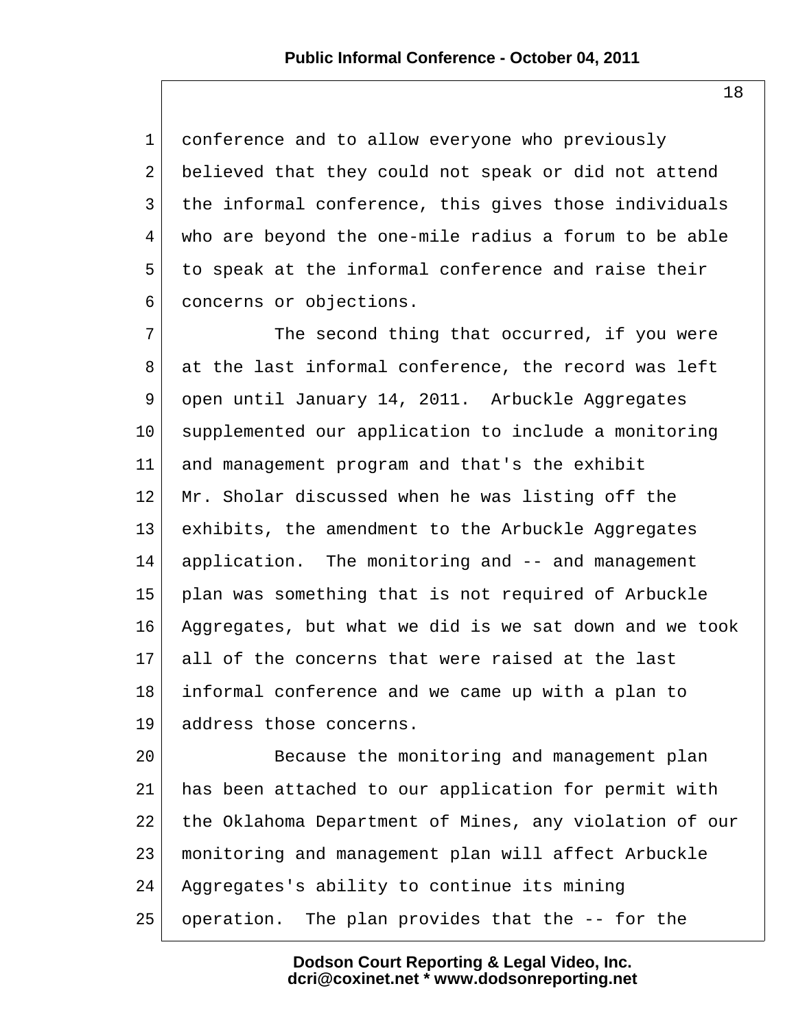conference and to allow everyone who previously believed that they could not speak or did not attend the informal conference, this gives those individuals who are beyond the one-mile radius a forum to be able to speak at the informal conference and raise their concerns or objections.

The second thing that occurred, if you were at the last informal conference, the record was left open until January 14, 2011. Arbuckle Aggregates supplemented our application to include a monitoring and management program and that's the exhibit Mr. Sholar discussed when he was listing off the exhibits, the amendment to the Arbuckle Aggregates application. The monitoring and -- and management plan was something that is not required of Arbuckle Aggregates, but what we did is we sat down and we took all of the concerns that were raised at the last informal conference and we came up with a plan to address those concerns.

Because the monitoring and management plan has been attached to our application for permit with the Oklahoma Department of Mines, any violation of our monitoring and management plan will affect Arbuckle Aggregates's ability to continue its mining operation. The plan provides that the -- for the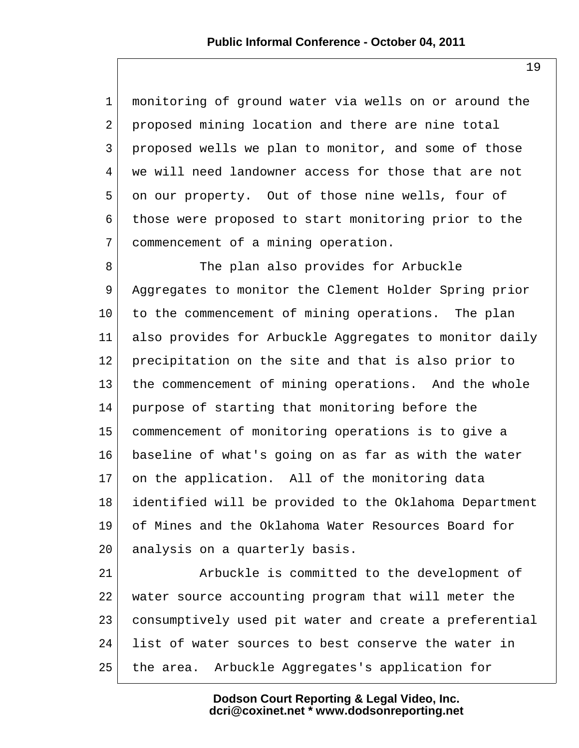monitoring of ground water via wells on or around the proposed mining location and there are nine total proposed wells we plan to monitor, and some of those we will need landowner access for those that are not on our property. Out of those nine wells, four of those were proposed to start monitoring prior to the commencement of a mining operation.

The plan also provides for Arbuckle Aggregates to monitor the Clement Holder Spring prior to the commencement of mining operations. The plan also provides for Arbuckle Aggregates to monitor daily precipitation on the site and that is also prior to the commencement of mining operations. And the whole purpose of starting that monitoring before the commencement of monitoring operations is to give a baseline of what's going on as far as with the water on the application. All of the monitoring data identified will be provided to the Oklahoma Department of Mines and the Oklahoma Water Resources Board for analysis on a quarterly basis.

Arbuckle is committed to the development of water source accounting program that will meter the consumptively used pit water and create a preferential list of water sources to best conserve the water in the area. Arbuckle Aggregates's application for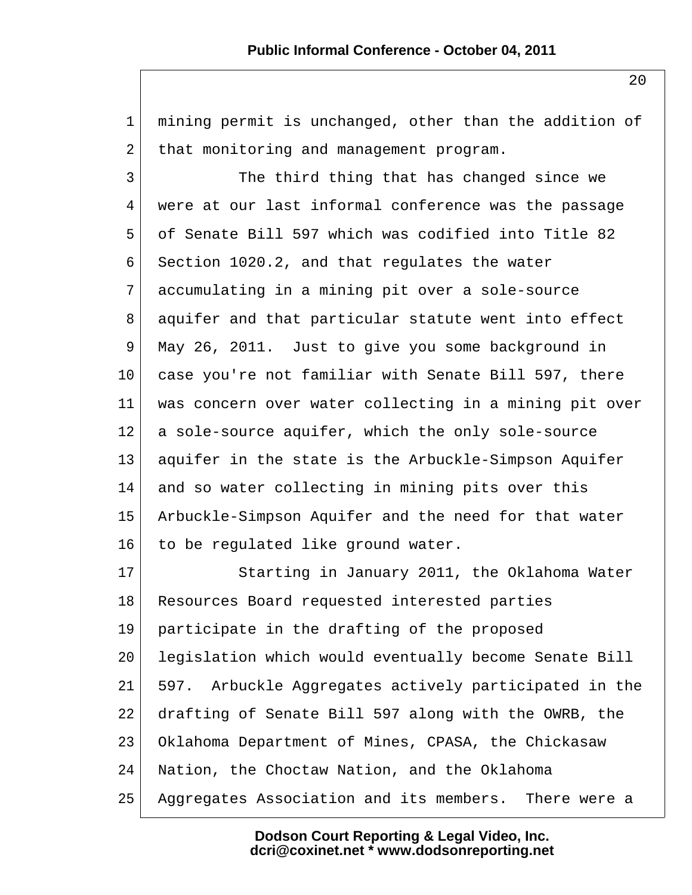mining permit is unchanged, other than the addition of that monitoring and management program.

The third thing that has changed since we were at our last informal conference was the passage of Senate Bill 597 which was codified into Title 82 Section 1020.2, and that regulates the water accumulating in a mining pit over a sole-source aquifer and that particular statute went into effect May 26, 2011. Just to give you some background in case you're not familiar with Senate Bill 597, there was concern over water collecting in a mining pit over a sole-source aquifer, which the only sole-source aquifer in the state is the Arbuckle-Simpson Aquifer and so water collecting in mining pits over this Arbuckle-Simpson Aquifer and the need for that water to be regulated like ground water.

Starting in January 2011, the Oklahoma Water Resources Board requested interested parties participate in the drafting of the proposed legislation which would eventually become Senate Bill 597. Arbuckle Aggregates actively participated in the drafting of Senate Bill 597 along with the OWRB, the Oklahoma Department of Mines, CPASA, the Chickasaw Nation, the Choctaw Nation, and the Oklahoma Aggregates Association and its members. There were a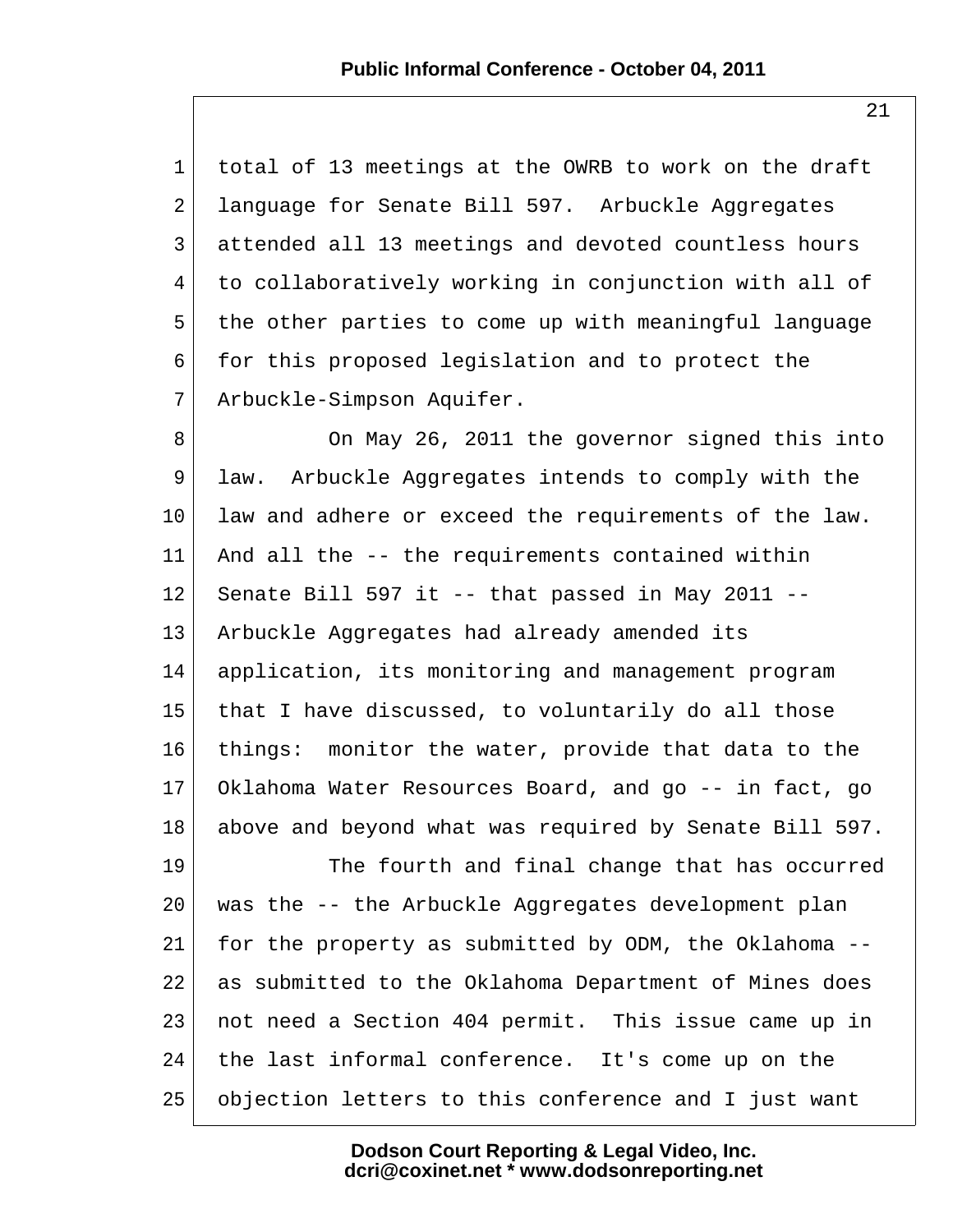total of 13 meetings at the OWRB to work on the draft language for Senate Bill 597. Arbuckle Aggregates attended all 13 meetings and devoted countless hours to collaboratively working in conjunction with all of the other parties to come up with meaningful language for this proposed legislation and to protect the Arbuckle-Simpson Aquifer.

On May 26, 2011 the governor signed this into law. Arbuckle Aggregates intends to comply with the law and adhere or exceed the requirements of the law. And all the -- the requirements contained within Senate Bill 597 it -- that passed in May 2011 -- Arbuckle Aggregates had already amended its application, its monitoring and management program that I have discussed, to voluntarily do all those things: monitor the water, provide that data to the Oklahoma Water Resources Board, and go -- in fact, go above and beyond what was required by Senate Bill 597.

The fourth and final change that has occurred was the -- the Arbuckle Aggregates development plan for the property as submitted by ODM, the Oklahoma -- as submitted to the Oklahoma Department of Mines does not need a Section 404 permit. This issue came up in the last informal conference. It's come up on the objection letters to this conference and I just want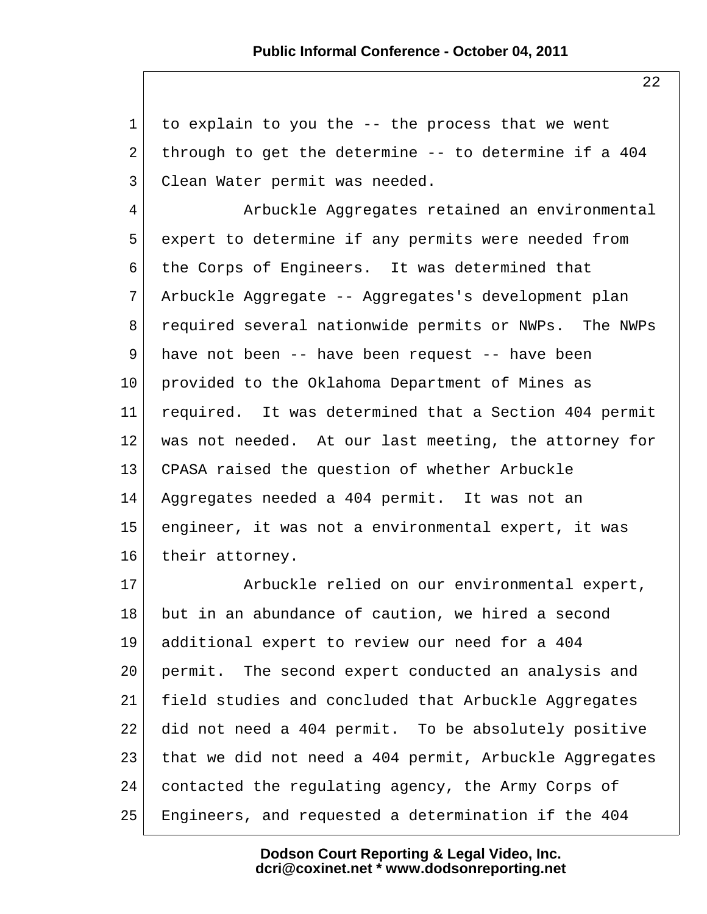to explain to you the -- the process that we went through to get the determine -- to determine if a 404 Clean Water permit was needed.

Arbuckle Aggregates retained an environmental expert to determine if any permits were needed from the Corps of Engineers. It was determined that Arbuckle Aggregate -- Aggregates's development plan required several nationwide permits or NWPs. The NWPs have not been -- have been request -- have been provided to the Oklahoma Department of Mines as required. It was determined that a Section 404 permit was not needed. At our last meeting, the attorney for CPASA raised the question of whether Arbuckle Aggregates needed a 404 permit. It was not an engineer, it was not a environmental expert, it was their attorney.

Arbuckle relied on our environmental expert, but in an abundance of caution, we hired a second additional expert to review our need for a 404 permit. The second expert conducted an analysis and field studies and concluded that Arbuckle Aggregates did not need a 404 permit. To be absolutely positive that we did not need a 404 permit, Arbuckle Aggregates contacted the regulating agency, the Army Corps of Engineers, and requested a determination if the 404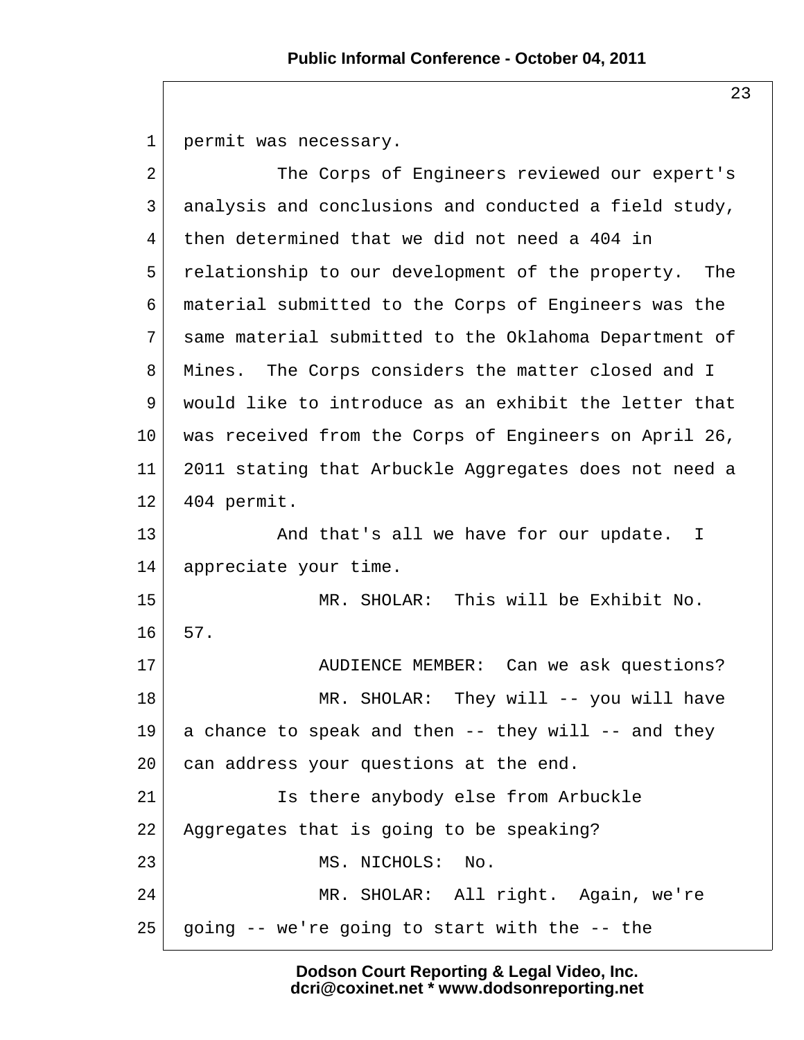permit was necessary.

The Corps of Engineers reviewed our expert's analysis and conclusions and conducted a field study, then determined that we did not need a 404 in relationship to our development of the property. The material submitted to the Corps of Engineers was the same material submitted to the Oklahoma Department of Mines. The Corps considers the matter closed and I would like to introduce as an exhibit the letter that was received from the Corps of Engineers on April 26, 2011 stating that Arbuckle Aggregates does not need a 404 permit.

And that's all we have for our update. I appreciate your time.

MR. SHOLAR: This will be Exhibit No. 57.

AUDIENCE MEMBER: Can we ask questions?

MR. SHOLAR: They will -- you will have a chance to speak and then -- they will -- and they can address your questions at the end.

Is there anybody else from Arbuckle Aggregates that is going to be speaking?

MS. NICHOLS: No.

MR. SHOLAR: All right. Again, we're going -- we're going to start with the -- the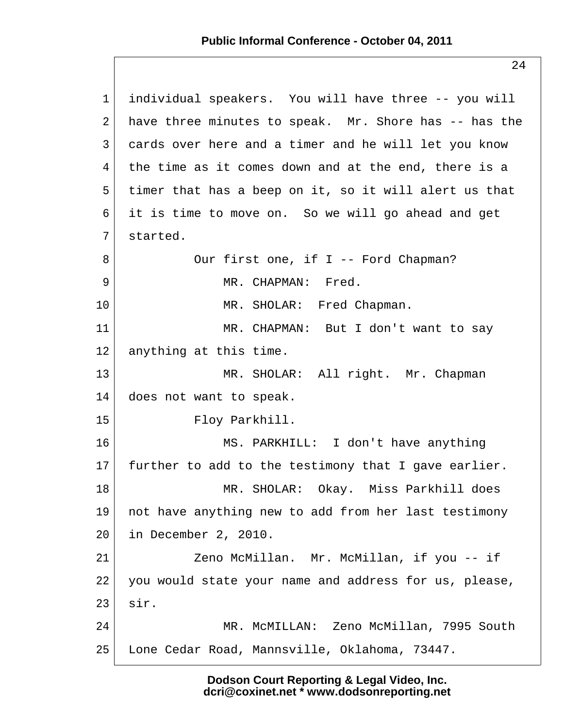individual speakers. You will have three -- you will have three minutes to speak. Mr. Shore has -- has the cards over here and a timer and he will let you know the time as it comes down and at the end, there is a timer that has a beep on it, so it will alert us that it is time to move on. So we will go ahead and get started.

Our first one, if I -- Ford Chapman?

MR. CHAPMAN: Fred.

MR. SHOLAR: Fred Chapman.

MR. CHAPMAN: But I don't want to say anything at this time.

MR. SHOLAR: All right. Mr. Chapman does not want to speak.

Floy Parkhill.

MS. PARKHILL: I don't have anything further to add to the testimony that I gave earlier.

MR. SHOLAR: Okay. Miss Parkhill does not have anything new to add from her last testimony in December 2, 2010.

Zeno McMillan. Mr. McMillan, if you -- if you would state your name and address for us, please, sir.

MR. McMILLAN: Zeno McMillan, 7995 South Lone Cedar Road, Mannsville, Oklahoma, 73447.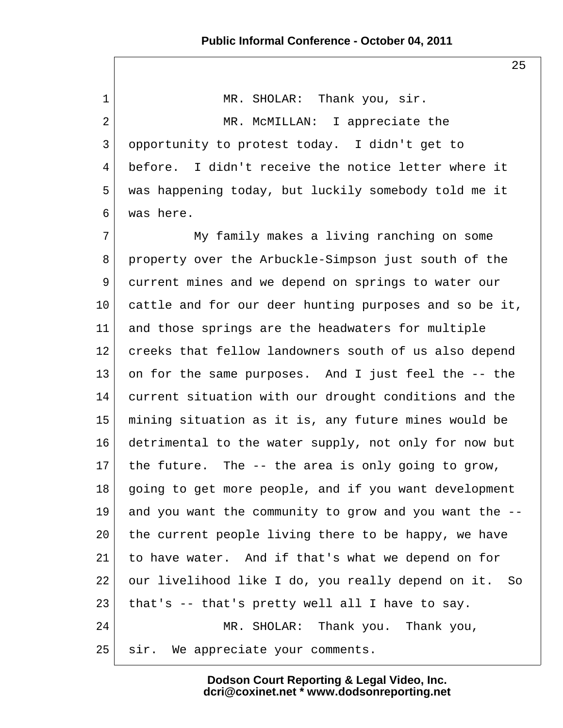MR. SHOLAR: Thank you, sir.

MR. McMILLAN: I appreciate the opportunity to protest today. I didn't get to before. I didn't receive the notice letter where it was happening today, but luckily somebody told me it was here.

My family makes a living ranching on some property over the Arbuckle-Simpson just south of the current mines and we depend on springs to water our cattle and for our deer hunting purposes and so be it, and those springs are the headwaters for multiple creeks that fellow landowners south of us also depend on for the same purposes. And I just feel the -- the current situation with our drought conditions and the mining situation as it is, any future mines would be detrimental to the water supply, not only for now but the future. The -- the area is only going to grow, going to get more people, and if you want development and you want the community to grow and you want the -- the current people living there to be happy, we have to have water. And if that's what we depend on for our livelihood like I do, you really depend on it. So that's -- that's pretty well all I have to say.

MR. SHOLAR: Thank you. Thank you, sir. We appreciate your comments.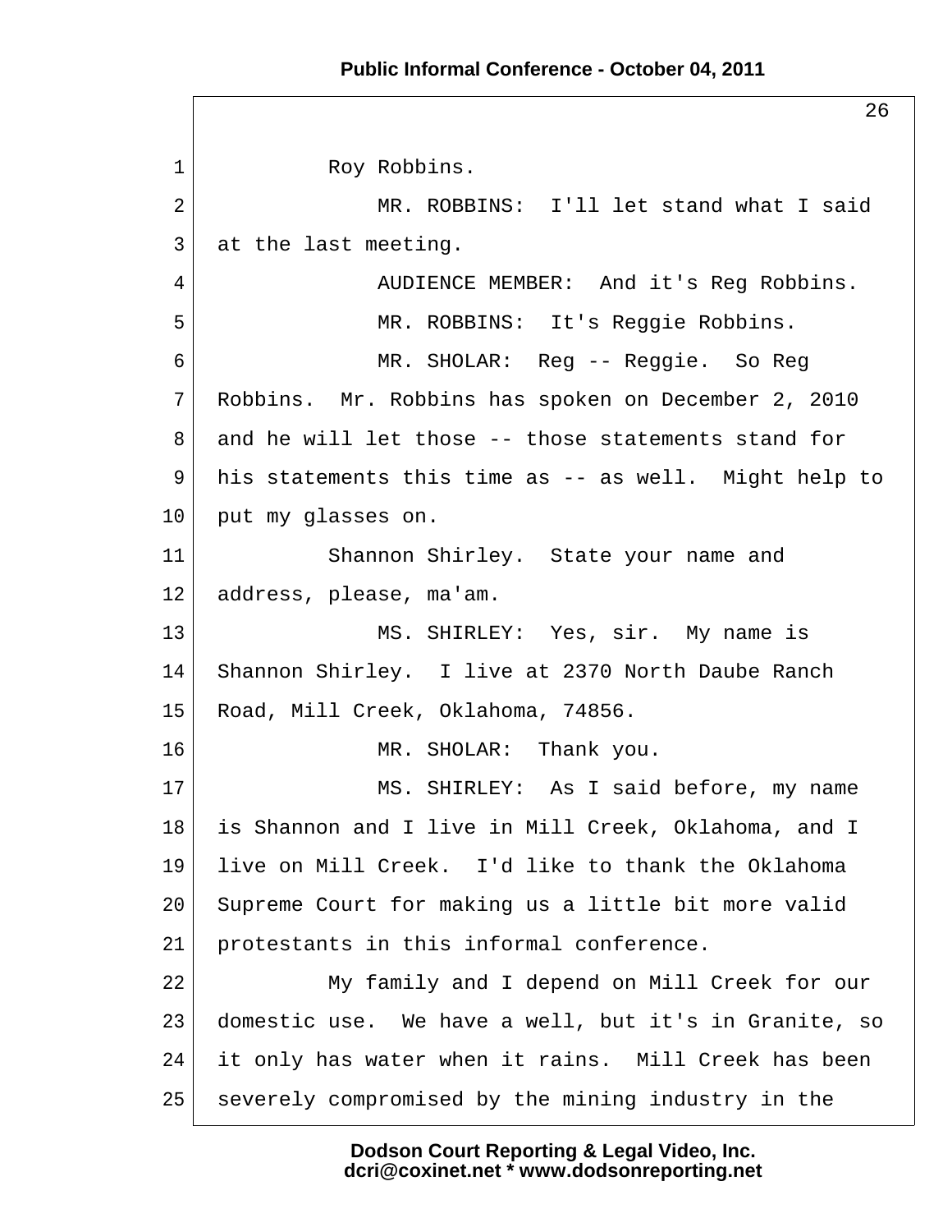Roy Robbins.

MR. ROBBINS: I'll let stand what I said at the last meeting.

AUDIENCE MEMBER: And it's Reg Robbins.

MR. ROBBINS: It's Reggie Robbins.

MR. SHOLAR: Reg -- Reggie. So Reg Robbins. Mr. Robbins has spoken on December 2, 2010 and he will let those -- those statements stand for his statements this time as -- as well. Might help to put my glasses on.

Shannon Shirley. State your name and address, please, ma'am.

MS. SHIRLEY: Yes, sir. My name is Shannon Shirley. I live at 2370 North Daube Ranch Road, Mill Creek, Oklahoma, 74856.

MR. SHOLAR: Thank you.

MS. SHIRLEY: As I said before, my name is Shannon and I live in Mill Creek, Oklahoma, and I live on Mill Creek. I'd like to thank the Oklahoma Supreme Court for making us a little bit more valid protestants in this informal conference.

My family and I depend on Mill Creek for our domestic use. We have a well, but it's in Granite, so it only has water when it rains. Mill Creek has been severely compromised by the mining industry in the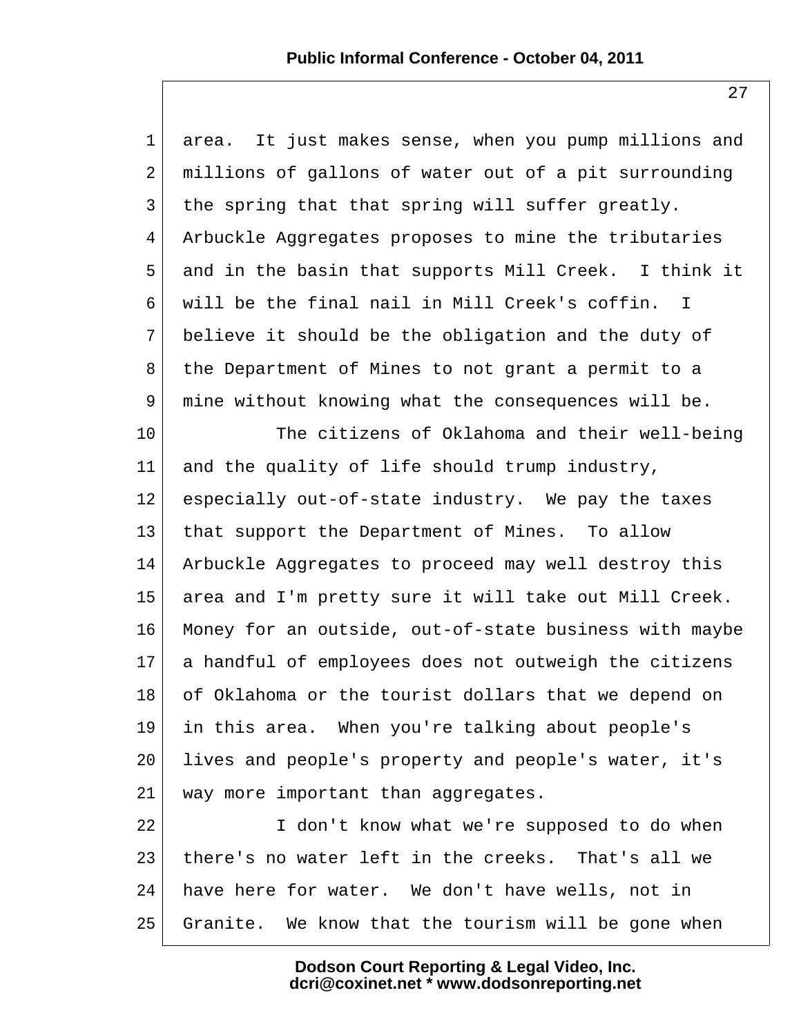area. It just makes sense, when you pump millions and millions of gallons of water out of a pit surrounding the spring that that spring will suffer greatly. Arbuckle Aggregates proposes to mine the tributaries and in the basin that supports Mill Creek. I think it will be the final nail in Mill Creek's coffin. I believe it should be the obligation and the duty of the Department of Mines to not grant a permit to a mine without knowing what the consequences will be.

The citizens of Oklahoma and their well-being and the quality of life should trump industry, especially out-of-state industry. We pay the taxes that support the Department of Mines. To allow Arbuckle Aggregates to proceed may well destroy this area and I'm pretty sure it will take out Mill Creek. Money for an outside, out-of-state business with maybe a handful of employees does not outweigh the citizens of Oklahoma or the tourist dollars that we depend on in this area. When you're talking about people's lives and people's property and people's water, it's way more important than aggregates.

I don't know what we're supposed to do when there's no water left in the creeks. That's all we have here for water. We don't have wells, not in Granite. We know that the tourism will be gone when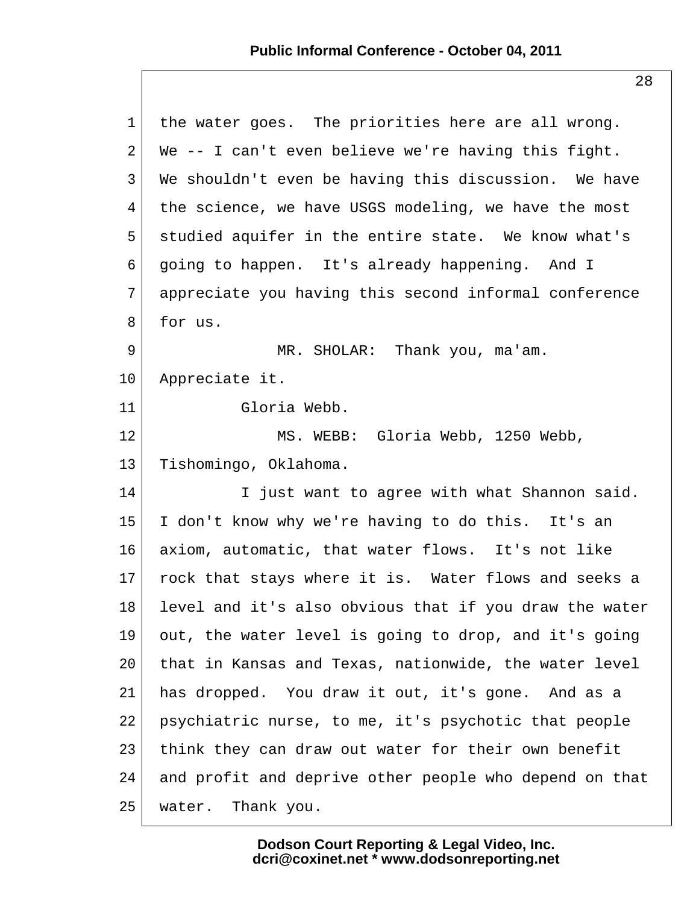the water goes. The priorities here are all wrong. We -- I can't even believe we're having this fight. We shouldn't even be having this discussion. We have the science, we have USGS modeling, we have the most studied aquifer in the entire state. We know what's going to happen. It's already happening. And I appreciate you having this second informal conference for us.

MR. SHOLAR: Thank you, ma'am. Appreciate it.

Gloria Webb.

MS. WEBB: Gloria Webb, 1250 Webb, Tishomingo, Oklahoma.

I just want to agree with what Shannon said. I don't know why we're having to do this. It's an axiom, automatic, that water flows. It's not like rock that stays where it is. Water flows and seeks a level and it's also obvious that if you draw the water out, the water level is going to drop, and it's going that in Kansas and Texas, nationwide, the water level has dropped. You draw it out, it's gone. And as a psychiatric nurse, to me, it's psychotic that people think they can draw out water for their own benefit and profit and deprive other people who depend on that water. Thank you.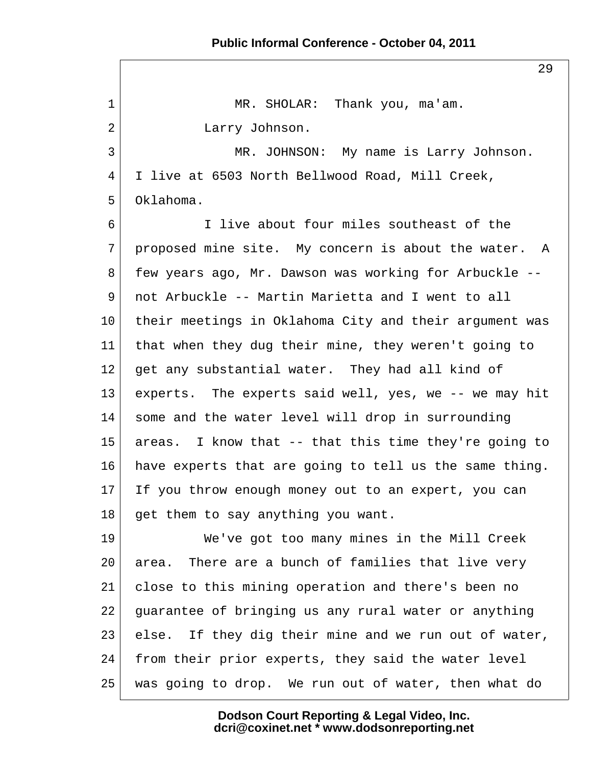MR. SHOLAR: Thank you, ma'am.

Larry Johnson.

MR. JOHNSON: My name is Larry Johnson. I live at 6503 North Bellwood Road, Mill Creek, Oklahoma.

I live about four miles southeast of the proposed mine site. My concern is about the water. A few years ago, Mr. Dawson was working for Arbuckle -- not Arbuckle -- Martin Marietta and I went to all their meetings in Oklahoma City and their argument was that when they dug their mine, they weren't going to get any substantial water. They had all kind of experts. The experts said well, yes, we -- we may hit some and the water level will drop in surrounding areas. I know that -- that this time they're going to have experts that are going to tell us the same thing. If you throw enough money out to an expert, you can get them to say anything you want.

We've got too many mines in the Mill Creek area. There are a bunch of families that live very close to this mining operation and there's been no guarantee of bringing us any rural water or anything else. If they dig their mine and we run out of water, from their prior experts, they said the water level was going to drop. We run out of water, then what do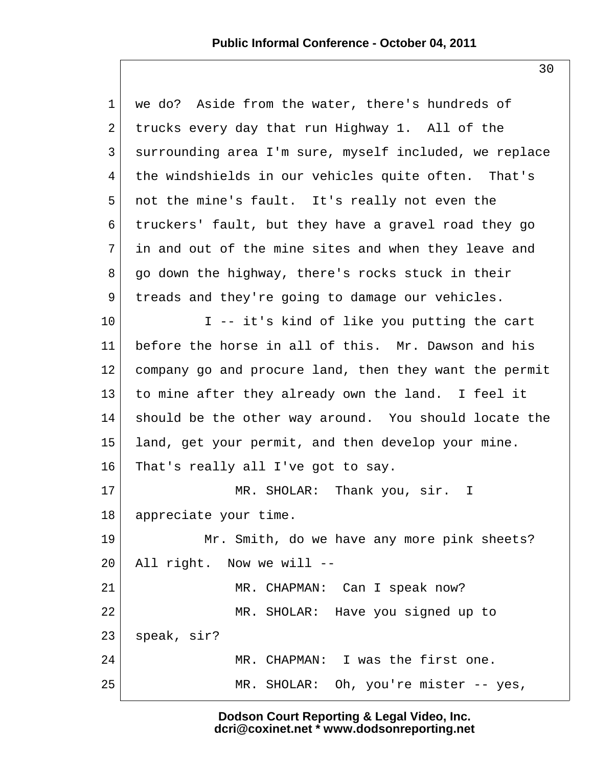we do? Aside from the water, there's hundreds of trucks every day that run Highway 1. All of the surrounding area I'm sure, myself included, we replace the windshields in our vehicles quite often. That's not the mine's fault. It's really not even the truckers' fault, but they have a gravel road they go in and out of the mine sites and when they leave and go down the highway, there's rocks stuck in their treads and they're going to damage our vehicles.

I -- it's kind of like you putting the cart before the horse in all of this. Mr. Dawson and his company go and procure land, then they want the permit to mine after they already own the land. I feel it should be the other way around. You should locate the land, get your permit, and then develop your mine. That's really all I've got to say.

MR. SHOLAR: Thank you, sir. I appreciate your time.

Mr. Smith, do we have any more pink sheets? All right. Now we will --

MR. CHAPMAN: Can I speak now?

MR. SHOLAR: Have you signed up to speak, sir?

MR. CHAPMAN: I was the first one.

MR. SHOLAR: Oh, you're mister -- yes,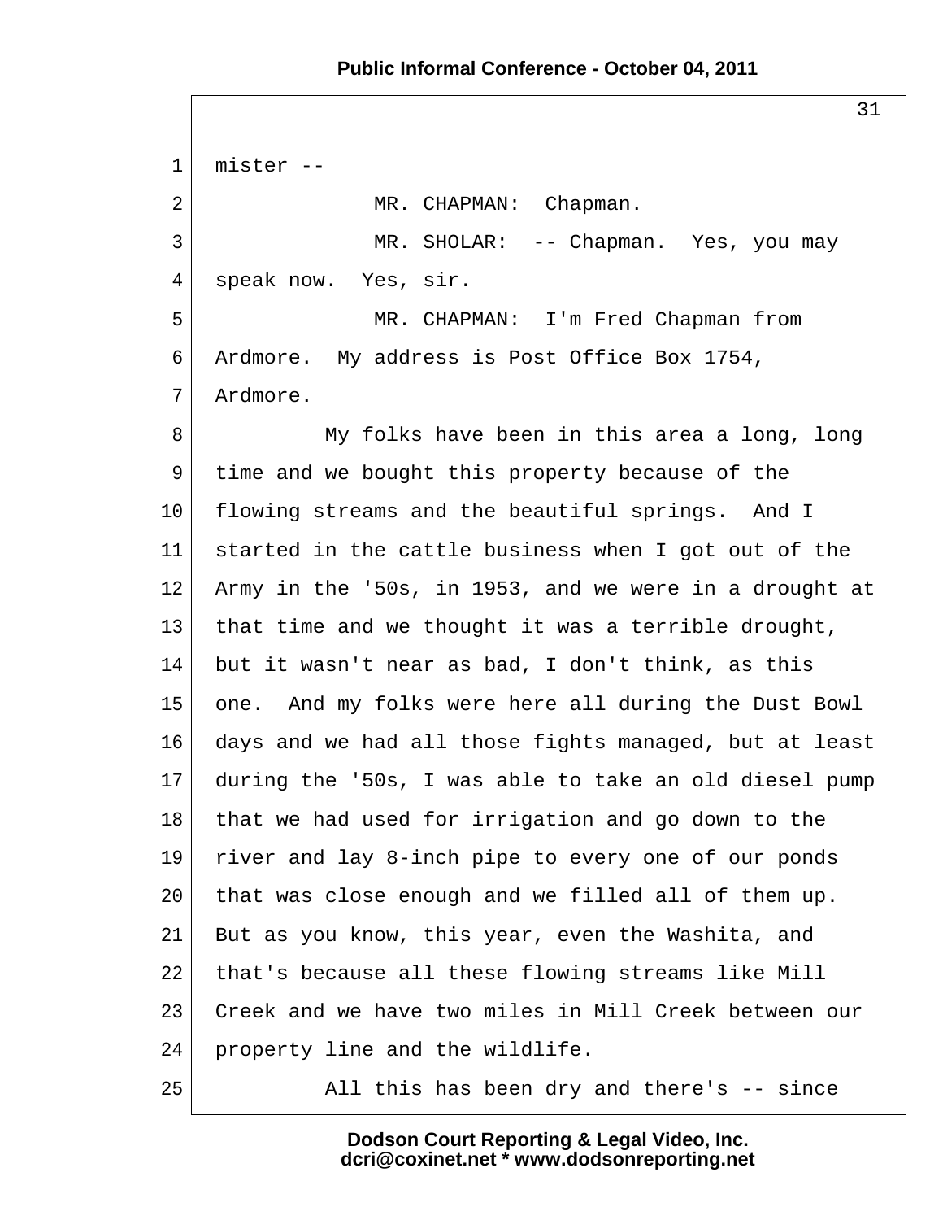mister --

MR. CHAPMAN: Chapman.

MR. SHOLAR: -- Chapman. Yes, you may speak now. Yes, sir.

MR. CHAPMAN: I'm Fred Chapman from Ardmore. My address is Post Office Box 1754, Ardmore.

My folks have been in this area a long, long time and we bought this property because of the flowing streams and the beautiful springs. And I started in the cattle business when I got out of the Army in the '50s, in 1953, and we were in a drought at that time and we thought it was a terrible drought, but it wasn't near as bad, I don't think, as this one. And my folks were here all during the Dust Bowl days and we had all those fights managed, but at least during the '50s, I was able to take an old diesel pump that we had used for irrigation and go down to the river and lay 8-inch pipe to every one of our ponds that was close enough and we filled all of them up. But as you know, this year, even the Washita, and that's because all these flowing streams like Mill Creek and we have two miles in Mill Creek between our property line and the wildlife.

All this has been dry and there's -- since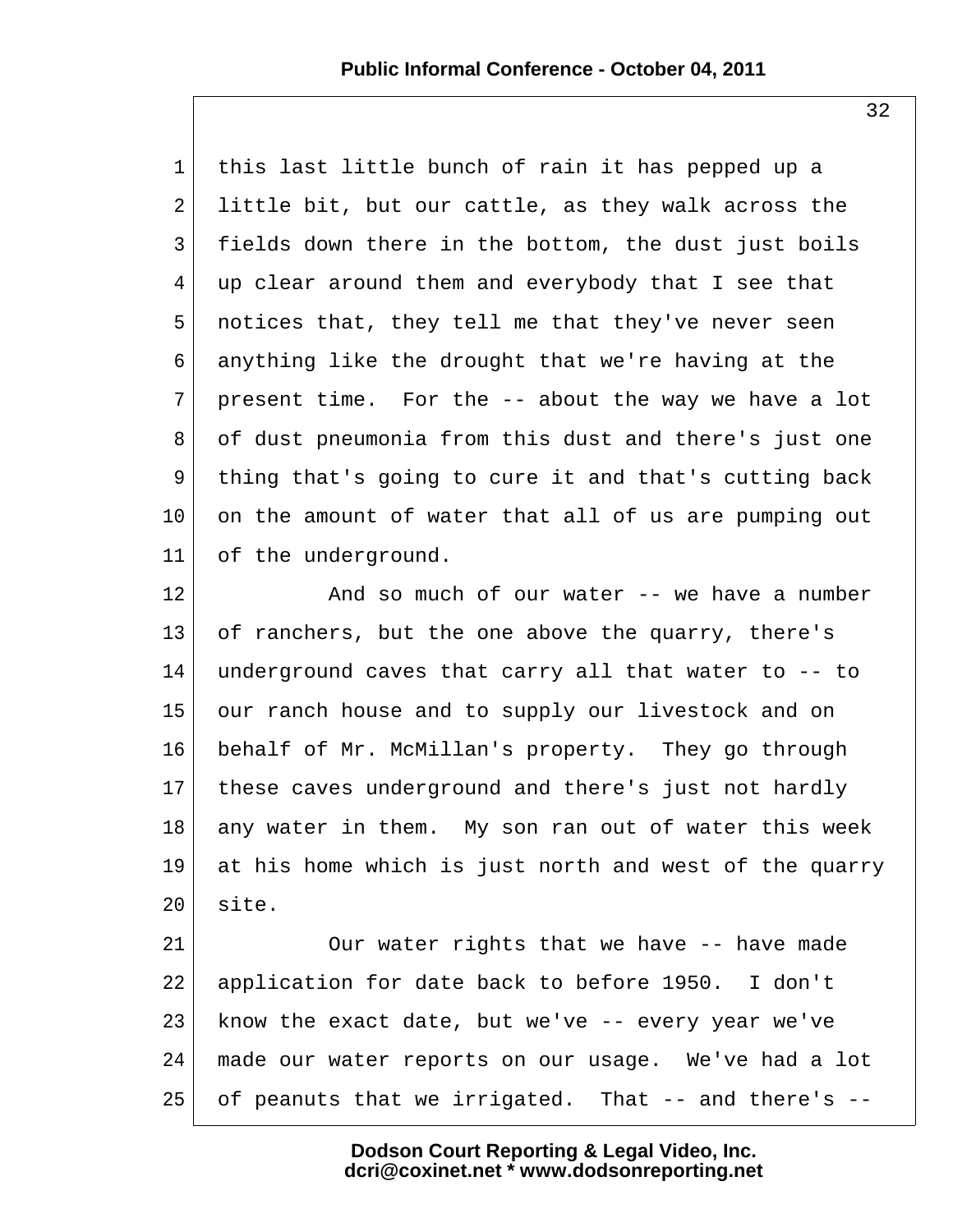this last little bunch of rain it has pepped up a little bit, but our cattle, as they walk across the fields down there in the bottom, the dust just boils up clear around them and everybody that I see that notices that, they tell me that they've never seen anything like the drought that we're having at the present time. For the -- about the way we have a lot of dust pneumonia from this dust and there's just one thing that's going to cure it and that's cutting back on the amount of water that all of us are pumping out of the underground.

And so much of our water -- we have a number of ranchers, but the one above the quarry, there's underground caves that carry all that water to -- to our ranch house and to supply our livestock and on behalf of Mr. McMillan's property. They go through these caves underground and there's just not hardly any water in them. My son ran out of water this week at his home which is just north and west of the quarry site.

Our water rights that we have -- have made application for date back to before 1950. I don't know the exact date, but we've -- every year we've made our water reports on our usage. We've had a lot of peanuts that we irrigated. That -- and there's --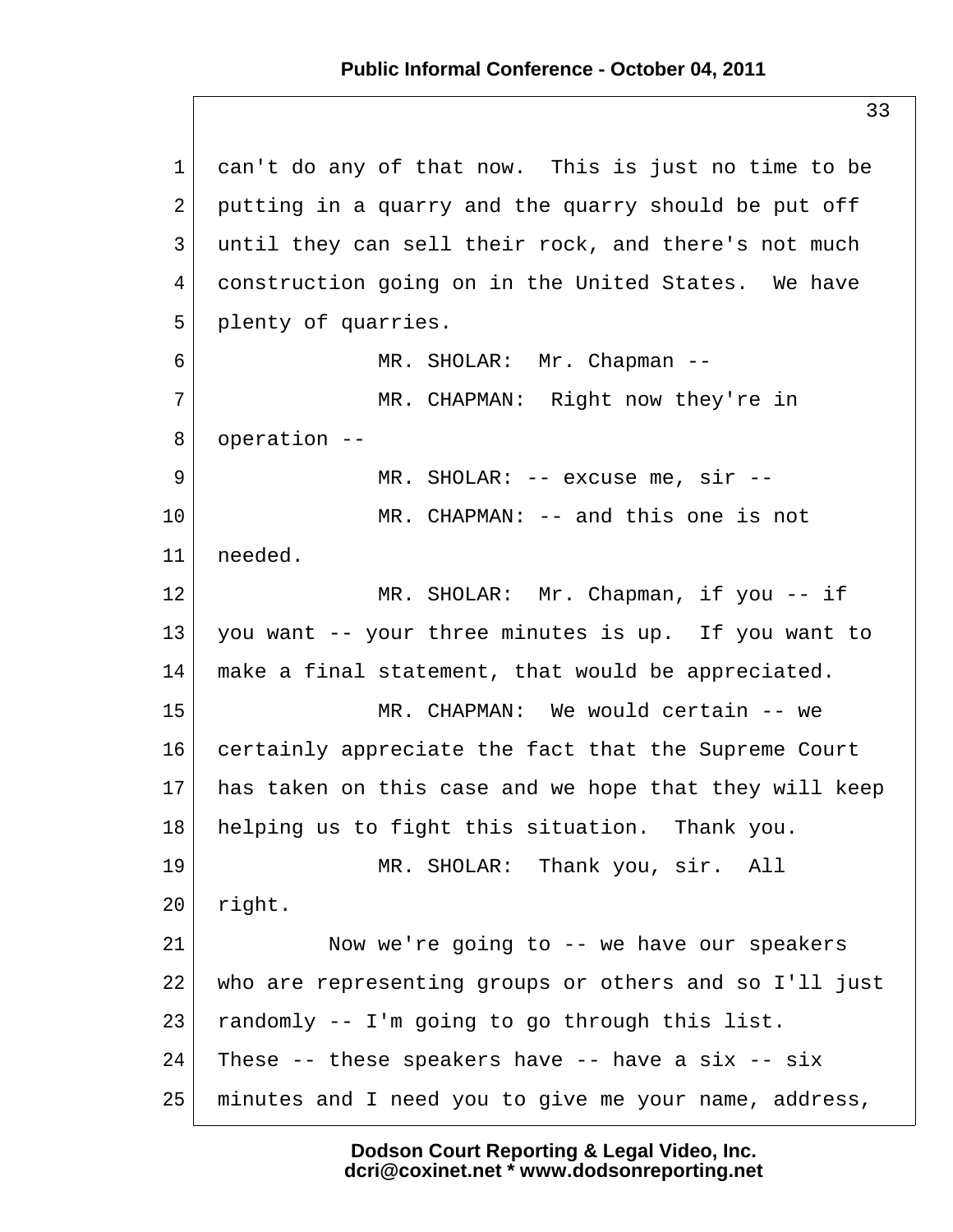1 can't do any of that now. This is just no time to be
2 putting in a quarry and the quarry should be put off
3 until they can sell their rock, and there's not much
4 construction going on in the United States. We have
5 plenty of quarries.

6 MR. SHOLAR: Mr. Chapman --

7 MR. CHAPMAN: Right now they're in
8 operation --

9 MR. SHOLAR: -- excuse me, sir --

10 MR. CHAPMAN: -- and this one is not
11 needed.

12 MR. SHOLAR: Mr. Chapman, if you -- if
13 you want -- your three minutes is up. If you want to
14 make a final statement, that would be appreciated.

15 MR. CHAPMAN: We would certain -- we
16 certainly appreciate the fact that the Supreme Court
17 has taken on this case and we hope that they will keep
18 helping us to fight this situation. Thank you.

19 MR. SHOLAR: Thank you, sir. All
20 right.

21 Now we're going to -- we have our speakers
22 who are representing groups or others and so I'll just
23 randomly -- I'm going to go through this list.
24 These -- these speakers have -- have a six -- six
25 minutes and I need you to give me your name, address,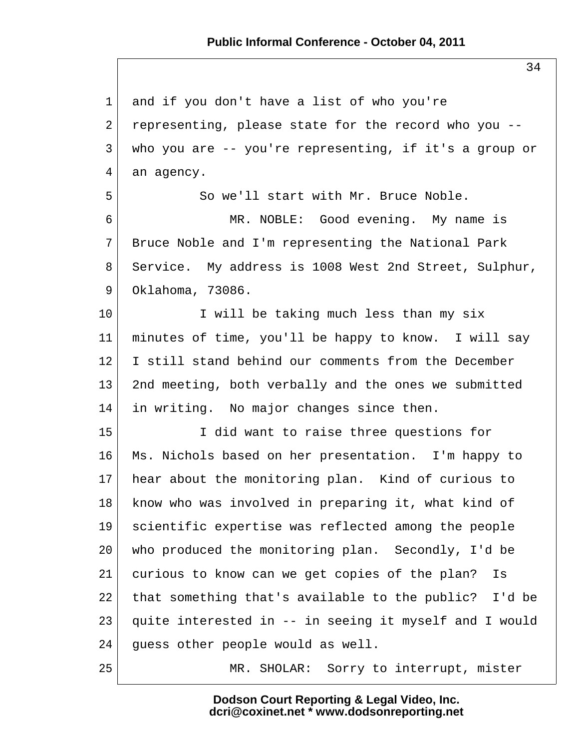and if you don't have a list of who you're representing, please state for the record who you -- who you are -- you're representing, if it's a group or an agency.

So we'll start with Mr. Bruce Noble.

MR. NOBLE: Good evening. My name is Bruce Noble and I'm representing the National Park Service. My address is 1008 West 2nd Street, Sulphur, Oklahoma, 73086.

I will be taking much less than my six minutes of time, you'll be happy to know. I will say I still stand behind our comments from the December 2nd meeting, both verbally and the ones we submitted in writing. No major changes since then.

I did want to raise three questions for Ms. Nichols based on her presentation. I'm happy to hear about the monitoring plan. Kind of curious to know who was involved in preparing it, what kind of scientific expertise was reflected among the people who produced the monitoring plan. Secondly, I'd be curious to know can we get copies of the plan? Is that something that's available to the public? I'd be quite interested in -- in seeing it myself and I would guess other people would as well.

MR. SHOLAR: Sorry to interrupt, mister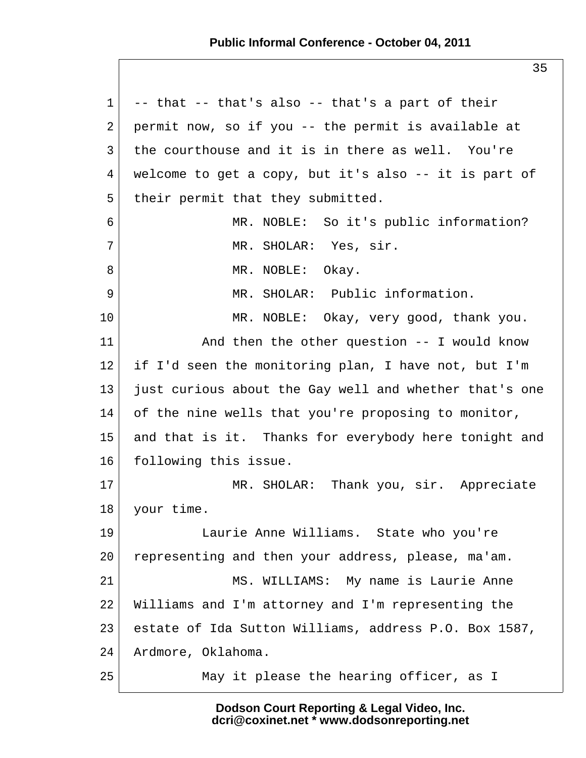-- that -- that's also -- that's a part of their permit now, so if you -- the permit is available at the courthouse and it is in there as well. You're welcome to get a copy, but it's also -- it is part of their permit that they submitted.

MR. NOBLE: So it's public information?

MR. SHOLAR: Yes, sir.

MR. NOBLE: Okay.

MR. SHOLAR: Public information.

MR. NOBLE: Okay, very good, thank you.

And then the other question -- I would know if I'd seen the monitoring plan, I have not, but I'm just curious about the Gay well and whether that's one of the nine wells that you're proposing to monitor, and that is it. Thanks for everybody here tonight and following this issue.

MR. SHOLAR: Thank you, sir. Appreciate your time.

Laurie Anne Williams. State who you're representing and then your address, please, ma'am.

MS. WILLIAMS: My name is Laurie Anne Williams and I'm attorney and I'm representing the estate of Ida Sutton Williams, address P.O. Box 1587, Ardmore, Oklahoma.

May it please the hearing officer, as I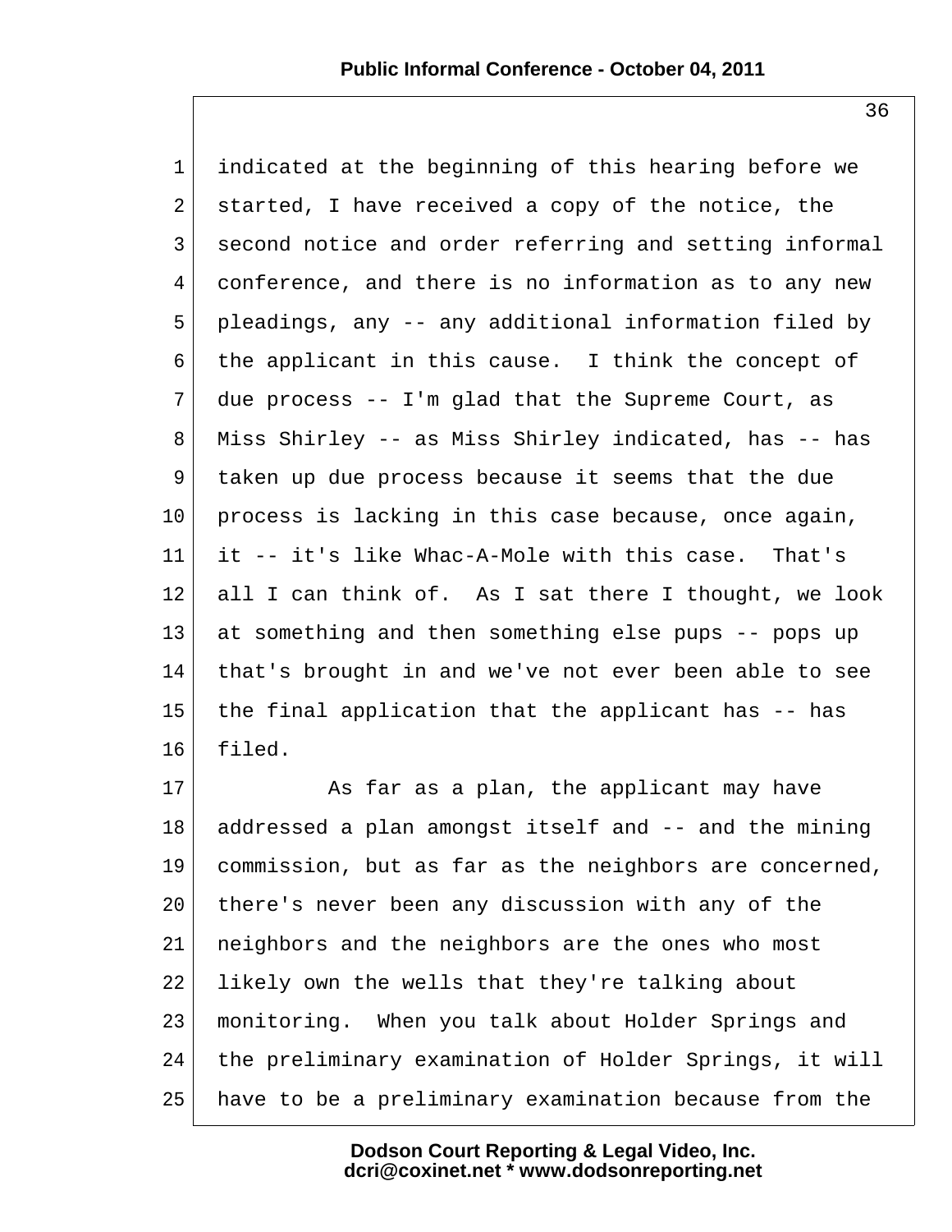indicated at the beginning of this hearing before we started, I have received a copy of the notice, the second notice and order referring and setting informal conference, and there is no information as to any new pleadings, any -- any additional information filed by the applicant in this cause. I think the concept of due process -- I'm glad that the Supreme Court, as Miss Shirley -- as Miss Shirley indicated, has -- has taken up due process because it seems that the due process is lacking in this case because, once again, it -- it's like Whac-A-Mole with this case. That's all I can think of. As I sat there I thought, we look at something and then something else pups -- pops up that's brought in and we've not ever been able to see the final application that the applicant has -- has filed.

As far as a plan, the applicant may have addressed a plan amongst itself and -- and the mining commission, but as far as the neighbors are concerned, there's never been any discussion with any of the neighbors and the neighbors are the ones who most likely own the wells that they're talking about monitoring. When you talk about Holder Springs and the preliminary examination of Holder Springs, it will have to be a preliminary examination because from the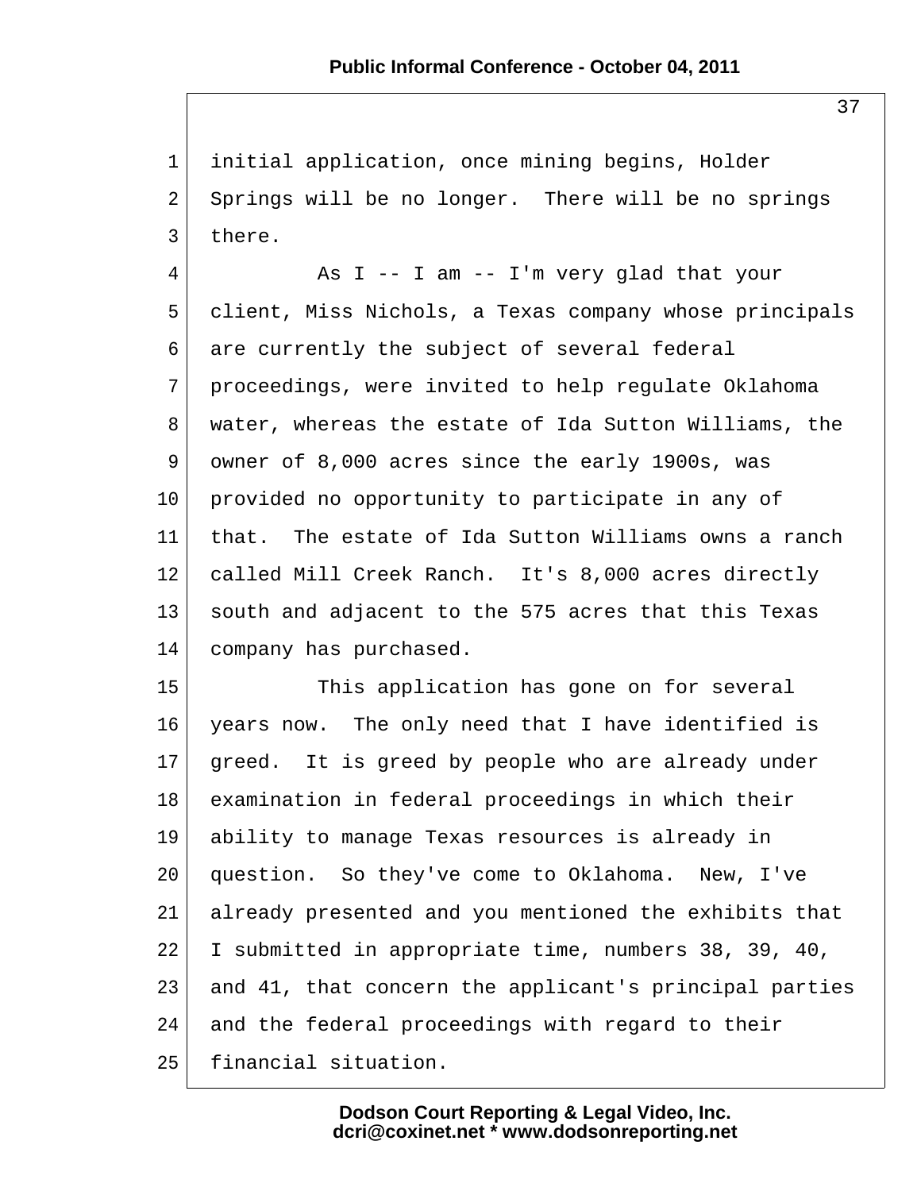initial application, once mining begins, Holder Springs will be no longer. There will be no springs there.

As I -- I am -- I'm very glad that your client, Miss Nichols, a Texas company whose principals are currently the subject of several federal proceedings, were invited to help regulate Oklahoma water, whereas the estate of Ida Sutton Williams, the owner of 8,000 acres since the early 1900s, was provided no opportunity to participate in any of that. The estate of Ida Sutton Williams owns a ranch called Mill Creek Ranch. It's 8,000 acres directly south and adjacent to the 575 acres that this Texas company has purchased.

This application has gone on for several years now. The only need that I have identified is greed. It is greed by people who are already under examination in federal proceedings in which their ability to manage Texas resources is already in question. So they've come to Oklahoma. New, I've already presented and you mentioned the exhibits that I submitted in appropriate time, numbers 38, 39, 40, and 41, that concern the applicant's principal parties and the federal proceedings with regard to their financial situation.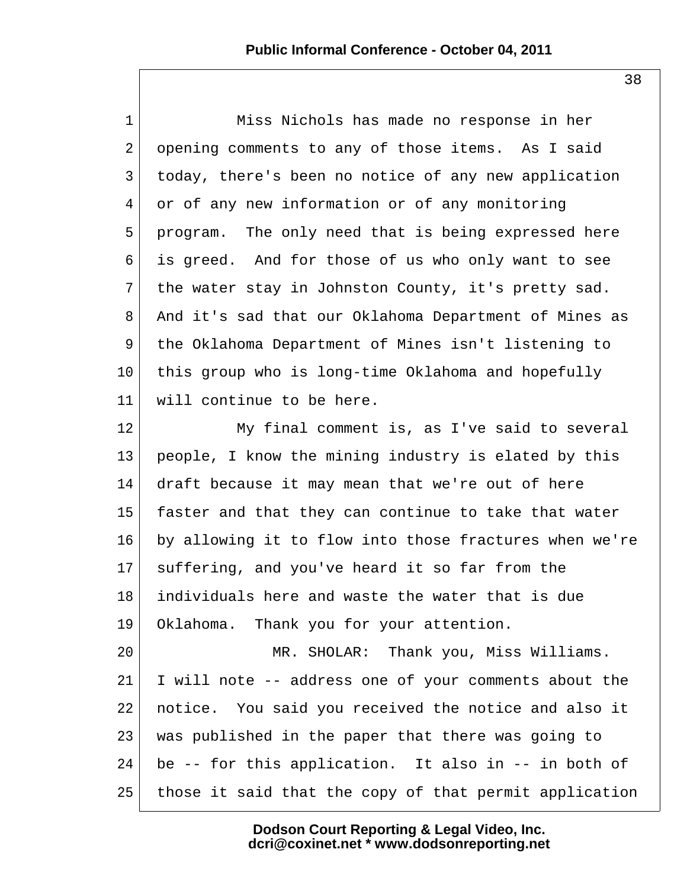Miss Nichols has made no response in her opening comments to any of those items. As I said today, there's been no notice of any new application or of any new information or of any monitoring program. The only need that is being expressed here is greed. And for those of us who only want to see the water stay in Johnston County, it's pretty sad. And it's sad that our Oklahoma Department of Mines as the Oklahoma Department of Mines isn't listening to this group who is long-time Oklahoma and hopefully will continue to be here.

My final comment is, as I've said to several people, I know the mining industry is elated by this draft because it may mean that we're out of here faster and that they can continue to take that water by allowing it to flow into those fractures when we're suffering, and you've heard it so far from the individuals here and waste the water that is due Oklahoma. Thank you for your attention.

MR. SHOLAR: Thank you, Miss Williams. I will note -- address one of your comments about the notice. You said you received the notice and also it was published in the paper that there was going to be -- for this application. It also in -- in both of those it said that the copy of that permit application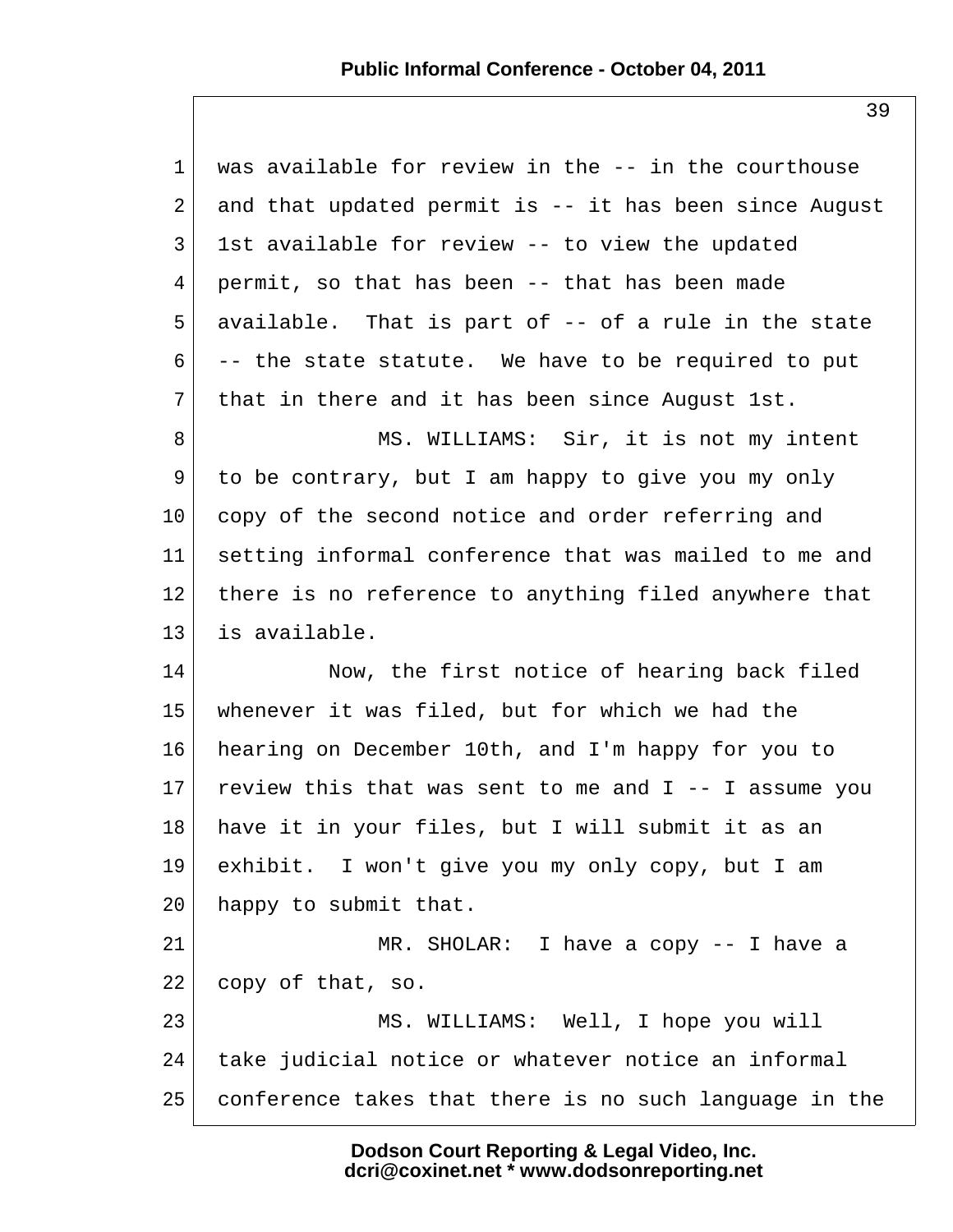was available for review in the -- in the courthouse and that updated permit is -- it has been since August 1st available for review -- to view the updated permit, so that has been -- that has been made available. That is part of -- of a rule in the state -- the state statute. We have to be required to put that in there and it has been since August 1st.

MS. WILLIAMS: Sir, it is not my intent to be contrary, but I am happy to give you my only copy of the second notice and order referring and setting informal conference that was mailed to me and there is no reference to anything filed anywhere that is available.

Now, the first notice of hearing back filed whenever it was filed, but for which we had the hearing on December 10th, and I'm happy for you to review this that was sent to me and I -- I assume you have it in your files, but I will submit it as an exhibit. I won't give you my only copy, but I am happy to submit that.

MR. SHOLAR: I have a copy -- I have a copy of that, so.

MS. WILLIAMS: Well, I hope you will take judicial notice or whatever notice an informal conference takes that there is no such language in the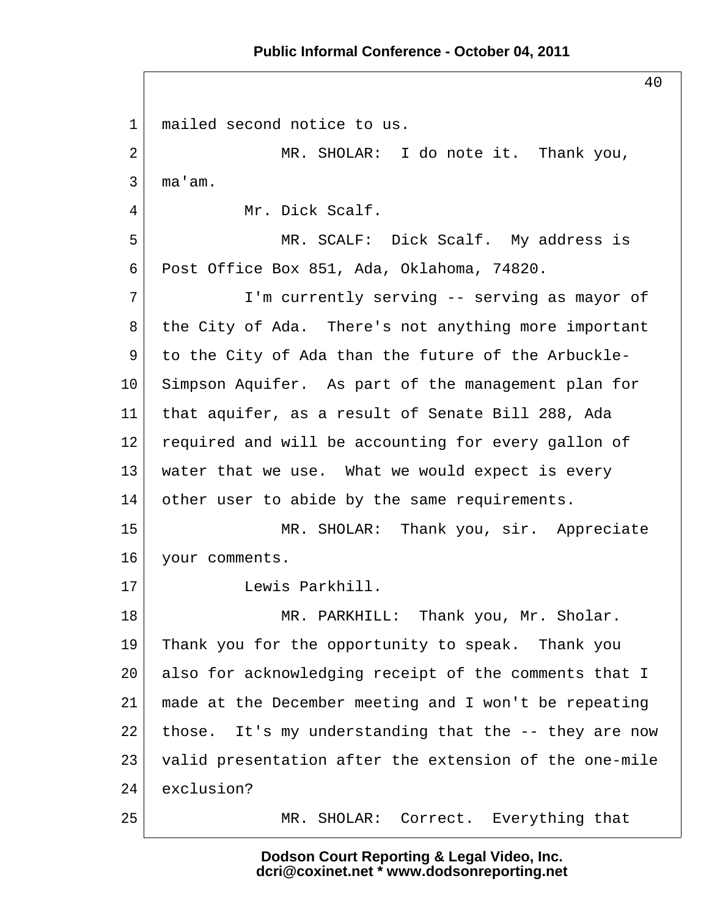mailed second notice to us.

MR. SHOLAR: I do note it. Thank you, ma'am.

Mr. Dick Scalf.

MR. SCALF: Dick Scalf. My address is Post Office Box 851, Ada, Oklahoma, 74820.

I'm currently serving -- serving as mayor of the City of Ada. There's not anything more important to the City of Ada than the future of the Arbuckle-Simpson Aquifer. As part of the management plan for that aquifer, as a result of Senate Bill 288, Ada required and will be accounting for every gallon of water that we use. What we would expect is every other user to abide by the same requirements.

MR. SHOLAR: Thank you, sir. Appreciate your comments.

Lewis Parkhill.

MR. PARKHILL: Thank you, Mr. Sholar. Thank you for the opportunity to speak. Thank you also for acknowledging receipt of the comments that I made at the December meeting and I won't be repeating those. It's my understanding that the -- they are now valid presentation after the extension of the one-mile exclusion?

MR. SHOLAR: Correct. Everything that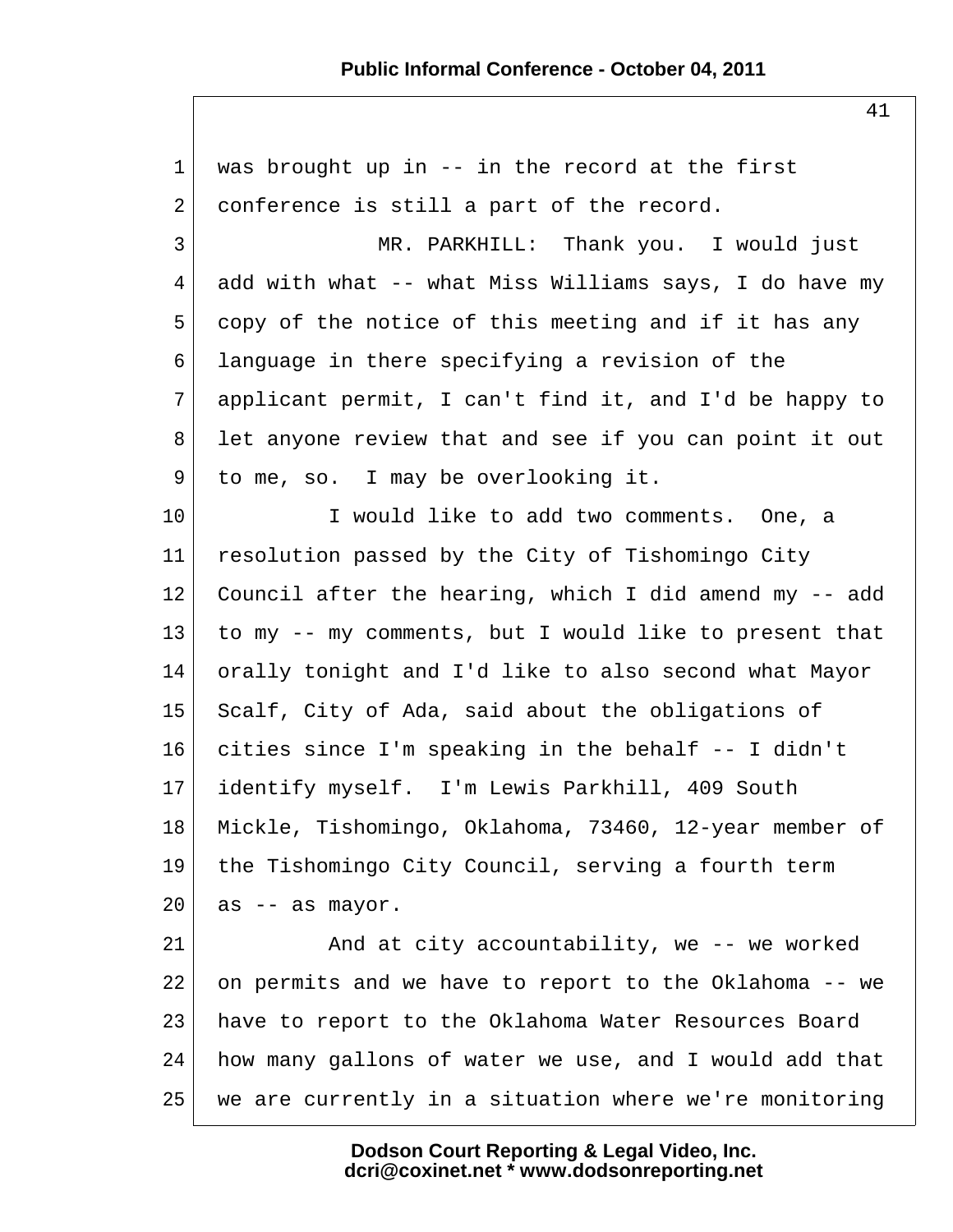was brought up in -- in the record at the first conference is still a part of the record.

MR. PARKHILL: Thank you. I would just add with what -- what Miss Williams says, I do have my copy of the notice of this meeting and if it has any language in there specifying a revision of the applicant permit, I can't find it, and I'd be happy to let anyone review that and see if you can point it out to me, so. I may be overlooking it.

I would like to add two comments. One, a resolution passed by the City of Tishomingo City Council after the hearing, which I did amend my -- add to my -- my comments, but I would like to present that orally tonight and I'd like to also second what Mayor Scalf, City of Ada, said about the obligations of cities since I'm speaking in the behalf -- I didn't identify myself. I'm Lewis Parkhill, 409 South Mickle, Tishomingo, Oklahoma, 73460, 12-year member of the Tishomingo City Council, serving a fourth term as -- as mayor.

And at city accountability, we -- we worked on permits and we have to report to the Oklahoma -- we have to report to the Oklahoma Water Resources Board how many gallons of water we use, and I would add that we are currently in a situation where we're monitoring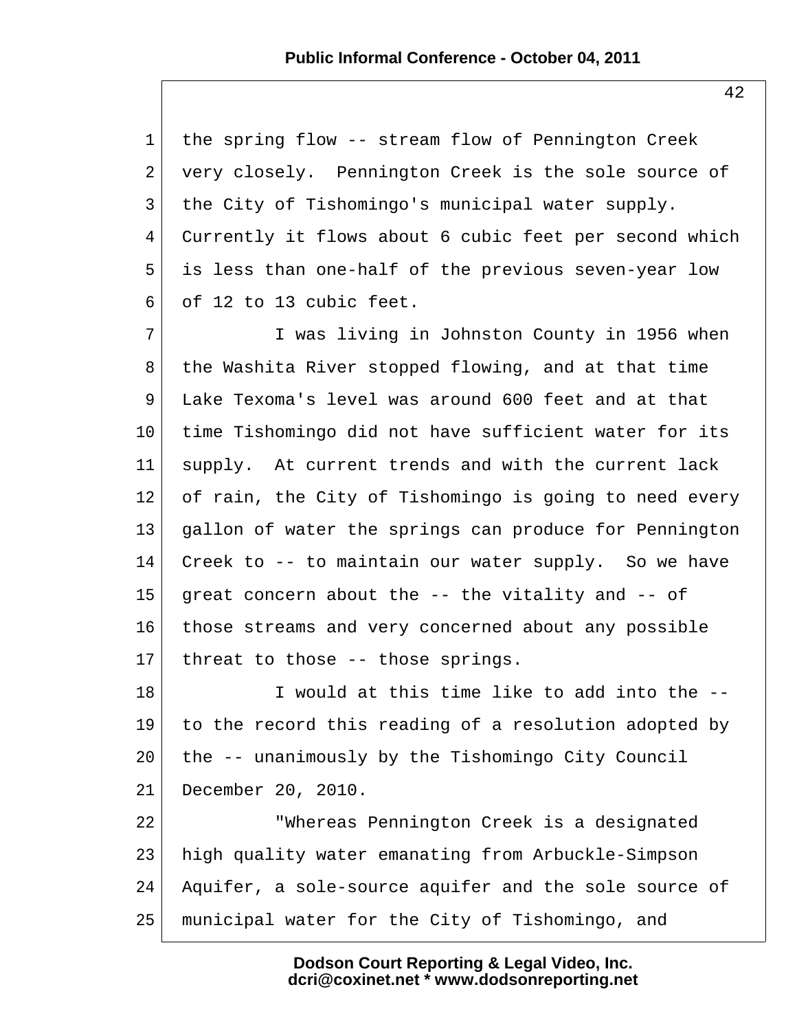the spring flow -- stream flow of Pennington Creek very closely. Pennington Creek is the sole source of the City of Tishomingo's municipal water supply. Currently it flows about 6 cubic feet per second which is less than one-half of the previous seven-year low of 12 to 13 cubic feet.

I was living in Johnston County in 1956 when the Washita River stopped flowing, and at that time Lake Texoma's level was around 600 feet and at that time Tishomingo did not have sufficient water for its supply. At current trends and with the current lack of rain, the City of Tishomingo is going to need every gallon of water the springs can produce for Pennington Creek to -- to maintain our water supply. So we have great concern about the -- the vitality and -- of those streams and very concerned about any possible threat to those -- those springs.

I would at this time like to add into the -- to the record this reading of a resolution adopted by the -- unanimously by the Tishomingo City Council December 20, 2010.

"Whereas Pennington Creek is a designated high quality water emanating from Arbuckle-Simpson Aquifer, a sole-source aquifer and the sole source of municipal water for the City of Tishomingo, and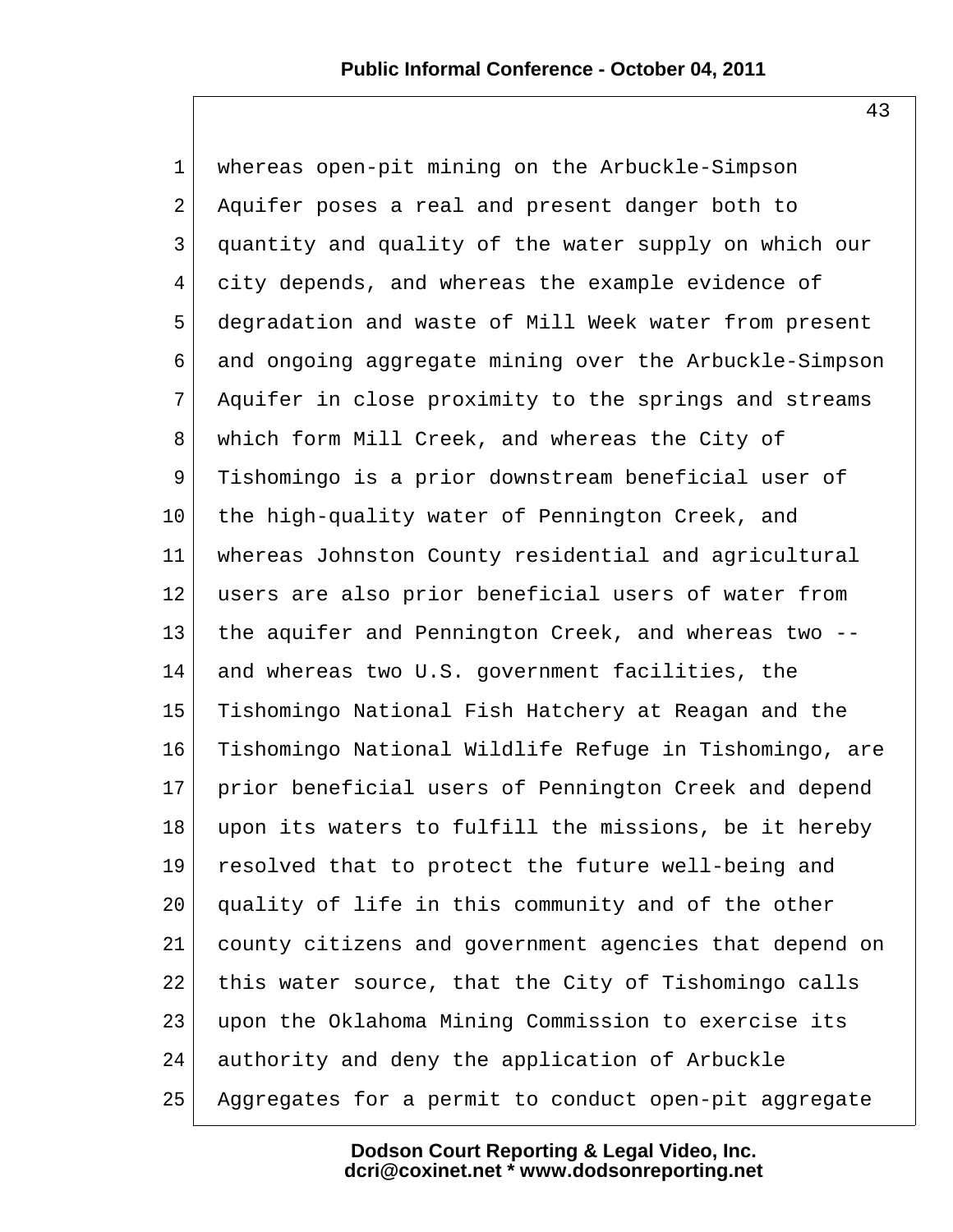whereas open-pit mining on the Arbuckle-Simpson Aquifer poses a real and present danger both to quantity and quality of the water supply on which our city depends, and whereas the example evidence of degradation and waste of Mill Week water from present and ongoing aggregate mining over the Arbuckle-Simpson Aquifer in close proximity to the springs and streams which form Mill Creek, and whereas the City of Tishomingo is a prior downstream beneficial user of the high-quality water of Pennington Creek, and whereas Johnston County residential and agricultural users are also prior beneficial users of water from the aquifer and Pennington Creek, and whereas two -- and whereas two U.S. government facilities, the Tishomingo National Fish Hatchery at Reagan and the Tishomingo National Wildlife Refuge in Tishomingo, are prior beneficial users of Pennington Creek and depend upon its waters to fulfill the missions, be it hereby resolved that to protect the future well-being and quality of life in this community and of the other county citizens and government agencies that depend on this water source, that the City of Tishomingo calls upon the Oklahoma Mining Commission to exercise its authority and deny the application of Arbuckle Aggregates for a permit to conduct open-pit aggregate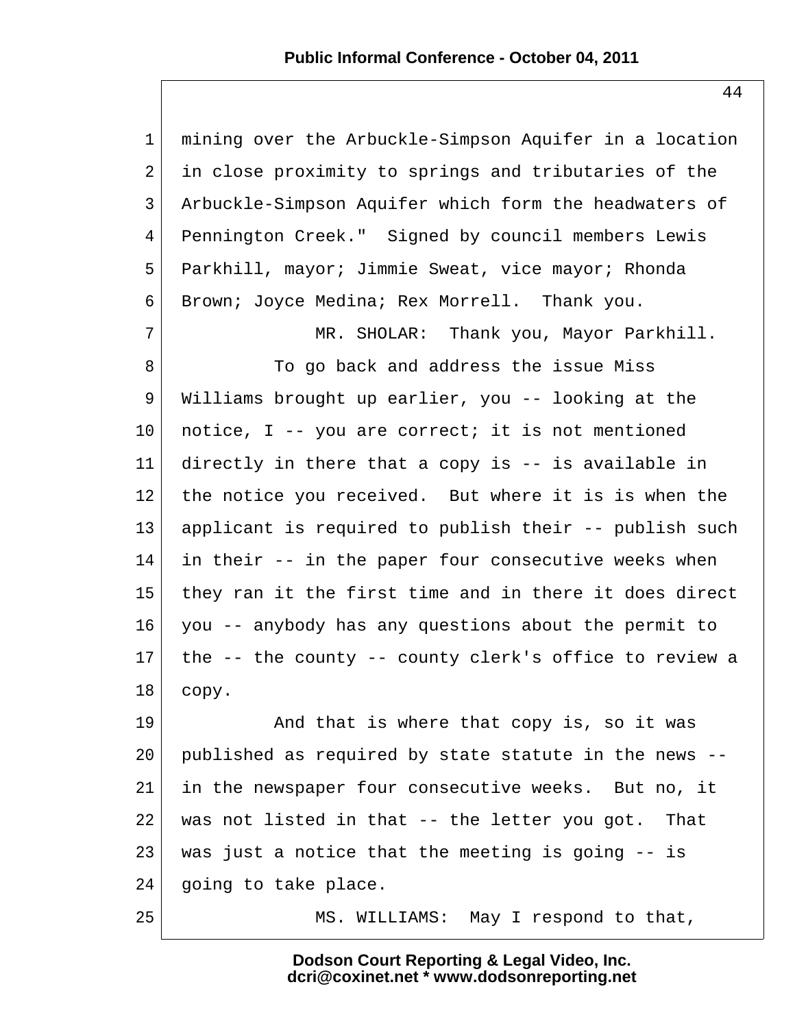mining over the Arbuckle-Simpson Aquifer in a location in close proximity to springs and tributaries of the Arbuckle-Simpson Aquifer which form the headwaters of Pennington Creek." Signed by council members Lewis Parkhill, mayor; Jimmie Sweat, vice mayor; Rhonda Brown; Joyce Medina; Rex Morrell. Thank you.

MR. SHOLAR: Thank you, Mayor Parkhill.

To go back and address the issue Miss Williams brought up earlier, you -- looking at the notice, I -- you are correct; it is not mentioned directly in there that a copy is -- is available in the notice you received. But where it is is when the applicant is required to publish their -- publish such in their -- in the paper four consecutive weeks when they ran it the first time and in there it does direct you -- anybody has any questions about the permit to the -- the county -- county clerk's office to review a copy.

And that is where that copy is, so it was published as required by state statute in the news -- in the newspaper four consecutive weeks. But no, it was not listed in that -- the letter you got. That was just a notice that the meeting is going -- is going to take place.

MS. WILLIAMS: May I respond to that,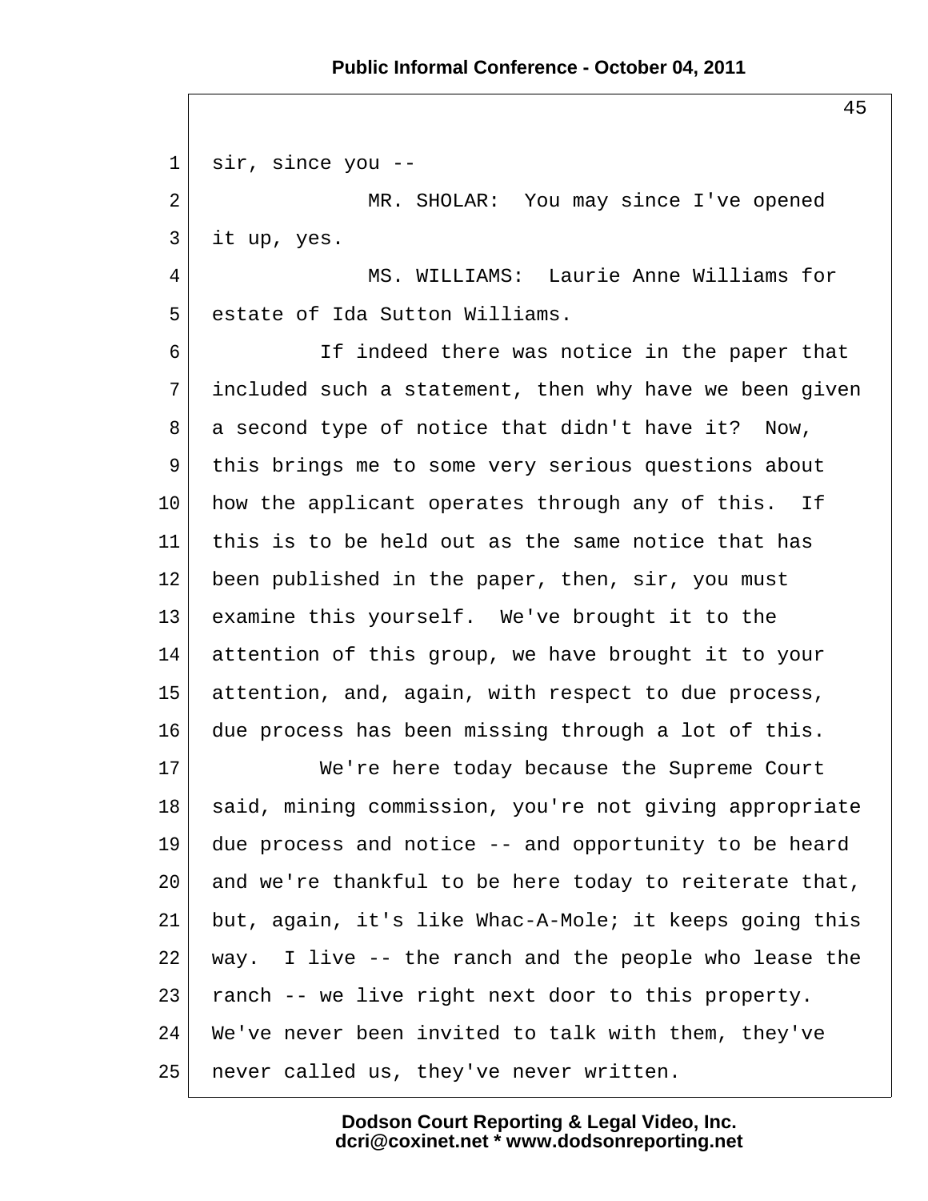sir, since you --

MR. SHOLAR: You may since I've opened it up, yes.

MS. WILLIAMS: Laurie Anne Williams for estate of Ida Sutton Williams.

If indeed there was notice in the paper that included such a statement, then why have we been given a second type of notice that didn't have it? Now, this brings me to some very serious questions about how the applicant operates through any of this. If this is to be held out as the same notice that has been published in the paper, then, sir, you must examine this yourself. We've brought it to the attention of this group, we have brought it to your attention, and, again, with respect to due process, due process has been missing through a lot of this.

We're here today because the Supreme Court said, mining commission, you're not giving appropriate due process and notice -- and opportunity to be heard and we're thankful to be here today to reiterate that, but, again, it's like Whac-A-Mole; it keeps going this way. I live -- the ranch and the people who lease the ranch -- we live right next door to this property. We've never been invited to talk with them, they've never called us, they've never written.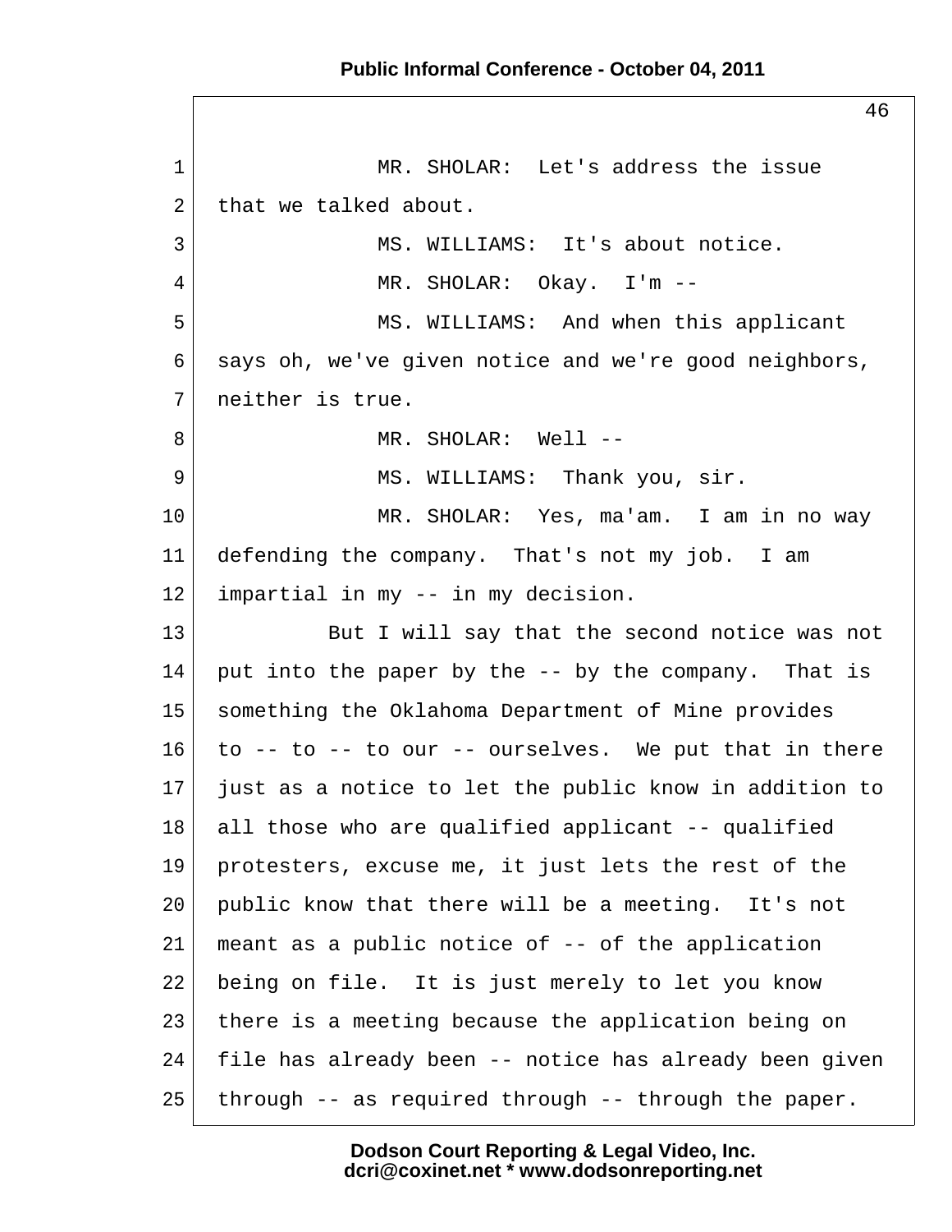MR. SHOLAR: Let's address the issue that we talked about.

MS. WILLIAMS: It's about notice.

MR. SHOLAR: Okay. I'm --

MS. WILLIAMS: And when this applicant says oh, we've given notice and we're good neighbors, neither is true.

MR. SHOLAR: Well --

MS. WILLIAMS: Thank you, sir.

MR. SHOLAR: Yes, ma'am. I am in no way defending the company. That's not my job. I am impartial in my -- in my decision.

But I will say that the second notice was not put into the paper by the -- by the company. That is something the Oklahoma Department of Mine provides to -- to -- to our -- ourselves. We put that in there just as a notice to let the public know in addition to all those who are qualified applicant -- qualified protesters, excuse me, it just lets the rest of the public know that there will be a meeting. It's not meant as a public notice of -- of the application being on file. It is just merely to let you know there is a meeting because the application being on file has already been -- notice has already been given through -- as required through -- through the paper.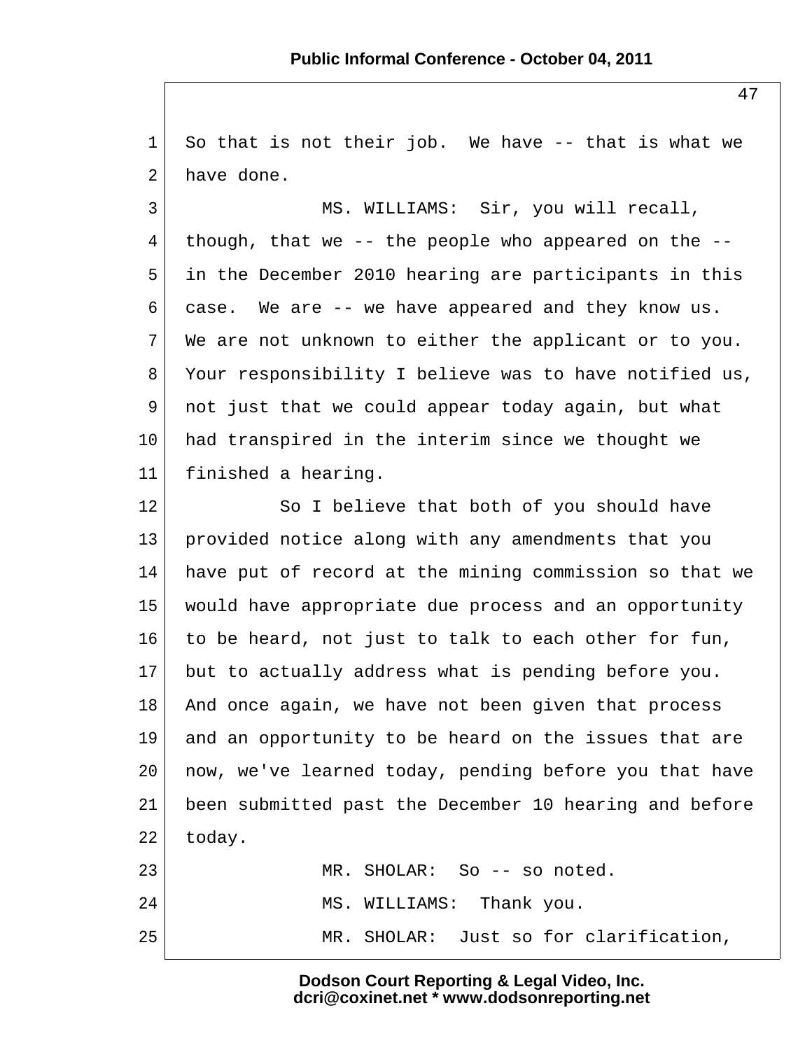So that is not their job. We have -- that is what we have done.

MS. WILLIAMS: Sir, you will recall, though, that we -- the people who appeared on the -- in the December 2010 hearing are participants in this case. We are -- we have appeared and they know us. We are not unknown to either the applicant or to you. Your responsibility I believe was to have notified us, not just that we could appear today again, but what had transpired in the interim since we thought we finished a hearing.

So I believe that both of you should have provided notice along with any amendments that you have put of record at the mining commission so that we would have appropriate due process and an opportunity to be heard, not just to talk to each other for fun, but to actually address what is pending before you. And once again, we have not been given that process and an opportunity to be heard on the issues that are now, we've learned today, pending before you that have been submitted past the December 10 hearing and before today.

MR. SHOLAR: So -- so noted.

MS. WILLIAMS: Thank you.

MR. SHOLAR: Just so for clarification,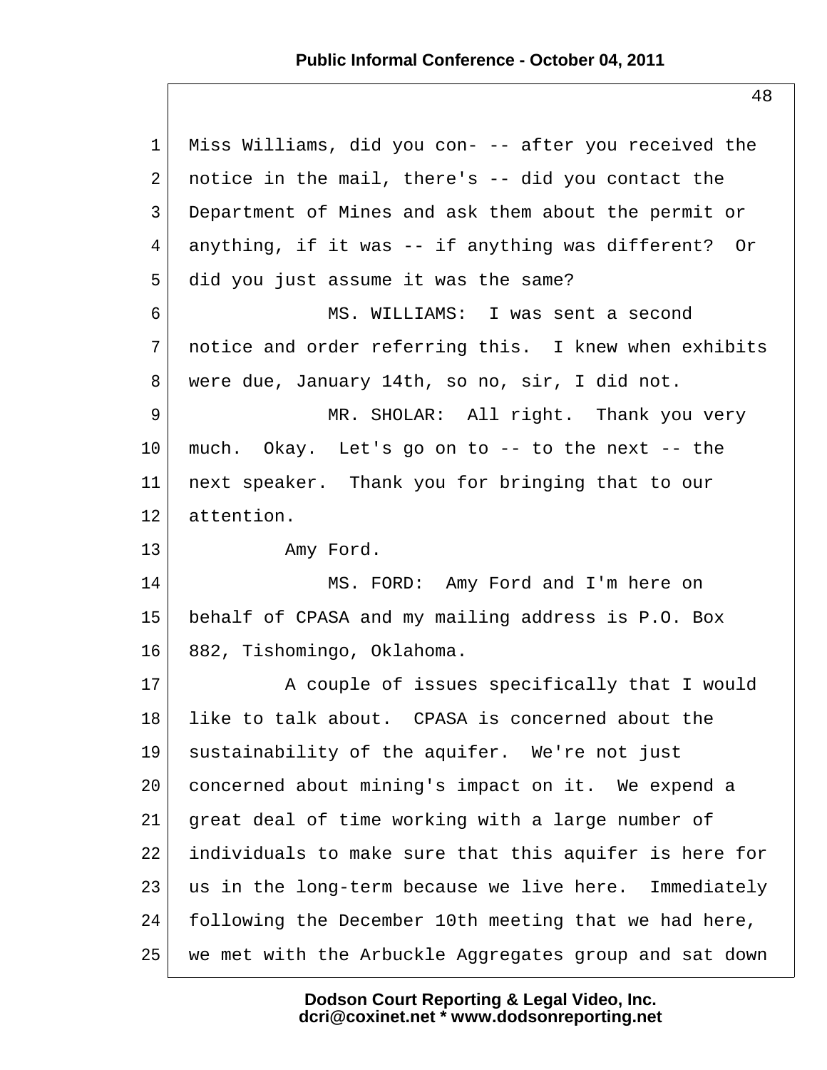Miss Williams, did you con- -- after you received the notice in the mail, there's -- did you contact the Department of Mines and ask them about the permit or anything, if it was -- if anything was different? Or did you just assume it was the same?

MS. WILLIAMS: I was sent a second notice and order referring this. I knew when exhibits were due, January 14th, so no, sir, I did not.

MR. SHOLAR: All right. Thank you very much. Okay. Let's go on to -- to the next -- the next speaker. Thank you for bringing that to our attention.

Amy Ford.

MS. FORD: Amy Ford and I'm here on behalf of CPASA and my mailing address is P.O. Box 882, Tishomingo, Oklahoma.

A couple of issues specifically that I would like to talk about. CPASA is concerned about the sustainability of the aquifer. We're not just concerned about mining's impact on it. We expend a great deal of time working with a large number of individuals to make sure that this aquifer is here for us in the long-term because we live here. Immediately following the December 10th meeting that we had here, we met with the Arbuckle Aggregates group and sat down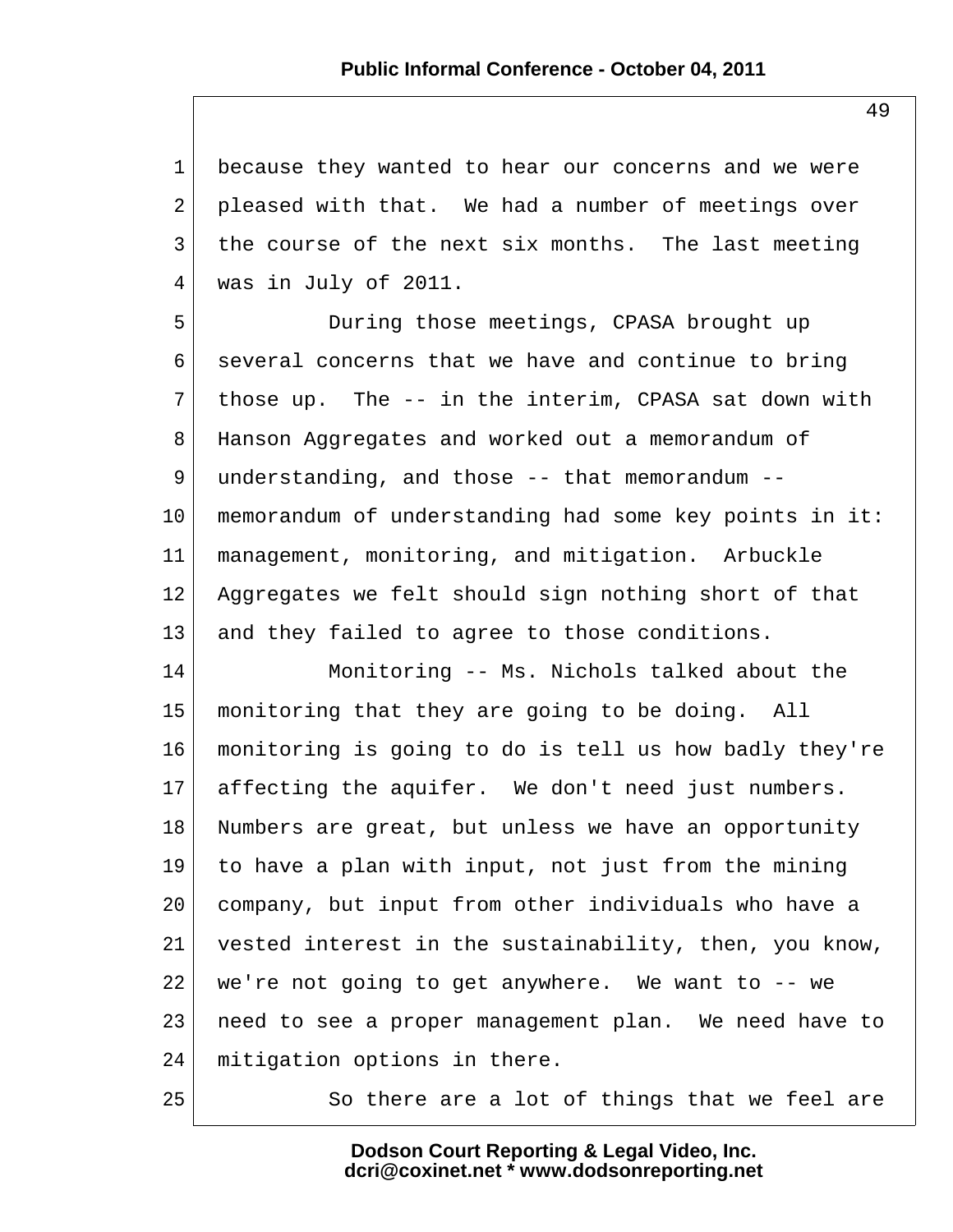because they wanted to hear our concerns and we were pleased with that. We had a number of meetings over the course of the next six months. The last meeting was in July of 2011.

During those meetings, CPASA brought up several concerns that we have and continue to bring those up. The -- in the interim, CPASA sat down with Hanson Aggregates and worked out a memorandum of understanding, and those -- that memorandum -- memorandum of understanding had some key points in it: management, monitoring, and mitigation. Arbuckle Aggregates we felt should sign nothing short of that and they failed to agree to those conditions.

Monitoring -- Ms. Nichols talked about the monitoring that they are going to be doing. All monitoring is going to do is tell us how badly they're affecting the aquifer. We don't need just numbers. Numbers are great, but unless we have an opportunity to have a plan with input, not just from the mining company, but input from other individuals who have a vested interest in the sustainability, then, you know, we're not going to get anywhere. We want to -- we need to see a proper management plan. We need have to mitigation options in there.

So there are a lot of things that we feel are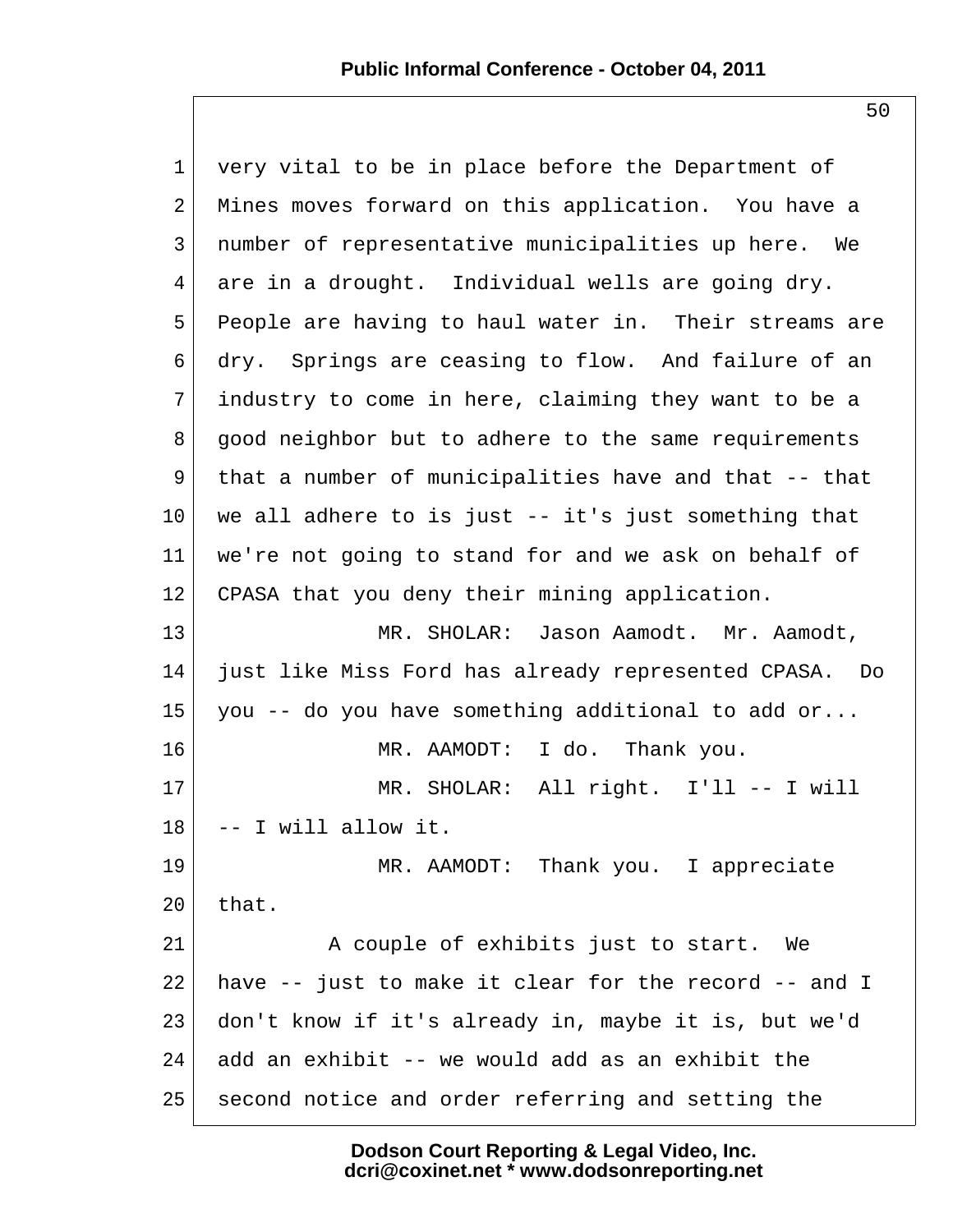very vital to be in place before the Department of Mines moves forward on this application. You have a number of representative municipalities up here. We are in a drought. Individual wells are going dry. People are having to haul water in. Their streams are dry. Springs are ceasing to flow. And failure of an industry to come in here, claiming they want to be a good neighbor but to adhere to the same requirements that a number of municipalities have and that -- that we all adhere to is just -- it's just something that we're not going to stand for and we ask on behalf of CPASA that you deny their mining application.

MR. SHOLAR: Jason Aamodt. Mr. Aamodt, just like Miss Ford has already represented CPASA. Do you -- do you have something additional to add or...

MR. AAMODT: I do. Thank you.

MR. SHOLAR: All right. I'll -- I will -- I will allow it.

MR. AAMODT: Thank you. I appreciate that.

A couple of exhibits just to start. We have -- just to make it clear for the record -- and I don't know if it's already in, maybe it is, but we'd add an exhibit -- we would add as an exhibit the second notice and order referring and setting the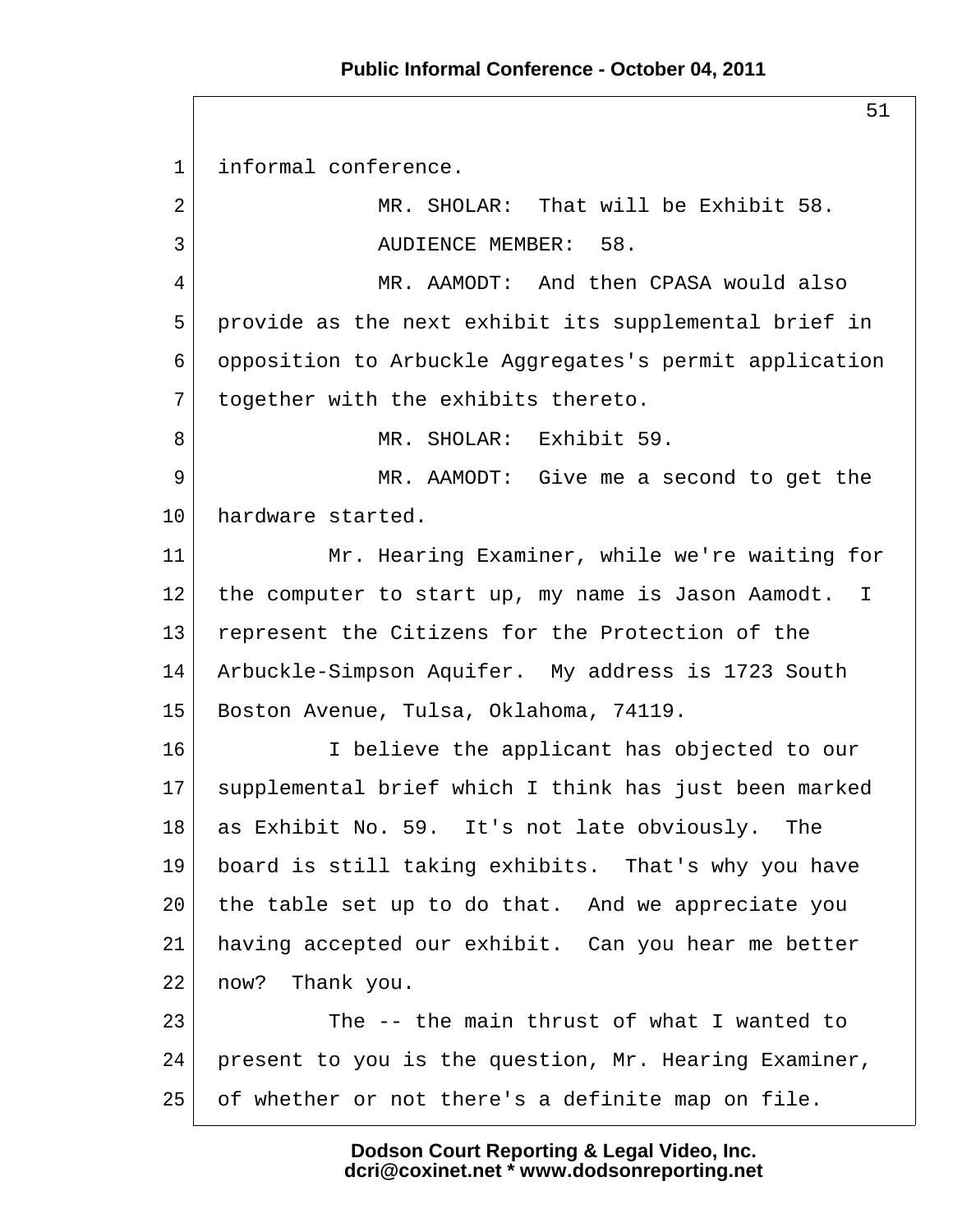informal conference.

MR. SHOLAR: That will be Exhibit 58.

AUDIENCE MEMBER: 58.

MR. AAMODT: And then CPASA would also provide as the next exhibit its supplemental brief in opposition to Arbuckle Aggregates's permit application together with the exhibits thereto.

MR. SHOLAR: Exhibit 59.

MR. AAMODT: Give me a second to get the hardware started.

Mr. Hearing Examiner, while we're waiting for the computer to start up, my name is Jason Aamodt. I represent the Citizens for the Protection of the Arbuckle-Simpson Aquifer. My address is 1723 South Boston Avenue, Tulsa, Oklahoma, 74119.

I believe the applicant has objected to our supplemental brief which I think has just been marked as Exhibit No. 59. It's not late obviously. The board is still taking exhibits. That's why you have the table set up to do that. And we appreciate you having accepted our exhibit. Can you hear me better now? Thank you.

The -- the main thrust of what I wanted to present to you is the question, Mr. Hearing Examiner, of whether or not there's a definite map on file.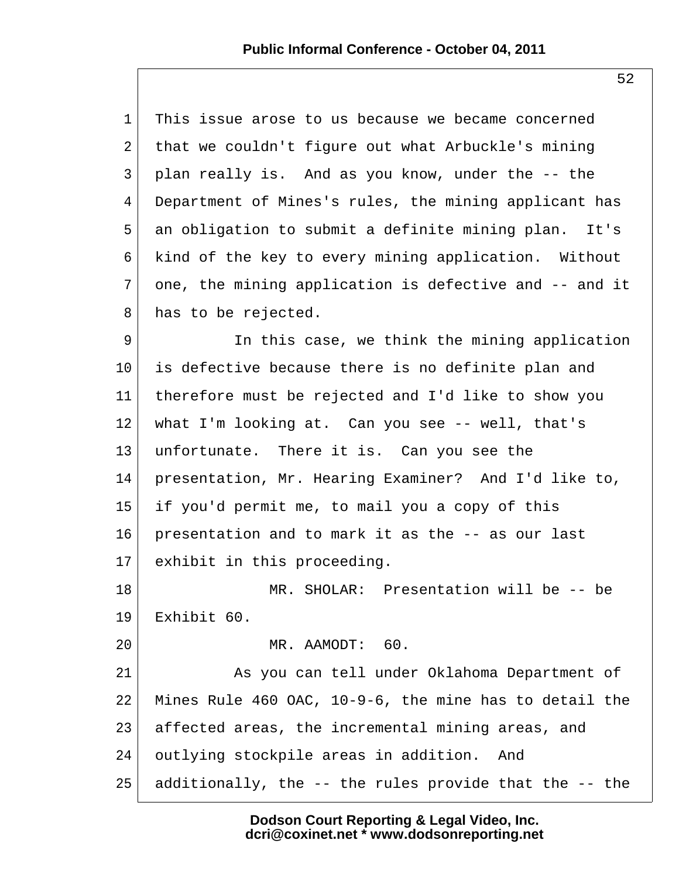This issue arose to us because we became concerned that we couldn't figure out what Arbuckle's mining plan really is. And as you know, under the -- the Department of Mines's rules, the mining applicant has an obligation to submit a definite mining plan. It's kind of the key to every mining application. Without one, the mining application is defective and -- and it has to be rejected.

In this case, we think the mining application is defective because there is no definite plan and therefore must be rejected and I'd like to show you what I'm looking at. Can you see -- well, that's unfortunate. There it is. Can you see the presentation, Mr. Hearing Examiner? And I'd like to, if you'd permit me, to mail you a copy of this presentation and to mark it as the -- as our last exhibit in this proceeding.

MR. SHOLAR: Presentation will be -- be Exhibit 60.

MR. AAMODT: 60.

As you can tell under Oklahoma Department of Mines Rule 460 OAC, 10-9-6, the mine has to detail the affected areas, the incremental mining areas, and outlying stockpile areas in addition. And additionally, the -- the rules provide that the -- the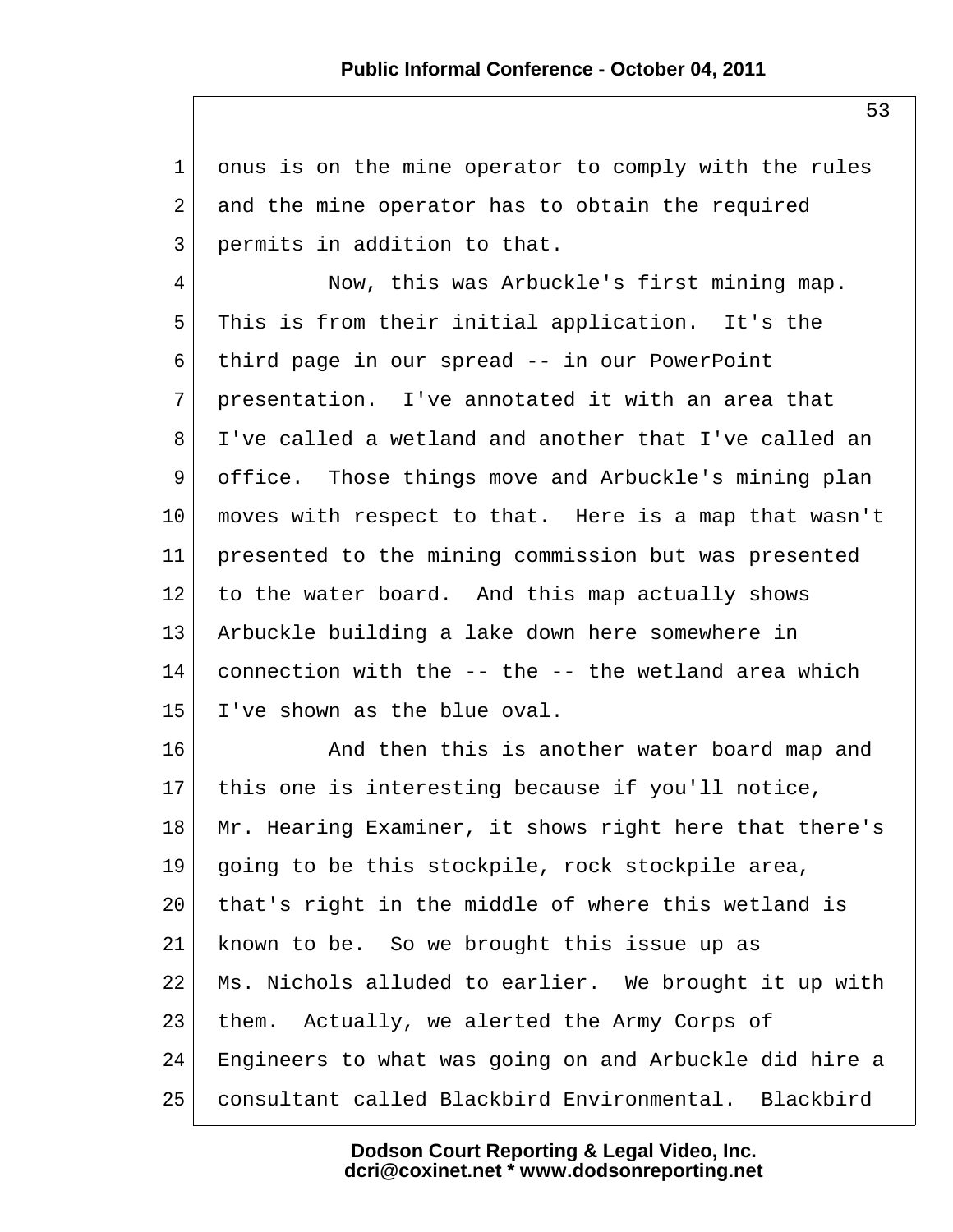1 onus is on the mine operator to comply with the rules
2 and the mine operator has to obtain the required
3 permits in addition to that.
4 Now, this was Arbuckle's first mining map.
5 This is from their initial application. It's the
6 third page in our spread -- in our PowerPoint
7 presentation. I've annotated it with an area that
8 I've called a wetland and another that I've called an
9 office. Those things move and Arbuckle's mining plan
10 moves with respect to that. Here is a map that wasn't
11 presented to the mining commission but was presented
12 to the water board. And this map actually shows
13 Arbuckle building a lake down here somewhere in
14 connection with the -- the -- the wetland area which
15 I've shown as the blue oval.
16 And then this is another water board map and
17 this one is interesting because if you'll notice,
18 Mr. Hearing Examiner, it shows right here that there's
19 going to be this stockpile, rock stockpile area,
20 that's right in the middle of where this wetland is
21 known to be. So we brought this issue up as
22 Ms. Nichols alluded to earlier. We brought it up with
23 them. Actually, we alerted the Army Corps of
24 Engineers to what was going on and Arbuckle did hire a
25 consultant called Blackbird Environmental. Blackbird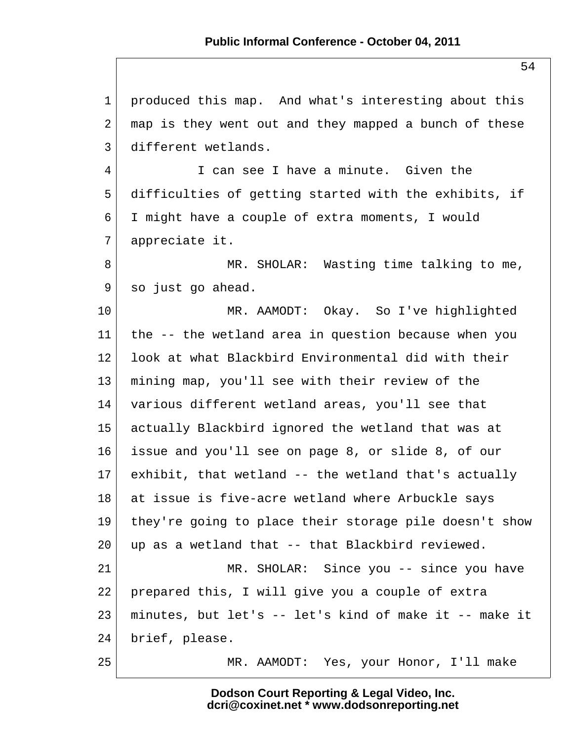produced this map. And what's interesting about this map is they went out and they mapped a bunch of these different wetlands.

I can see I have a minute. Given the difficulties of getting started with the exhibits, if I might have a couple of extra moments, I would appreciate it.

MR. SHOLAR: Wasting time talking to me, so just go ahead.

MR. AAMODT: Okay. So I've highlighted the -- the wetland area in question because when you look at what Blackbird Environmental did with their mining map, you'll see with their review of the various different wetland areas, you'll see that actually Blackbird ignored the wetland that was at issue and you'll see on page 8, or slide 8, of our exhibit, that wetland -- the wetland that's actually at issue is five-acre wetland where Arbuckle says they're going to place their storage pile doesn't show up as a wetland that -- that Blackbird reviewed.

MR. SHOLAR: Since you -- since you have prepared this, I will give you a couple of extra minutes, but let's -- let's kind of make it -- make it brief, please.

MR. AAMODT: Yes, your Honor, I'll make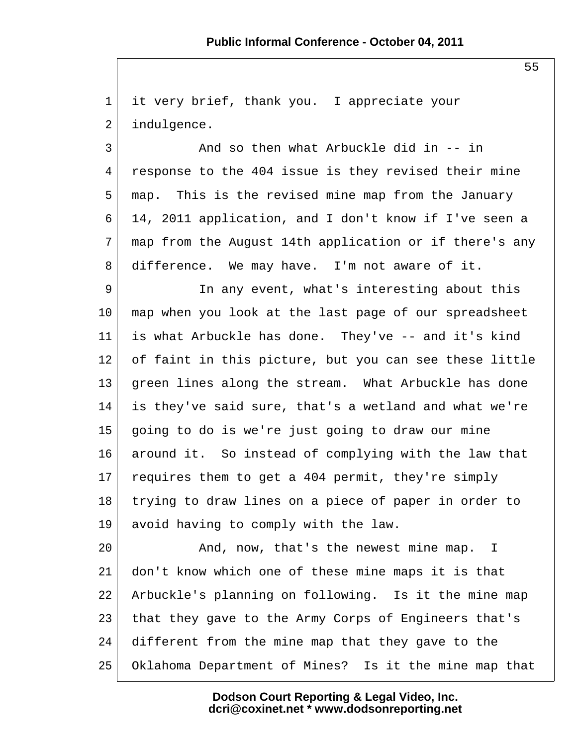it very brief, thank you. I appreciate your indulgence.

And so then what Arbuckle did in -- in response to the 404 issue is they revised their mine map. This is the revised mine map from the January 14, 2011 application, and I don't know if I've seen a map from the August 14th application or if there's any difference. We may have. I'm not aware of it.

In any event, what's interesting about this map when you look at the last page of our spreadsheet is what Arbuckle has done. They've -- and it's kind of faint in this picture, but you can see these little green lines along the stream. What Arbuckle has done is they've said sure, that's a wetland and what we're going to do is we're just going to draw our mine around it. So instead of complying with the law that requires them to get a 404 permit, they're simply trying to draw lines on a piece of paper in order to avoid having to comply with the law.

And, now, that's the newest mine map. I don't know which one of these mine maps it is that Arbuckle's planning on following. Is it the mine map that they gave to the Army Corps of Engineers that's different from the mine map that they gave to the Oklahoma Department of Mines? Is it the mine map that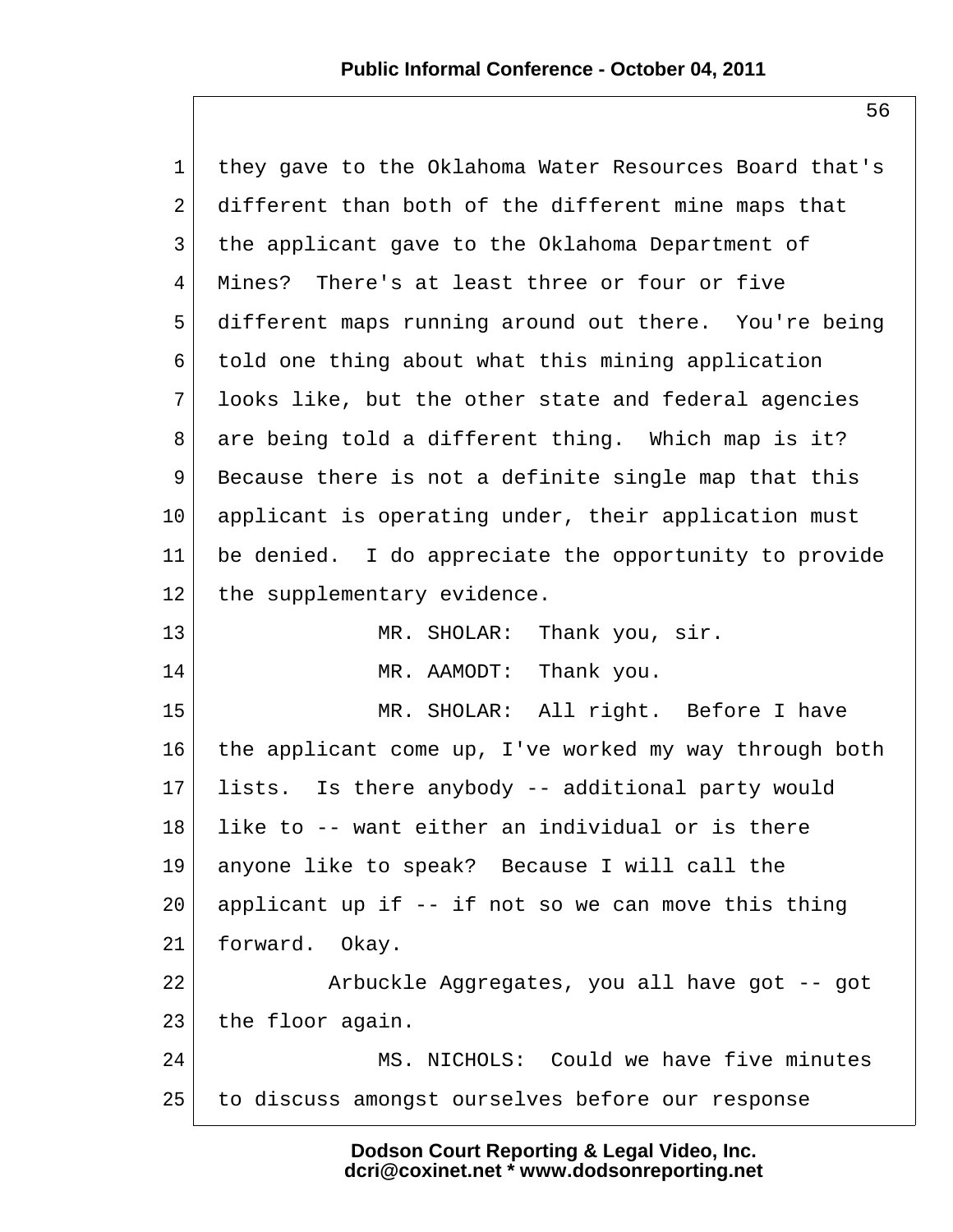they gave to the Oklahoma Water Resources Board that's different than both of the different mine maps that the applicant gave to the Oklahoma Department of Mines? There's at least three or four or five different maps running around out there. You're being told one thing about what this mining application looks like, but the other state and federal agencies are being told a different thing. Which map is it? Because there is not a definite single map that this applicant is operating under, their application must be denied. I do appreciate the opportunity to provide the supplementary evidence.

MR. SHOLAR: Thank you, sir.

MR. AAMODT: Thank you.

MR. SHOLAR: All right. Before I have the applicant come up, I've worked my way through both lists. Is there anybody -- additional party would like to -- want either an individual or is there anyone like to speak? Because I will call the applicant up if -- if not so we can move this thing forward. Okay.

Arbuckle Aggregates, you all have got -- got the floor again.

MS. NICHOLS: Could we have five minutes to discuss amongst ourselves before our response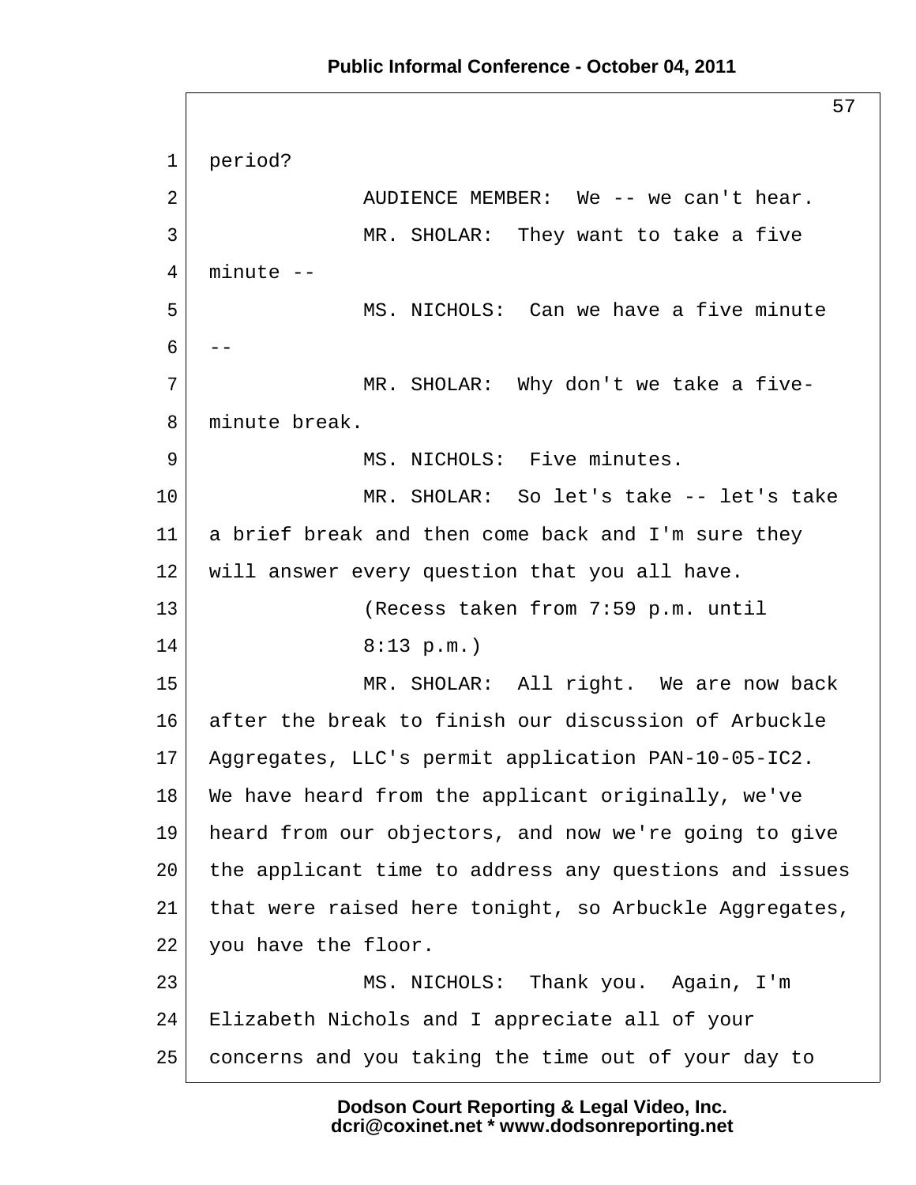period?

AUDIENCE MEMBER: We -- we can't hear.

MR. SHOLAR: They want to take a five minute --

MS. NICHOLS: Can we have a five minute --

MR. SHOLAR: Why don't we take a five-minute break.

MS. NICHOLS: Five minutes.

MR. SHOLAR: So let's take -- let's take a brief break and then come back and I'm sure they will answer every question that you all have.

(Recess taken from 7:59 p.m. until 8:13 p.m.)

MR. SHOLAR: All right. We are now back after the break to finish our discussion of Arbuckle Aggregates, LLC's permit application PAN-10-05-IC2. We have heard from the applicant originally, we've heard from our objectors, and now we're going to give the applicant time to address any questions and issues that were raised here tonight, so Arbuckle Aggregates, you have the floor.

MS. NICHOLS: Thank you. Again, I'm Elizabeth Nichols and I appreciate all of your concerns and you taking the time out of your day to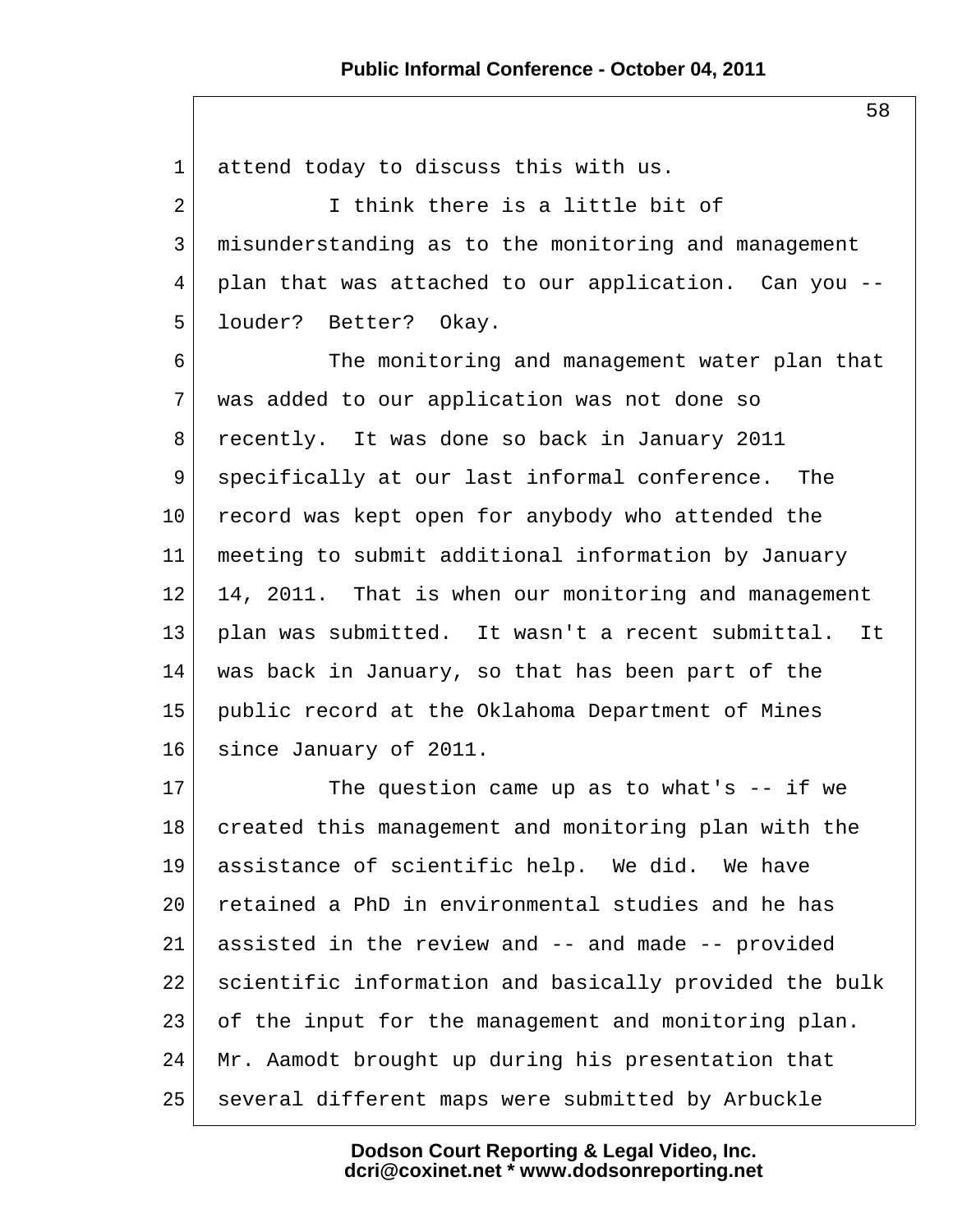attend today to discuss this with us.

I think there is a little bit of misunderstanding as to the monitoring and management plan that was attached to our application. Can you -- louder? Better? Okay.

The monitoring and management water plan that was added to our application was not done so recently. It was done so back in January 2011 specifically at our last informal conference. The record was kept open for anybody who attended the meeting to submit additional information by January 14, 2011. That is when our monitoring and management plan was submitted. It wasn't a recent submittal. It was back in January, so that has been part of the public record at the Oklahoma Department of Mines since January of 2011.

The question came up as to what's -- if we created this management and monitoring plan with the assistance of scientific help. We did. We have retained a PhD in environmental studies and he has assisted in the review and -- and made -- provided scientific information and basically provided the bulk of the input for the management and monitoring plan. Mr. Aamodt brought up during his presentation that several different maps were submitted by Arbuckle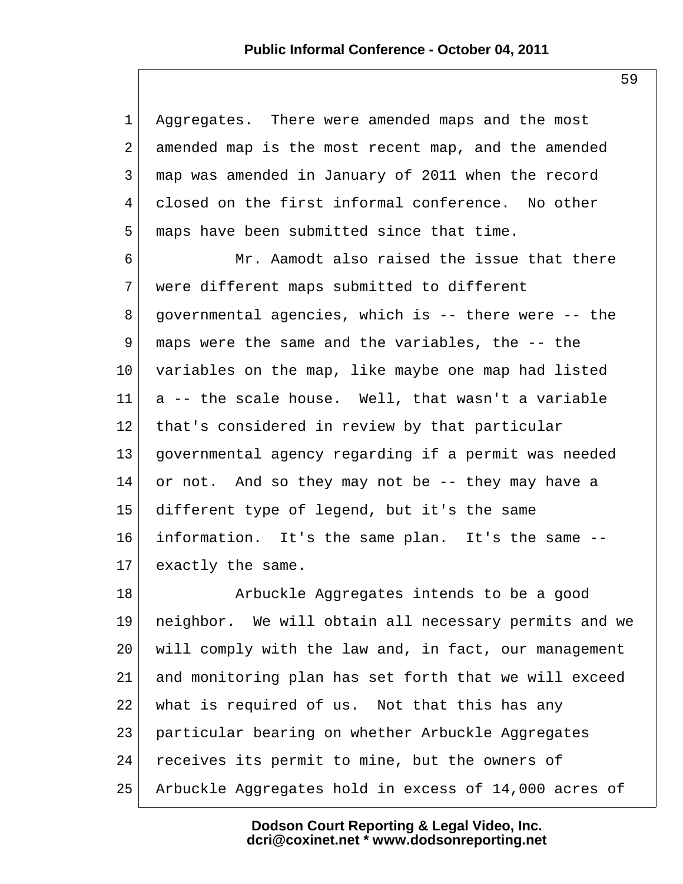Aggregates. There were amended maps and the most amended map is the most recent map, and the amended map was amended in January of 2011 when the record closed on the first informal conference. No other maps have been submitted since that time.

Mr. Aamodt also raised the issue that there were different maps submitted to different governmental agencies, which is -- there were -- the maps were the same and the variables, the -- the variables on the map, like maybe one map had listed a -- the scale house. Well, that wasn't a variable that's considered in review by that particular governmental agency regarding if a permit was needed or not. And so they may not be -- they may have a different type of legend, but it's the same information. It's the same plan. It's the same -- exactly the same.

Arbuckle Aggregates intends to be a good neighbor. We will obtain all necessary permits and we will comply with the law and, in fact, our management and monitoring plan has set forth that we will exceed what is required of us. Not that this has any particular bearing on whether Arbuckle Aggregates receives its permit to mine, but the owners of Arbuckle Aggregates hold in excess of 14,000 acres of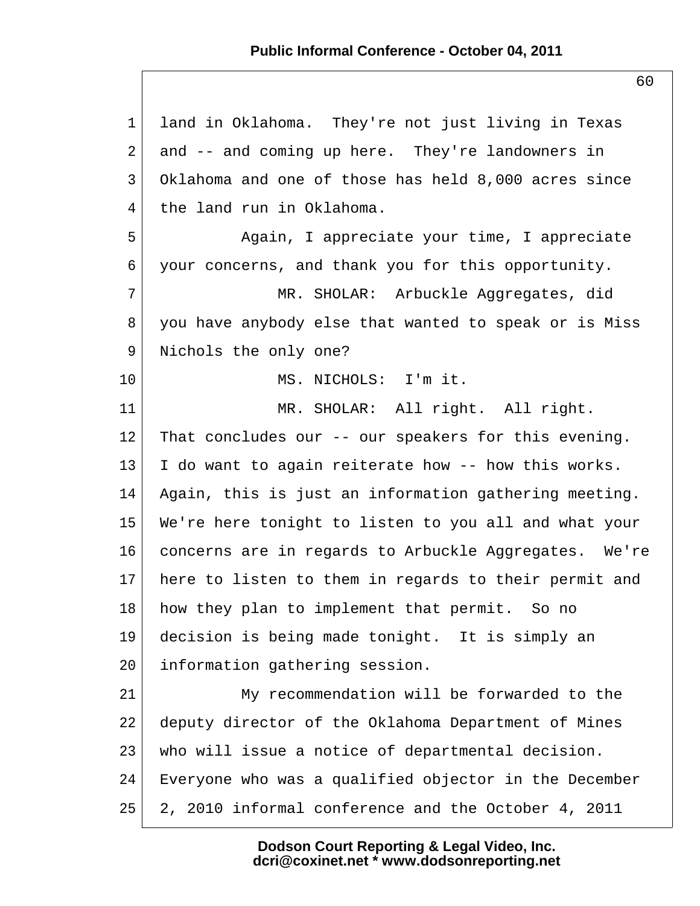1 land in Oklahoma. They're not just living in Texas
2 and -- and coming up here. They're landowners in
3 Oklahoma and one of those has held 8,000 acres since
4 the land run in Oklahoma.
5 Again, I appreciate your time, I appreciate
6 your concerns, and thank you for this opportunity.
7 MR. SHOLAR: Arbuckle Aggregates, did
8 you have anybody else that wanted to speak or is Miss
9 Nichols the only one?
10 MS. NICHOLS: I'm it.
11 MR. SHOLAR: All right. All right.
12 That concludes our -- our speakers for this evening.
13 I do want to again reiterate how -- how this works.
14 Again, this is just an information gathering meeting.
15 We're here tonight to listen to you all and what your
16 concerns are in regards to Arbuckle Aggregates. We're
17 here to listen to them in regards to their permit and
18 how they plan to implement that permit. So no
19 decision is being made tonight. It is simply an
20 information gathering session.
21 My recommendation will be forwarded to the
22 deputy director of the Oklahoma Department of Mines
23 who will issue a notice of departmental decision.
24 Everyone who was a qualified objector in the December
25 2, 2010 informal conference and the October 4, 2011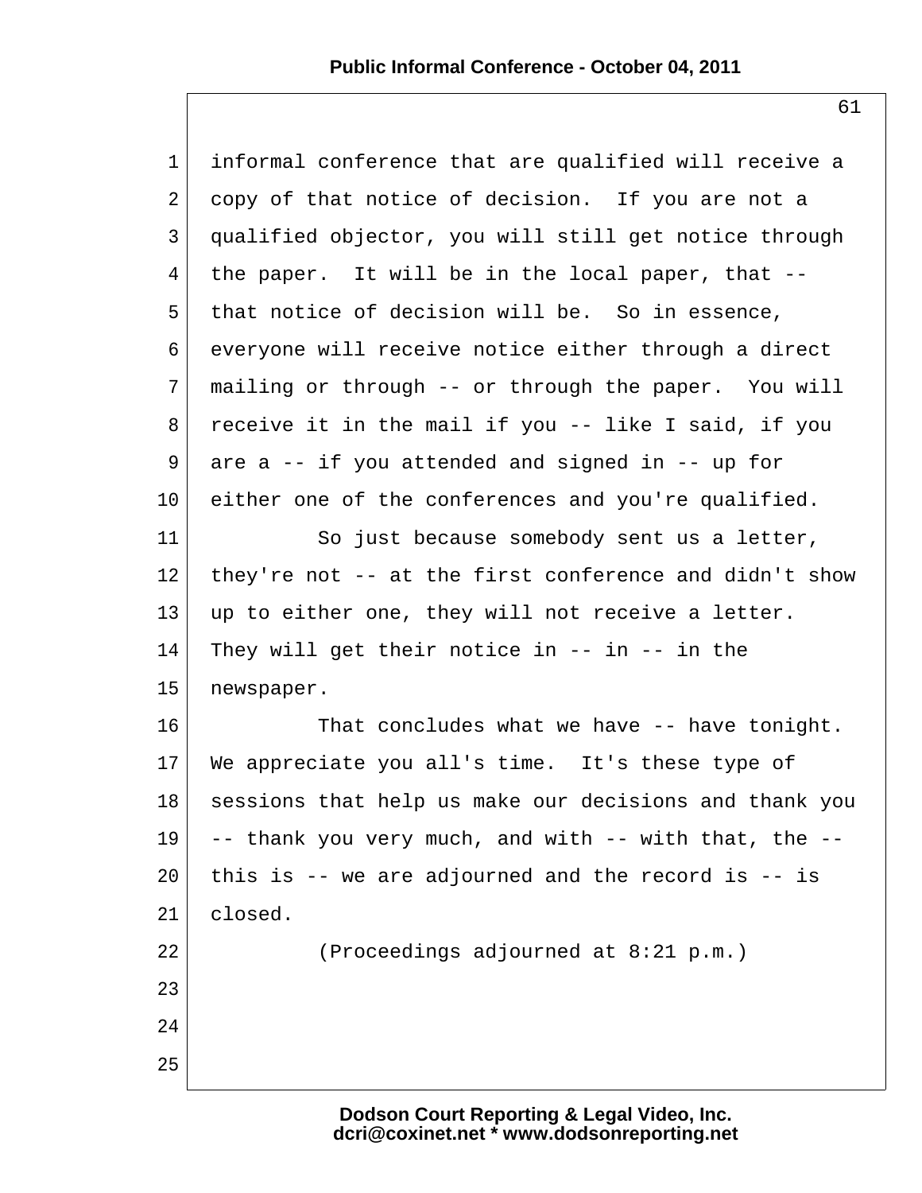informal conference that are qualified will receive a copy of that notice of decision. If you are not a qualified objector, you will still get notice through the paper. It will be in the local paper, that -- that notice of decision will be. So in essence, everyone will receive notice either through a direct mailing or through -- or through the paper. You will receive it in the mail if you -- like I said, if you are a -- if you attended and signed in -- up for either one of the conferences and you're qualified.

So just because somebody sent us a letter, they're not -- at the first conference and didn't show up to either one, they will not receive a letter. They will get their notice in -- in -- in the newspaper.

That concludes what we have -- have tonight. We appreciate you all's time. It's these type of sessions that help us make our decisions and thank you -- thank you very much, and with -- with that, the -- this is -- we are adjourned and the record is -- is closed.

(Proceedings adjourned at 8:21 p.m.)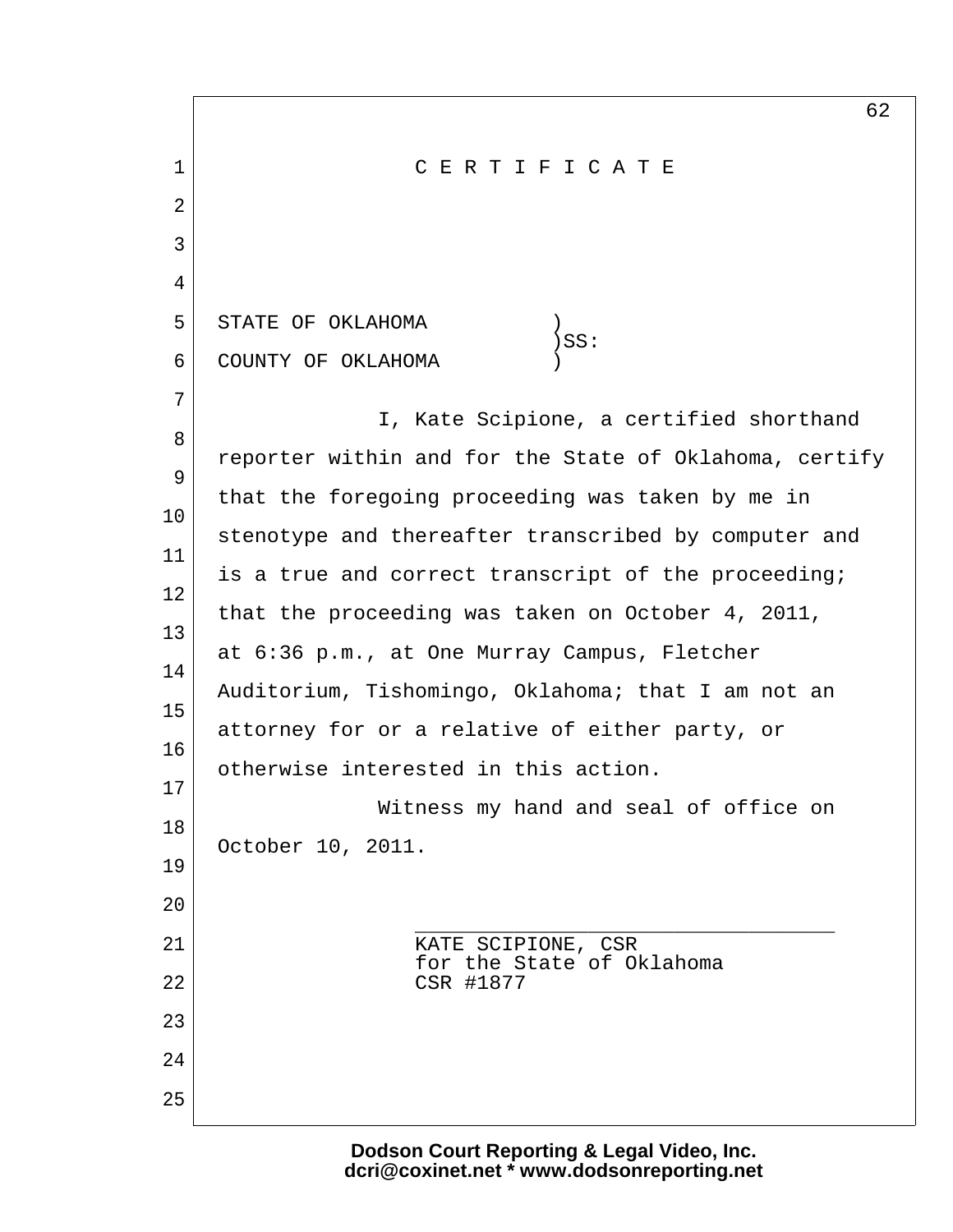# C E R T I F I C A T E

STATE OF OKLAHOMA )
)SS:
COUNTY OF OKLAHOMA )

I, Kate Scipione, a certified shorthand reporter within and for the State of Oklahoma, certify that the foregoing proceeding was taken by me in stenotype and thereafter transcribed by computer and is a true and correct transcript of the proceeding; that the proceeding was taken on October 4, 2011, at 6:36 p.m., at One Murray Campus, Fletcher Auditorium, Tishomingo, Oklahoma; that I am not an attorney for or a relative of either party, or otherwise interested in this action.

Witness my hand and seal of office on October 10, 2011.

_________________________________
KATE SCIPIONE, CSR
for the State of Oklahoma
CSR #1877

Dodson Court Reporting & Legal Video, Inc.
dcri@coxinet.net * www.dodsonreporting.net